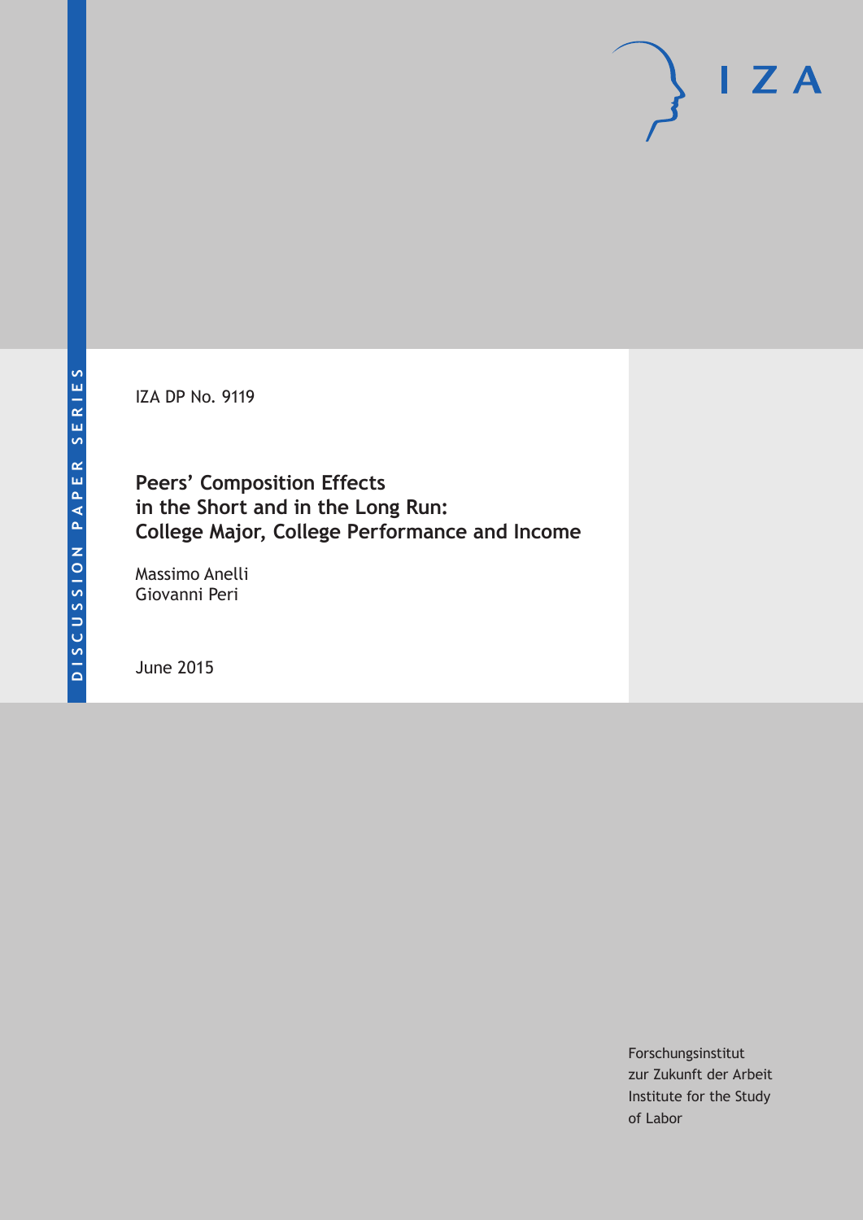DISCUSSION PAPER SERIES

IZA

IZA DP No. 9119

# Peers' Composition Effects in the Short and in the Long Run: College Major, College Performance and Income

Massimo Anelli
Giovanni Peri

June 2015

Forschungsinstitut
zur Zukunft der Arbeit
Institute for the Study
of Labor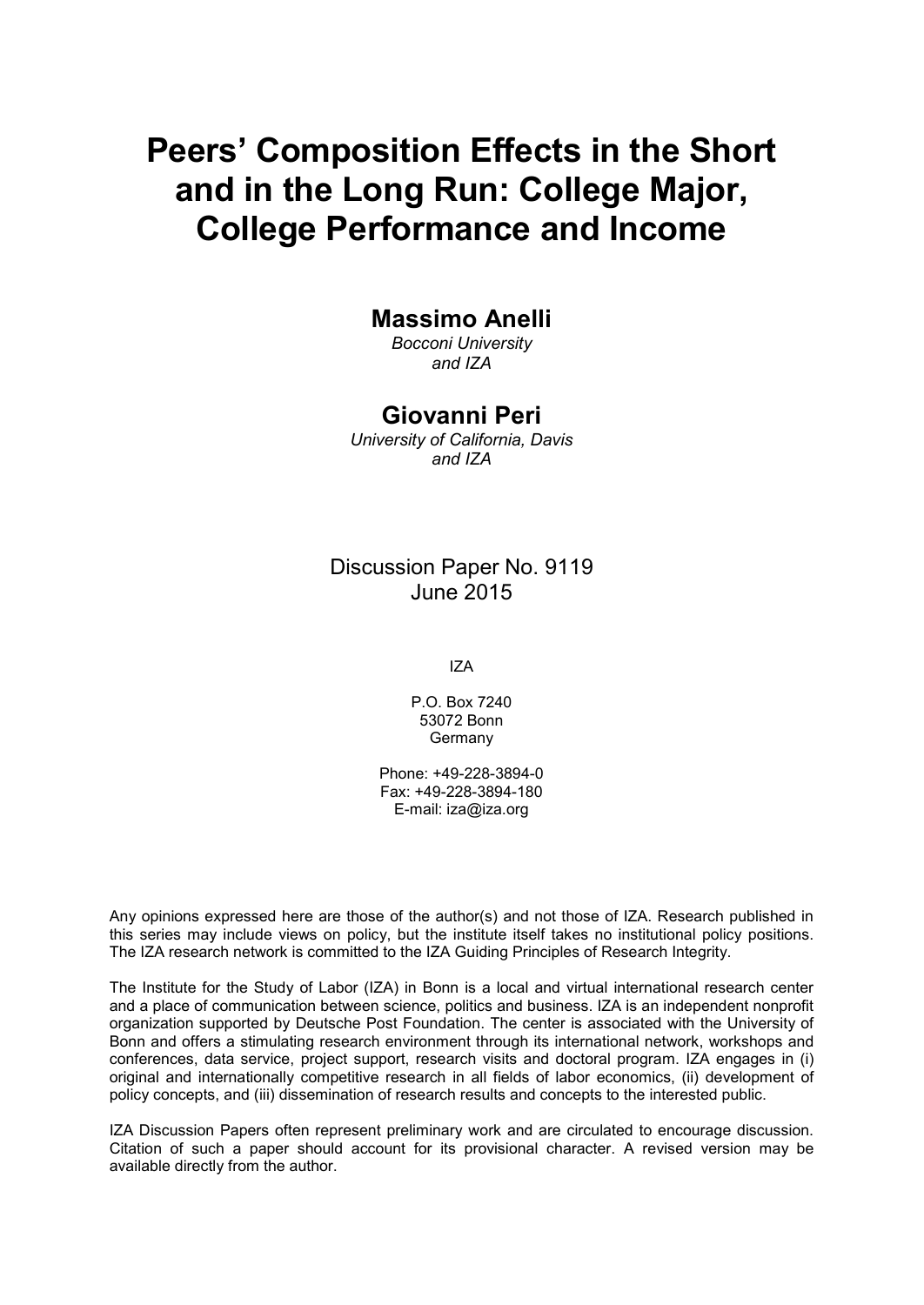# Peers' Composition Effects in the Short and in the Long Run: College Major, College Performance and Income

**Massimo Anelli**

*Bocconi University and IZA*

**Giovanni Peri**

*University of California, Davis and IZA*

Discussion Paper No. 9119
June 2015

IZA

P.O. Box 7240
53072 Bonn
Germany

Phone: +49-228-3894-0
Fax: +49-228-3894-180
E-mail: iza@iza.org

Any opinions expressed here are those of the author(s) and not those of IZA. Research published in this series may include views on policy, but the institute itself takes no institutional policy positions. The IZA research network is committed to the IZA Guiding Principles of Research Integrity.

The Institute for the Study of Labor (IZA) in Bonn is a local and virtual international research center and a place of communication between science, politics and business. IZA is an independent nonprofit organization supported by Deutsche Post Foundation. The center is associated with the University of Bonn and offers a stimulating research environment through its international network, workshops and conferences, data service, project support, research visits and doctoral program. IZA engages in (i) original and internationally competitive research in all fields of labor economics, (ii) development of policy concepts, and (iii) dissemination of research results and concepts to the interested public.

IZA Discussion Papers often represent preliminary work and are circulated to encourage discussion. Citation of such a paper should account for its provisional character. A revised version may be available directly from the author.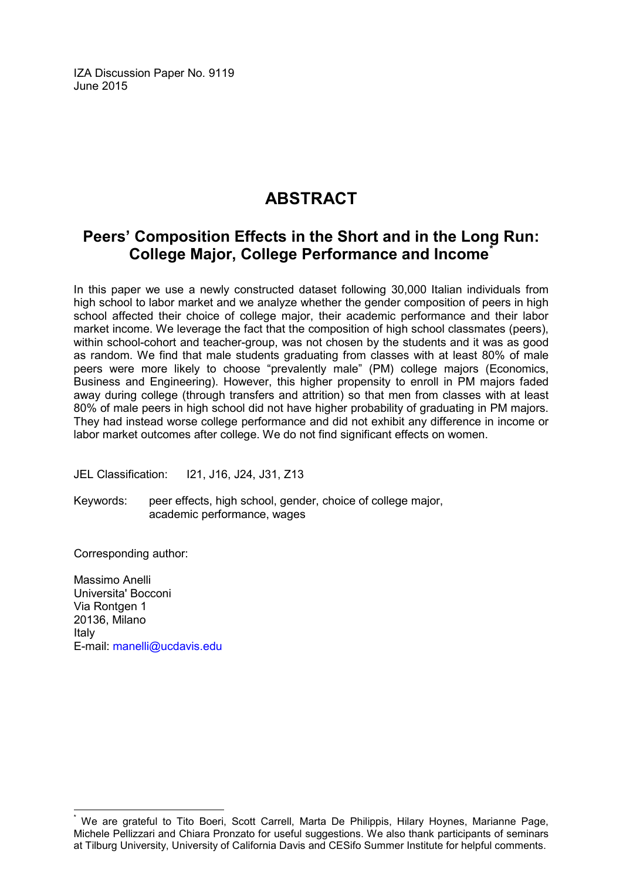IZA Discussion Paper No. 9119
June 2015

# ABSTRACT

## Peers' Composition Effects in the Short and in the Long Run: College Major, College Performance and Income*

In this paper we use a newly constructed dataset following 30,000 Italian individuals from high school to labor market and we analyze whether the gender composition of peers in high school affected their choice of college major, their academic performance and their labor market income. We leverage the fact that the composition of high school classmates (peers), within school-cohort and teacher-group, was not chosen by the students and it was as good as random. We find that male students graduating from classes with at least 80% of male peers were more likely to choose "prevalently male" (PM) college majors (Economics, Business and Engineering). However, this higher propensity to enroll in PM majors faded away during college (through transfers and attrition) so that men from classes with at least 80% of male peers in high school did not have higher probability of graduating in PM majors. They had instead worse college performance and did not exhibit any difference in income or labor market outcomes after college. We do not find significant effects on women.

JEL Classification: I21, J16, J24, J31, Z13

Keywords: peer effects, high school, gender, choice of college major, academic performance, wages

Corresponding author:

Massimo Anelli
Universita' Bocconi
Via Rontgen 1
20136, Milano
Italy
E-mail: manelli@ucdavis.edu

---

* We are grateful to Tito Boeri, Scott Carrell, Marta De Philippis, Hilary Hoynes, Marianne Page, Michele Pellizzari and Chiara Pronzato for useful suggestions. We also thank participants of seminars at Tilburg University, University of California Davis and CESifo Summer Institute for helpful comments.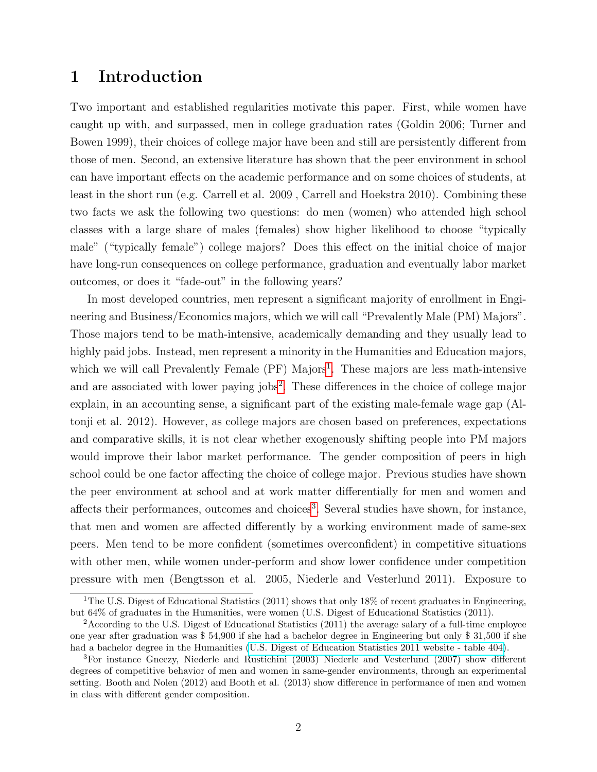# 1 Introduction

Two important and established regularities motivate this paper. First, while women have caught up with, and surpassed, men in college graduation rates (Goldin 2006; Turner and Bowen 1999), their choices of college major have been and still are persistently different from those of men. Second, an extensive literature has shown that the peer environment in school can have important effects on the academic performance and on some choices of students, at least in the short run (e.g. Carrell et al. 2009 , Carrell and Hoekstra 2010). Combining these two facts we ask the following two questions: do men (women) who attended high school classes with a large share of males (females) show higher likelihood to choose "typically male" ("typically female") college majors? Does this effect on the initial choice of major have long-run consequences on college performance, graduation and eventually labor market outcomes, or does it "fade-out" in the following years?

In most developed countries, men represent a significant majority of enrollment in Engineering and Business/Economics majors, which we will call "Prevalently Male (PM) Majors". Those majors tend to be math-intensive, academically demanding and they usually lead to highly paid jobs. Instead, men represent a minority in the Humanities and Education majors, which we will call Prevalently Female (PF) Majors[1]. These majors are less math-intensive and are associated with lower paying jobs[2]. These differences in the choice of college major explain, in an accounting sense, a significant part of the existing male-female wage gap (Altonji et al. 2012). However, as college majors are chosen based on preferences, expectations and comparative skills, it is not clear whether exogenously shifting people into PM majors would improve their labor market performance. The gender composition of peers in high school could be one factor affecting the choice of college major. Previous studies have shown the peer environment at school and at work matter differentially for men and women and affects their performances, outcomes and choices[3]. Several studies have shown, for instance, that men and women are affected differently by a working environment made of same-sex peers. Men tend to be more confident (sometimes overconfident) in competitive situations with other men, while women under-perform and show lower confidence under competition pressure with men (Bengtsson et al. 2005, Niederle and Vesterlund 2011). Exposure to

[1] The U.S. Digest of Educational Statistics (2011) shows that only 18% of recent graduates in Engineering, but 64% of graduates in the Humanities, were women (U.S. Digest of Educational Statistics (2011).

[2] According to the U.S. Digest of Educational Statistics (2011) the average salary of a full-time employee one year after graduation was \$ 54,900 if she had a bachelor degree in Engineering but only \$ 31,500 if she had a bachelor degree in the Humanities (U.S. Digest of Education Statistics 2011 website - table 404).

[3] For instance Gneezy, Niederle and Rustichini (2003) Niederle and Vesterlund (2007) show different degrees of competitive behavior of men and women in same-gender environments, through an experimental setting. Booth and Nolen (2012) and Booth et al. (2013) show difference in performance of men and women in class with different gender composition.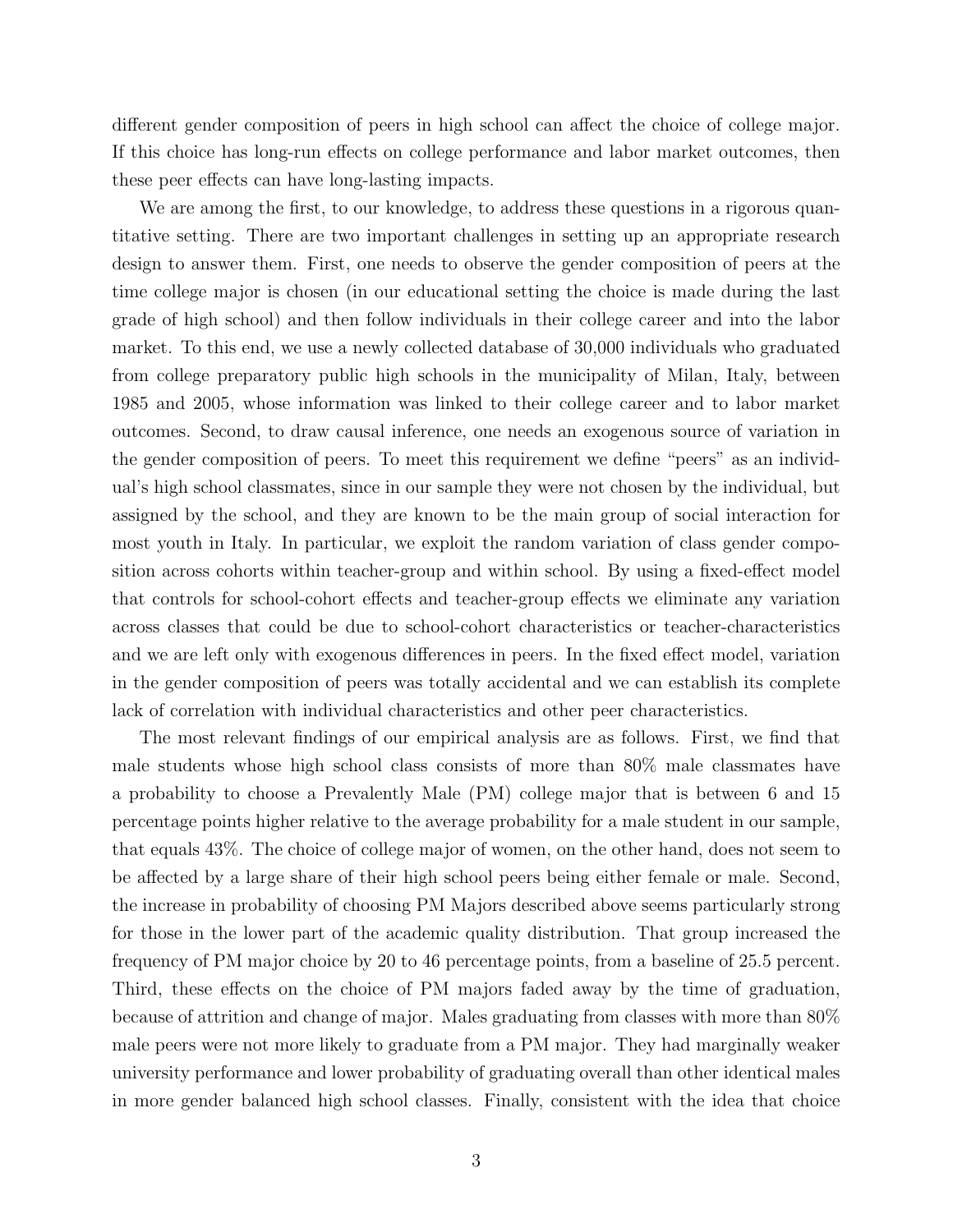different gender composition of peers in high school can affect the choice of college major. If this choice has long-run effects on college performance and labor market outcomes, then these peer effects can have long-lasting impacts.

We are among the first, to our knowledge, to address these questions in a rigorous quantitative setting. There are two important challenges in setting up an appropriate research design to answer them. First, one needs to observe the gender composition of peers at the time college major is chosen (in our educational setting the choice is made during the last grade of high school) and then follow individuals in their college career and into the labor market. To this end, we use a newly collected database of 30,000 individuals who graduated from college preparatory public high schools in the municipality of Milan, Italy, between 1985 and 2005, whose information was linked to their college career and to labor market outcomes. Second, to draw causal inference, one needs an exogenous source of variation in the gender composition of peers. To meet this requirement we define "peers" as an individual's high school classmates, since in our sample they were not chosen by the individual, but assigned by the school, and they are known to be the main group of social interaction for most youth in Italy. In particular, we exploit the random variation of class gender composition across cohorts within teacher-group and within school. By using a fixed-effect model that controls for school-cohort effects and teacher-group effects we eliminate any variation across classes that could be due to school-cohort characteristics or teacher-characteristics and we are left only with exogenous differences in peers. In the fixed effect model, variation in the gender composition of peers was totally accidental and we can establish its complete lack of correlation with individual characteristics and other peer characteristics.

The most relevant findings of our empirical analysis are as follows. First, we find that male students whose high school class consists of more than 80% male classmates have a probability to choose a Prevalently Male (PM) college major that is between 6 and 15 percentage points higher relative to the average probability for a male student in our sample, that equals 43%. The choice of college major of women, on the other hand, does not seem to be affected by a large share of their high school peers being either female or male. Second, the increase in probability of choosing PM Majors described above seems particularly strong for those in the lower part of the academic quality distribution. That group increased the frequency of PM major choice by 20 to 46 percentage points, from a baseline of 25.5 percent. Third, these effects on the choice of PM majors faded away by the time of graduation, because of attrition and change of major. Males graduating from classes with more than 80% male peers were not more likely to graduate from a PM major. They had marginally weaker university performance and lower probability of graduating overall than other identical males in more gender balanced high school classes. Finally, consistent with the idea that choice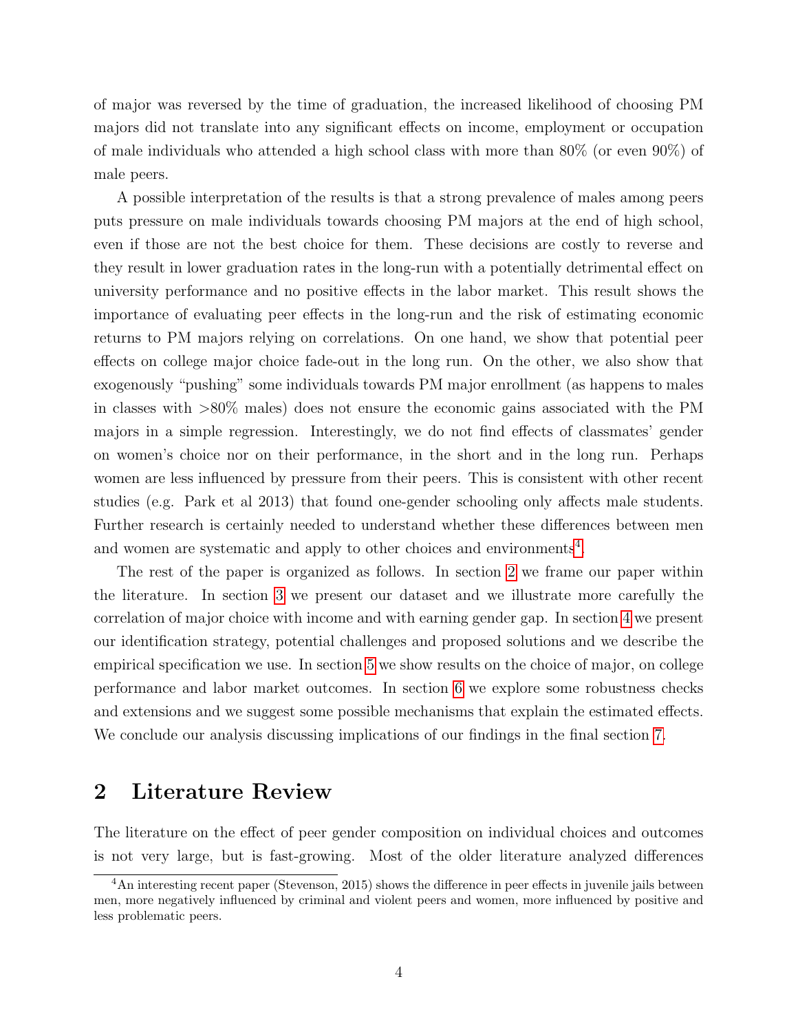of major was reversed by the time of graduation, the increased likelihood of choosing PM majors did not translate into any significant effects on income, employment or occupation of male individuals who attended a high school class with more than 80% (or even 90%) of male peers.

A possible interpretation of the results is that a strong prevalence of males among peers puts pressure on male individuals towards choosing PM majors at the end of high school, even if those are not the best choice for them. These decisions are costly to reverse and they result in lower graduation rates in the long-run with a potentially detrimental effect on university performance and no positive effects in the labor market. This result shows the importance of evaluating peer effects in the long-run and the risk of estimating economic returns to PM majors relying on correlations. On one hand, we show that potential peer effects on college major choice fade-out in the long run. On the other, we also show that exogenously "pushing" some individuals towards PM major enrollment (as happens to males in classes with >80% males) does not ensure the economic gains associated with the PM majors in a simple regression. Interestingly, we do not find effects of classmates' gender on women's choice nor on their performance, in the short and in the long run. Perhaps women are less influenced by pressure from their peers. This is consistent with other recent studies (e.g. Park et al 2013) that found one-gender schooling only affects male students. Further research is certainly needed to understand whether these differences between men and women are systematic and apply to other choices and environments[4].

The rest of the paper is organized as follows. In section 2 we frame our paper within the literature. In section 3 we present our dataset and we illustrate more carefully the correlation of major choice with income and with earning gender gap. In section 4 we present our identification strategy, potential challenges and proposed solutions and we describe the empirical specification we use. In section 5 we show results on the choice of major, on college performance and labor market outcomes. In section 6 we explore some robustness checks and extensions and we suggest some possible mechanisms that explain the estimated effects. We conclude our analysis discussing implications of our findings in the final section 7.

## 2 Literature Review

The literature on the effect of peer gender composition on individual choices and outcomes is not very large, but is fast-growing. Most of the older literature analyzed differences

[4] An interesting recent paper (Stevenson, 2015) shows the difference in peer effects in juvenile jails between men, more negatively influenced by criminal and violent peers and women, more influenced by positive and less problematic peers.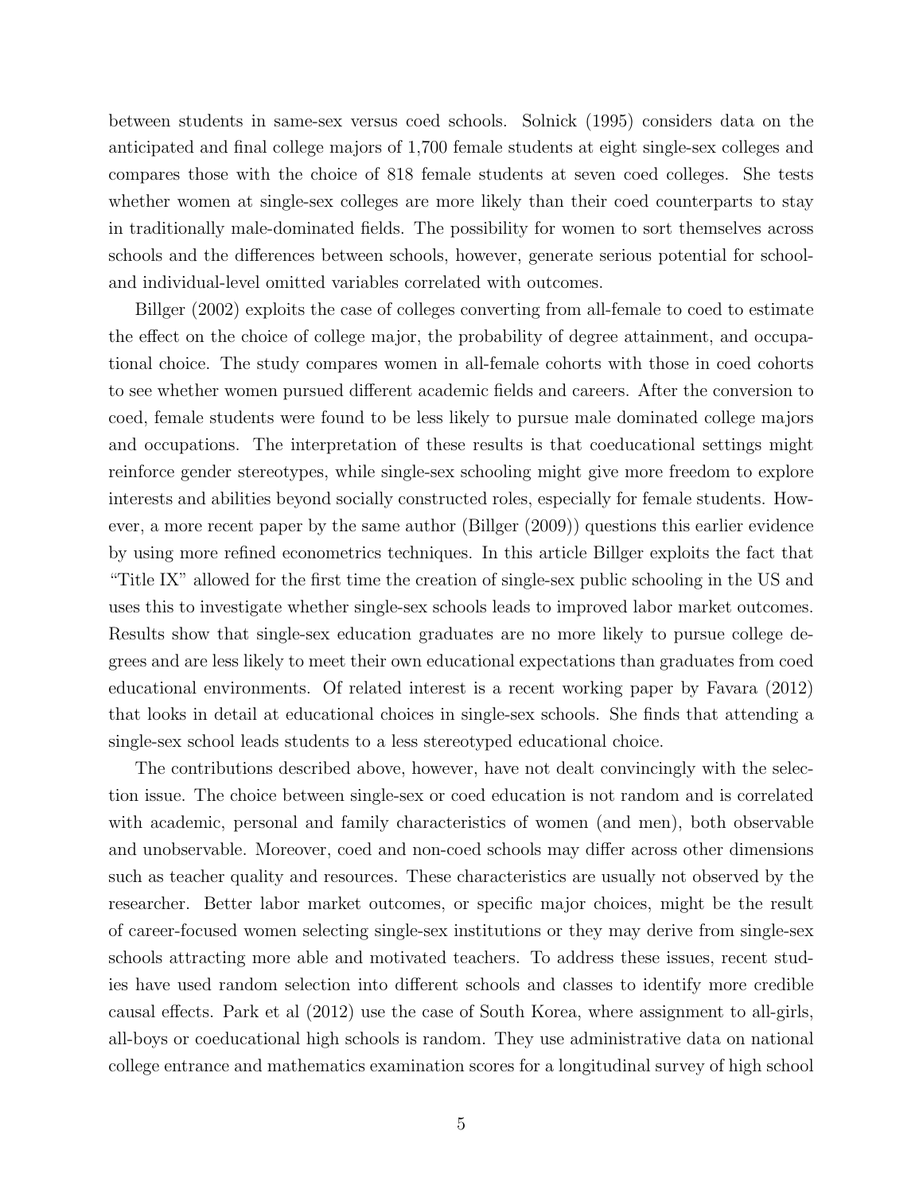between students in same-sex versus coed schools. Solnick (1995) considers data on the anticipated and final college majors of 1,700 female students at eight single-sex colleges and compares those with the choice of 818 female students at seven coed colleges. She tests whether women at single-sex colleges are more likely than their coed counterparts to stay in traditionally male-dominated fields. The possibility for women to sort themselves across schools and the differences between schools, however, generate serious potential for school- and individual-level omitted variables correlated with outcomes.

Billger (2002) exploits the case of colleges converting from all-female to coed to estimate the effect on the choice of college major, the probability of degree attainment, and occupational choice. The study compares women in all-female cohorts with those in coed cohorts to see whether women pursued different academic fields and careers. After the conversion to coed, female students were found to be less likely to pursue male dominated college majors and occupations. The interpretation of these results is that coeducational settings might reinforce gender stereotypes, while single-sex schooling might give more freedom to explore interests and abilities beyond socially constructed roles, especially for female students. However, a more recent paper by the same author (Billger (2009)) questions this earlier evidence by using more refined econometrics techniques. In this article Billger exploits the fact that "Title IX" allowed for the first time the creation of single-sex public schooling in the US and uses this to investigate whether single-sex schools leads to improved labor market outcomes. Results show that single-sex education graduates are no more likely to pursue college degrees and are less likely to meet their own educational expectations than graduates from coed educational environments. Of related interest is a recent working paper by Favara (2012) that looks in detail at educational choices in single-sex schools. She finds that attending a single-sex school leads students to a less stereotyped educational choice.

The contributions described above, however, have not dealt convincingly with the selection issue. The choice between single-sex or coed education is not random and is correlated with academic, personal and family characteristics of women (and men), both observable and unobservable. Moreover, coed and non-coed schools may differ across other dimensions such as teacher quality and resources. These characteristics are usually not observed by the researcher. Better labor market outcomes, or specific major choices, might be the result of career-focused women selecting single-sex institutions or they may derive from single-sex schools attracting more able and motivated teachers. To address these issues, recent studies have used random selection into different schools and classes to identify more credible causal effects. Park et al (2012) use the case of South Korea, where assignment to all-girls, all-boys or coeducational high schools is random. They use administrative data on national college entrance and mathematics examination scores for a longitudinal survey of high school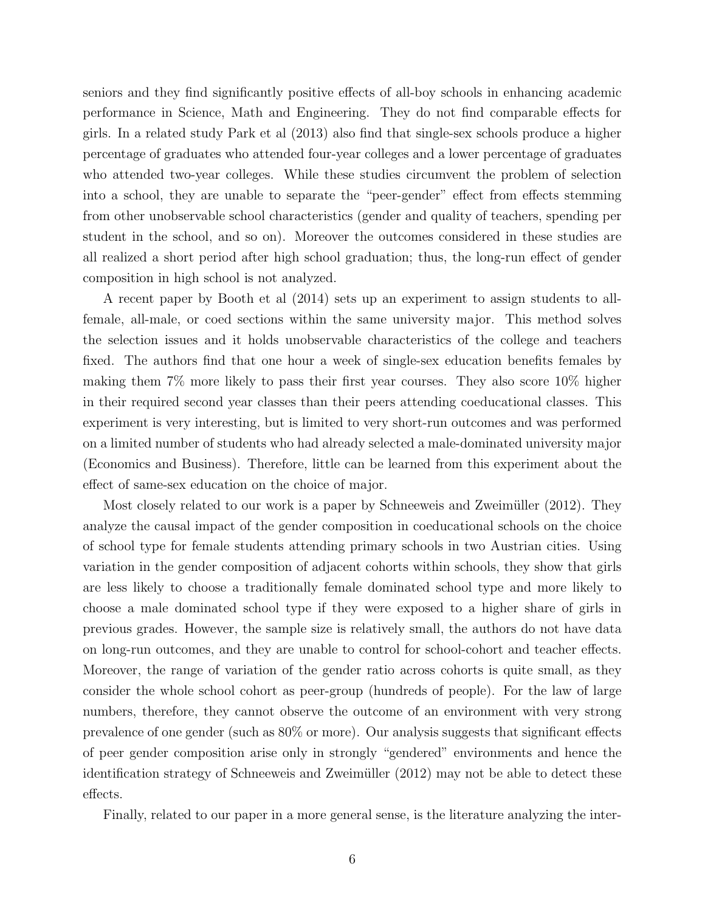seniors and they find significantly positive effects of all-boy schools in enhancing academic performance in Science, Math and Engineering. They do not find comparable effects for girls. In a related study Park et al (2013) also find that single-sex schools produce a higher percentage of graduates who attended four-year colleges and a lower percentage of graduates who attended two-year colleges. While these studies circumvent the problem of selection into a school, they are unable to separate the "peer-gender" effect from effects stemming from other unobservable school characteristics (gender and quality of teachers, spending per student in the school, and so on). Moreover the outcomes considered in these studies are all realized a short period after high school graduation; thus, the long-run effect of gender composition in high school is not analyzed.

A recent paper by Booth et al (2014) sets up an experiment to assign students to all-female, all-male, or coed sections within the same university major. This method solves the selection issues and it holds unobservable characteristics of the college and teachers fixed. The authors find that one hour a week of single-sex education benefits females by making them 7% more likely to pass their first year courses. They also score 10% higher in their required second year classes than their peers attending coeducational classes. This experiment is very interesting, but is limited to very short-run outcomes and was performed on a limited number of students who had already selected a male-dominated university major (Economics and Business). Therefore, little can be learned from this experiment about the effect of same-sex education on the choice of major.

Most closely related to our work is a paper by Schneeweis and Zweimüller (2012). They analyze the causal impact of the gender composition in coeducational schools on the choice of school type for female students attending primary schools in two Austrian cities. Using variation in the gender composition of adjacent cohorts within schools, they show that girls are less likely to choose a traditionally female dominated school type and more likely to choose a male dominated school type if they were exposed to a higher share of girls in previous grades. However, the sample size is relatively small, the authors do not have data on long-run outcomes, and they are unable to control for school-cohort and teacher effects. Moreover, the range of variation of the gender ratio across cohorts is quite small, as they consider the whole school cohort as peer-group (hundreds of people). For the law of large numbers, therefore, they cannot observe the outcome of an environment with very strong prevalence of one gender (such as 80% or more). Our analysis suggests that significant effects of peer gender composition arise only in strongly "gendered" environments and hence the identification strategy of Schneeweis and Zweimüller (2012) may not be able to detect these effects.

Finally, related to our paper in a more general sense, is the literature analyzing the inter-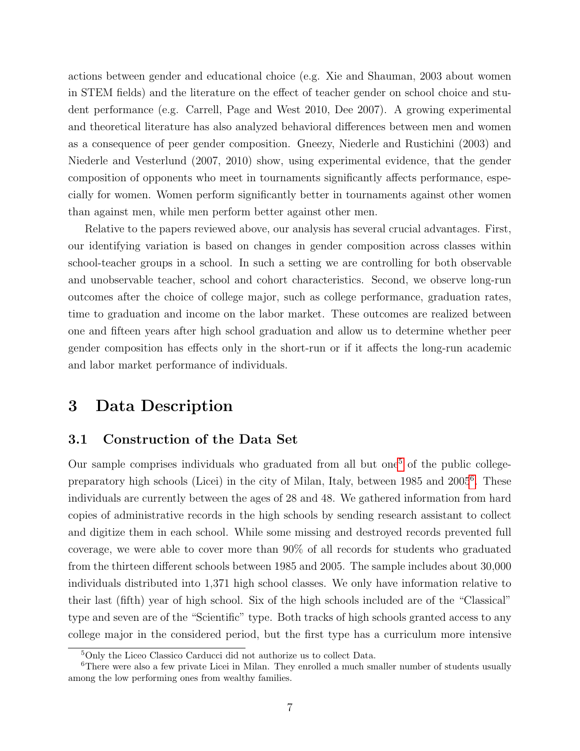actions between gender and educational choice (e.g. Xie and Shauman, 2003 about women in STEM fields) and the literature on the effect of teacher gender on school choice and student performance (e.g. Carrell, Page and West 2010, Dee 2007). A growing experimental and theoretical literature has also analyzed behavioral differences between men and women as a consequence of peer gender composition. Gneezy, Niederle and Rustichini (2003) and Niederle and Vesterlund (2007, 2010) show, using experimental evidence, that the gender composition of opponents who meet in tournaments significantly affects performance, especially for women. Women perform significantly better in tournaments against other women than against men, while men perform better against other men.

Relative to the papers reviewed above, our analysis has several crucial advantages. First, our identifying variation is based on changes in gender composition across classes within school-teacher groups in a school. In such a setting we are controlling for both observable and unobservable teacher, school and cohort characteristics. Second, we observe long-run outcomes after the choice of college major, such as college performance, graduation rates, time to graduation and income on the labor market. These outcomes are realized between one and fifteen years after high school graduation and allow us to determine whether peer gender composition has effects only in the short-run or if it affects the long-run academic and labor market performance of individuals.

# 3 Data Description

## 3.1 Construction of the Data Set

Our sample comprises individuals who graduated from all but one[5] of the public college-preparatory high schools (Licei) in the city of Milan, Italy, between 1985 and 2005[6]. These individuals are currently between the ages of 28 and 48. We gathered information from hard copies of administrative records in the high schools by sending research assistant to collect and digitize them in each school. While some missing and destroyed records prevented full coverage, we were able to cover more than 90% of all records for students who graduated from the thirteen different schools between 1985 and 2005. The sample includes about 30,000 individuals distributed into 1,371 high school classes. We only have information relative to their last (fifth) year of high school. Six of the high schools included are of the "Classical" type and seven are of the "Scientific" type. Both tracks of high schools granted access to any college major in the considered period, but the first type has a curriculum more intensive

[5] Only the Liceo Classico Carducci did not authorize us to collect Data.

[6] There were also a few private Licei in Milan. They enrolled a much smaller number of students usually among the low performing ones from wealthy families.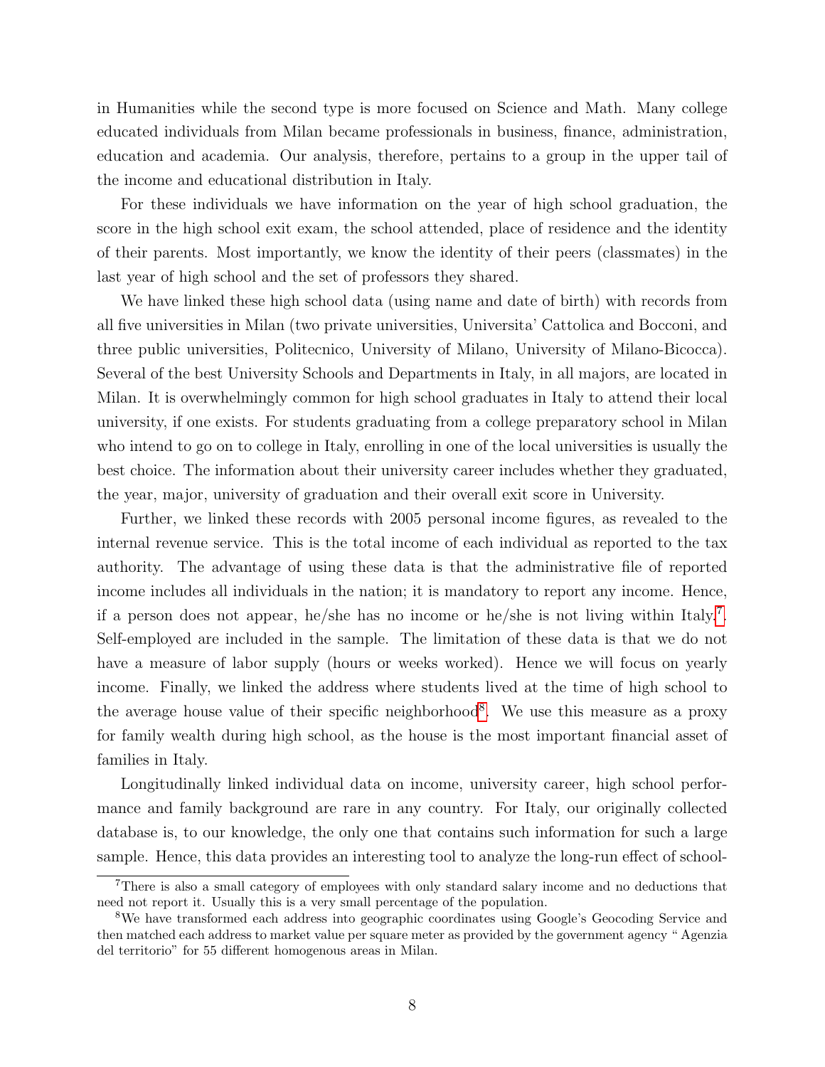in Humanities while the second type is more focused on Science and Math. Many college educated individuals from Milan became professionals in business, finance, administration, education and academia. Our analysis, therefore, pertains to a group in the upper tail of the income and educational distribution in Italy.

For these individuals we have information on the year of high school graduation, the score in the high school exit exam, the school attended, place of residence and the identity of their parents. Most importantly, we know the identity of their peers (classmates) in the last year of high school and the set of professors they shared.

We have linked these high school data (using name and date of birth) with records from all five universities in Milan (two private universities, Universita' Cattolica and Bocconi, and three public universities, Politecnico, University of Milano, University of Milano-Bicocca). Several of the best University Schools and Departments in Italy, in all majors, are located in Milan. It is overwhelmingly common for high school graduates in Italy to attend their local university, if one exists. For students graduating from a college preparatory school in Milan who intend to go on to college in Italy, enrolling in one of the local universities is usually the best choice. The information about their university career includes whether they graduated, the year, major, university of graduation and their overall exit score in University.

Further, we linked these records with 2005 personal income figures, as revealed to the internal revenue service. This is the total income of each individual as reported to the tax authority. The advantage of using these data is that the administrative file of reported income includes all individuals in the nation; it is mandatory to report any income. Hence, if a person does not appear, he/she has no income or he/she is not living within Italy[7]. Self-employed are included in the sample. The limitation of these data is that we do not have a measure of labor supply (hours or weeks worked). Hence we will focus on yearly income. Finally, we linked the address where students lived at the time of high school to the average house value of their specific neighborhood[8]. We use this measure as a proxy for family wealth during high school, as the house is the most important financial asset of families in Italy.

Longitudinally linked individual data on income, university career, high school performance and family background are rare in any country. For Italy, our originally collected database is, to our knowledge, the only one that contains such information for such a large sample. Hence, this data provides an interesting tool to analyze the long-run effect of school-

[7] There is also a small category of employees with only standard salary income and no deductions that need not report it. Usually this is a very small percentage of the population.

[8] We have transformed each address into geographic coordinates using Google's Geocoding Service and then matched each address to market value per square meter as provided by the government agency " Agenzia del territorio" for 55 different homogenous areas in Milan.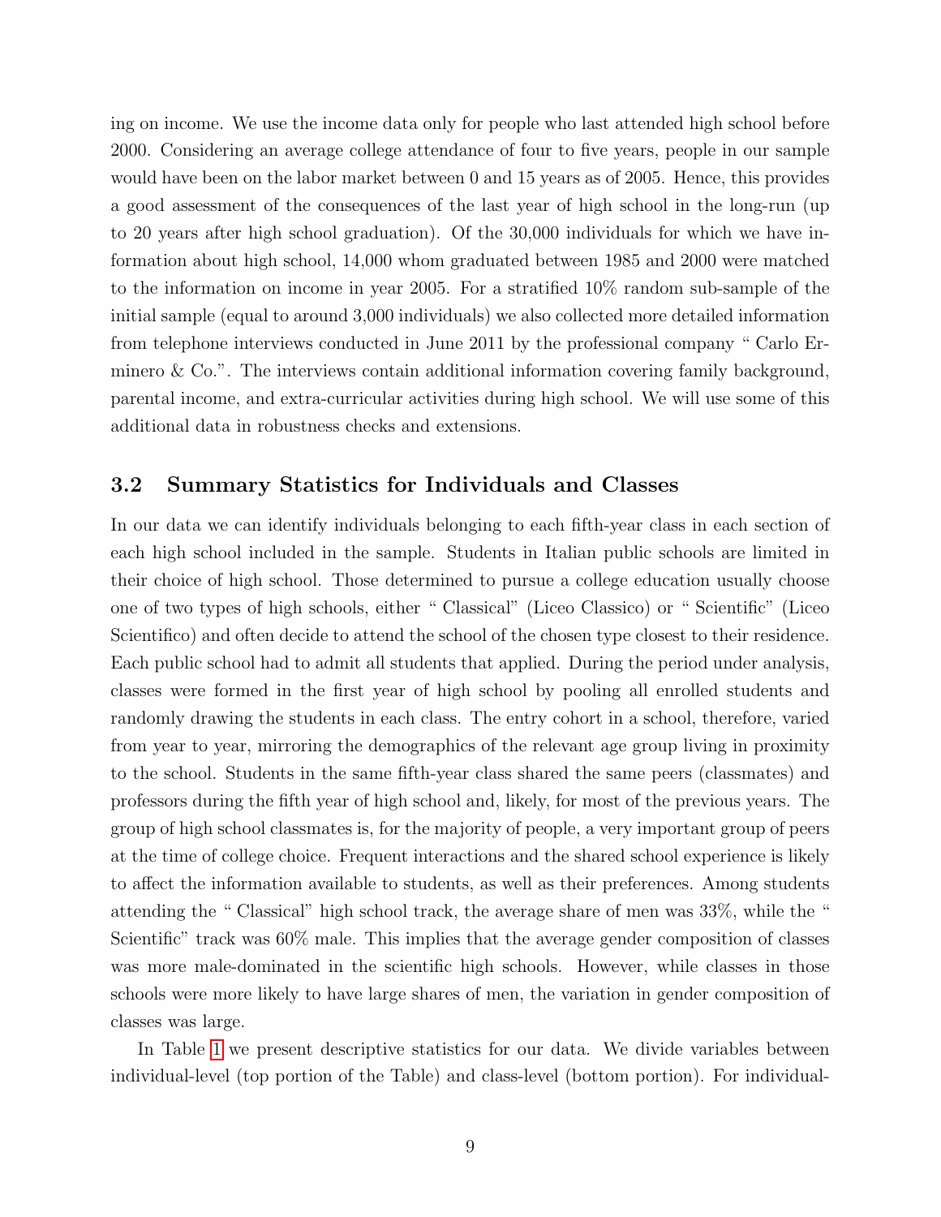ing on income. We use the income data only for people who last attended high school before 2000. Considering an average college attendance of four to five years, people in our sample would have been on the labor market between 0 and 15 years as of 2005. Hence, this provides a good assessment of the consequences of the last year of high school in the long-run (up to 20 years after high school graduation). Of the 30,000 individuals for which we have information about high school, 14,000 whom graduated between 1985 and 2000 were matched to the information on income in year 2005. For a stratified 10% random sub-sample of the initial sample (equal to around 3,000 individuals) we also collected more detailed information from telephone interviews conducted in June 2011 by the professional company " Carlo Erminero & Co.". The interviews contain additional information covering family background, parental income, and extra-curricular activities during high school. We will use some of this additional data in robustness checks and extensions.

### 3.2 Summary Statistics for Individuals and Classes

In our data we can identify individuals belonging to each fifth-year class in each section of each high school included in the sample. Students in Italian public schools are limited in their choice of high school. Those determined to pursue a college education usually choose one of two types of high schools, either " Classical" (Liceo Classico) or " Scientific" (Liceo Scientifico) and often decide to attend the school of the chosen type closest to their residence. Each public school had to admit all students that applied. During the period under analysis, classes were formed in the first year of high school by pooling all enrolled students and randomly drawing the students in each class. The entry cohort in a school, therefore, varied from year to year, mirroring the demographics of the relevant age group living in proximity to the school. Students in the same fifth-year class shared the same peers (classmates) and professors during the fifth year of high school and, likely, for most of the previous years. The group of high school classmates is, for the majority of people, a very important group of peers at the time of college choice. Frequent interactions and the shared school experience is likely to affect the information available to students, as well as their preferences. Among students attending the " Classical" high school track, the average share of men was 33%, while the " Scientific" track was 60% male. This implies that the average gender composition of classes was more male-dominated in the scientific high schools. However, while classes in those schools were more likely to have large shares of men, the variation in gender composition of classes was large.

In Table 1 we present descriptive statistics for our data. We divide variables between individual-level (top portion of the Table) and class-level (bottom portion). For individual-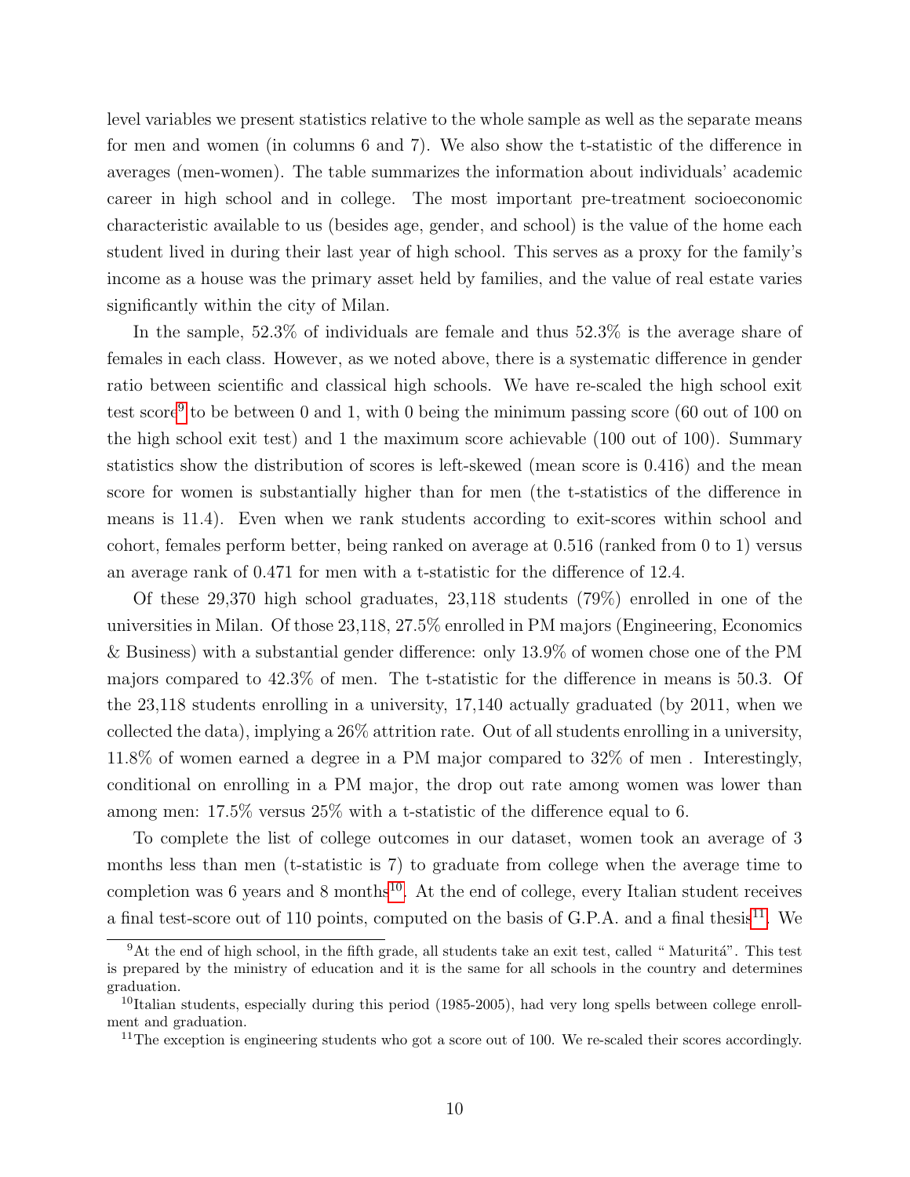level variables we present statistics relative to the whole sample as well as the separate means for men and women (in columns 6 and 7). We also show the t-statistic of the difference in averages (men-women). The table summarizes the information about individuals' academic career in high school and in college. The most important pre-treatment socioeconomic characteristic available to us (besides age, gender, and school) is the value of the home each student lived in during their last year of high school. This serves as a proxy for the family's income as a house was the primary asset held by families, and the value of real estate varies significantly within the city of Milan.

In the sample, 52.3% of individuals are female and thus 52.3% is the average share of females in each class. However, as we noted above, there is a systematic difference in gender ratio between scientific and classical high schools. We have re-scaled the high school exit test score[9] to be between 0 and 1, with 0 being the minimum passing score (60 out of 100 on the high school exit test) and 1 the maximum score achievable (100 out of 100). Summary statistics show the distribution of scores is left-skewed (mean score is 0.416) and the mean score for women is substantially higher than for men (the t-statistics of the difference in means is 11.4). Even when we rank students according to exit-scores within school and cohort, females perform better, being ranked on average at 0.516 (ranked from 0 to 1) versus an average rank of 0.471 for men with a t-statistic for the difference of 12.4.

Of these 29,370 high school graduates, 23,118 students (79%) enrolled in one of the universities in Milan. Of those 23,118, 27.5% enrolled in PM majors (Engineering, Economics & Business) with a substantial gender difference: only 13.9% of women chose one of the PM majors compared to 42.3% of men. The t-statistic for the difference in means is 50.3. Of the 23,118 students enrolling in a university, 17,140 actually graduated (by 2011, when we collected the data), implying a 26% attrition rate. Out of all students enrolling in a university, 11.8% of women earned a degree in a PM major compared to 32% of men . Interestingly, conditional on enrolling in a PM major, the drop out rate among women was lower than among men: 17.5% versus 25% with a t-statistic of the difference equal to 6.

To complete the list of college outcomes in our dataset, women took an average of 3 months less than men (t-statistic is 7) to graduate from college when the average time to completion was 6 years and 8 months[10]. At the end of college, every Italian student receives a final test-score out of 110 points, computed on the basis of G.P.A. and a final thesis[11]. We

[9] At the end of high school, in the fifth grade, all students take an exit test, called " Maturitá". This test is prepared by the ministry of education and it is the same for all schools in the country and determines graduation.

[10] Italian students, especially during this period (1985-2005), had very long spells between college enrollment and graduation.

[11] The exception is engineering students who got a score out of 100. We re-scaled their scores accordingly.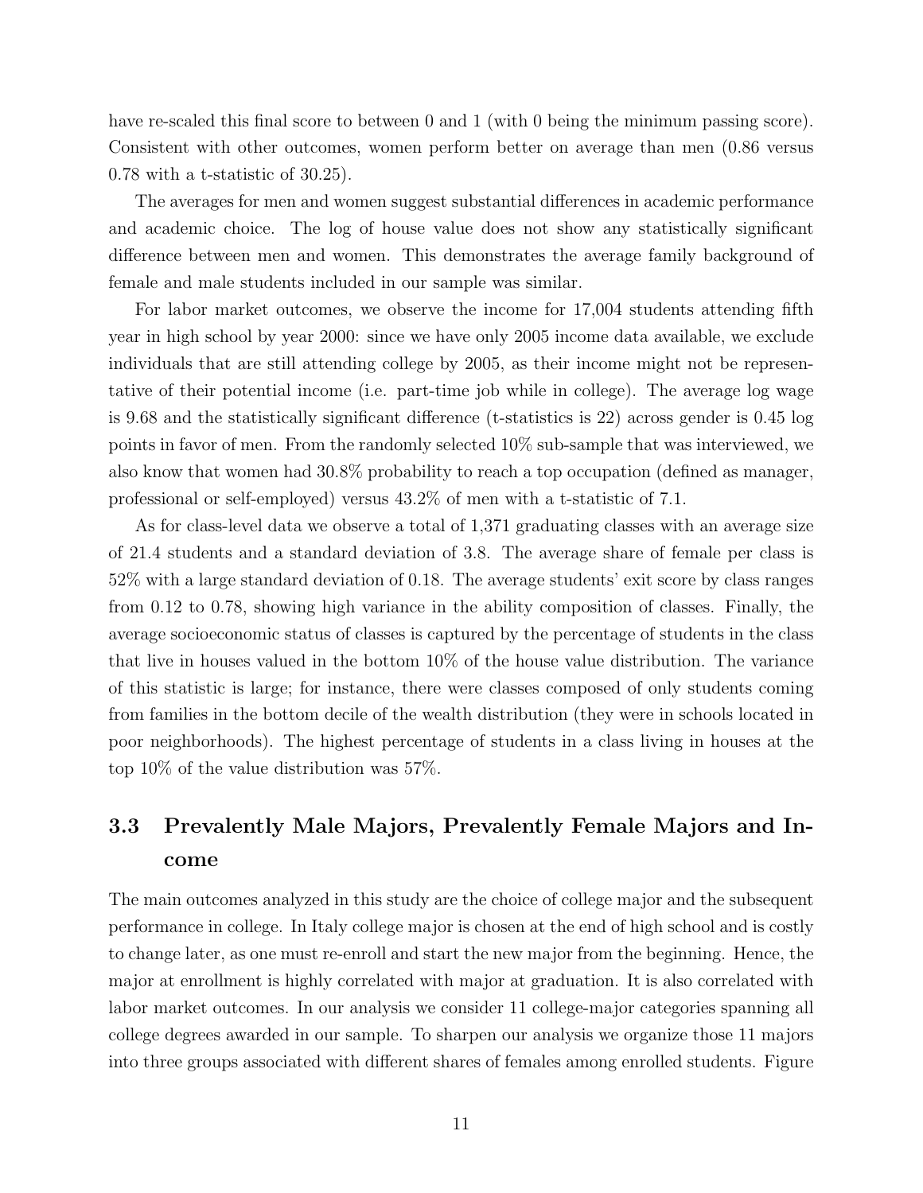have re-scaled this final score to between 0 and 1 (with 0 being the minimum passing score). Consistent with other outcomes, women perform better on average than men (0.86 versus 0.78 with a t-statistic of 30.25).

The averages for men and women suggest substantial differences in academic performance and academic choice. The log of house value does not show any statistically significant difference between men and women. This demonstrates the average family background of female and male students included in our sample was similar.

For labor market outcomes, we observe the income for 17,004 students attending fifth year in high school by year 2000: since we have only 2005 income data available, we exclude individuals that are still attending college by 2005, as their income might not be representative of their potential income (i.e. part-time job while in college). The average log wage is 9.68 and the statistically significant difference (t-statistics is 22) across gender is 0.45 log points in favor of men. From the randomly selected 10% sub-sample that was interviewed, we also know that women had 30.8% probability to reach a top occupation (defined as manager, professional or self-employed) versus 43.2% of men with a t-statistic of 7.1.

As for class-level data we observe a total of 1,371 graduating classes with an average size of 21.4 students and a standard deviation of 3.8. The average share of female per class is 52% with a large standard deviation of 0.18. The average students' exit score by class ranges from 0.12 to 0.78, showing high variance in the ability composition of classes. Finally, the average socioeconomic status of classes is captured by the percentage of students in the class that live in houses valued in the bottom 10% of the house value distribution. The variance of this statistic is large; for instance, there were classes composed of only students coming from families in the bottom decile of the wealth distribution (they were in schools located in poor neighborhoods). The highest percentage of students in a class living in houses at the top 10% of the value distribution was 57%.

### 3.3 Prevalently Male Majors, Prevalently Female Majors and Income

The main outcomes analyzed in this study are the choice of college major and the subsequent performance in college. In Italy college major is chosen at the end of high school and is costly to change later, as one must re-enroll and start the new major from the beginning. Hence, the major at enrollment is highly correlated with major at graduation. It is also correlated with labor market outcomes. In our analysis we consider 11 college-major categories spanning all college degrees awarded in our sample. To sharpen our analysis we organize those 11 majors into three groups associated with different shares of females among enrolled students. Figure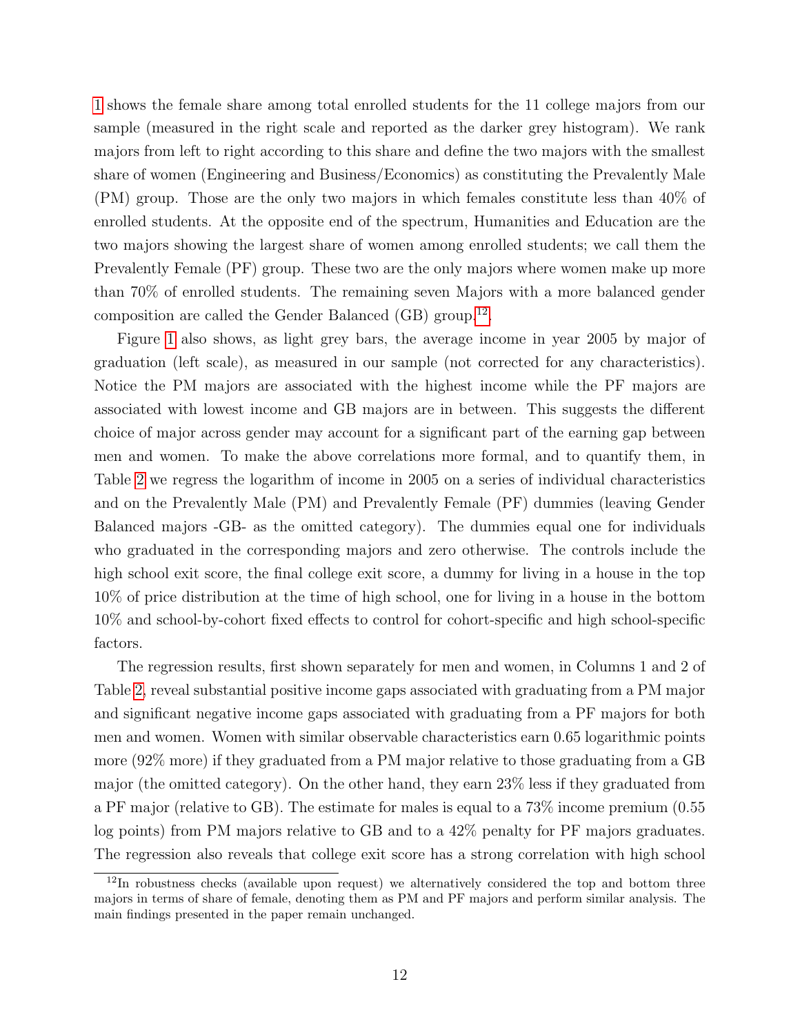1 shows the female share among total enrolled students for the 11 college majors from our sample (measured in the right scale and reported as the darker grey histogram). We rank majors from left to right according to this share and define the two majors with the smallest share of women (Engineering and Business/Economics) as constituting the Prevalently Male (PM) group. Those are the only two majors in which females constitute less than 40% of enrolled students. At the opposite end of the spectrum, Humanities and Education are the two majors showing the largest share of women among enrolled students; we call them the Prevalently Female (PF) group. These two are the only majors where women make up more than 70% of enrolled students. The remaining seven Majors with a more balanced gender composition are called the Gender Balanced (GB) group.[12]

Figure 1 also shows, as light grey bars, the average income in year 2005 by major of graduation (left scale), as measured in our sample (not corrected for any characteristics). Notice the PM majors are associated with the highest income while the PF majors are associated with lowest income and GB majors are in between. This suggests the different choice of major across gender may account for a significant part of the earning gap between men and women. To make the above correlations more formal, and to quantify them, in Table 2 we regress the logarithm of income in 2005 on a series of individual characteristics and on the Prevalently Male (PM) and Prevalently Female (PF) dummies (leaving Gender Balanced majors -GB- as the omitted category). The dummies equal one for individuals who graduated in the corresponding majors and zero otherwise. The controls include the high school exit score, the final college exit score, a dummy for living in a house in the top 10% of price distribution at the time of high school, one for living in a house in the bottom 10% and school-by-cohort fixed effects to control for cohort-specific and high school-specific factors.

The regression results, first shown separately for men and women, in Columns 1 and 2 of Table 2, reveal substantial positive income gaps associated with graduating from a PM major and significant negative income gaps associated with graduating from a PF majors for both men and women. Women with similar observable characteristics earn 0.65 logarithmic points more (92% more) if they graduated from a PM major relative to those graduating from a GB major (the omitted category). On the other hand, they earn 23% less if they graduated from a PF major (relative to GB). The estimate for males is equal to a 73% income premium (0.55 log points) from PM majors relative to GB and to a 42% penalty for PF majors graduates. The regression also reveals that college exit score has a strong correlation with high school

[12] In robustness checks (available upon request) we alternatively considered the top and bottom three majors in terms of share of female, denoting them as PM and PF majors and perform similar analysis. The main findings presented in the paper remain unchanged.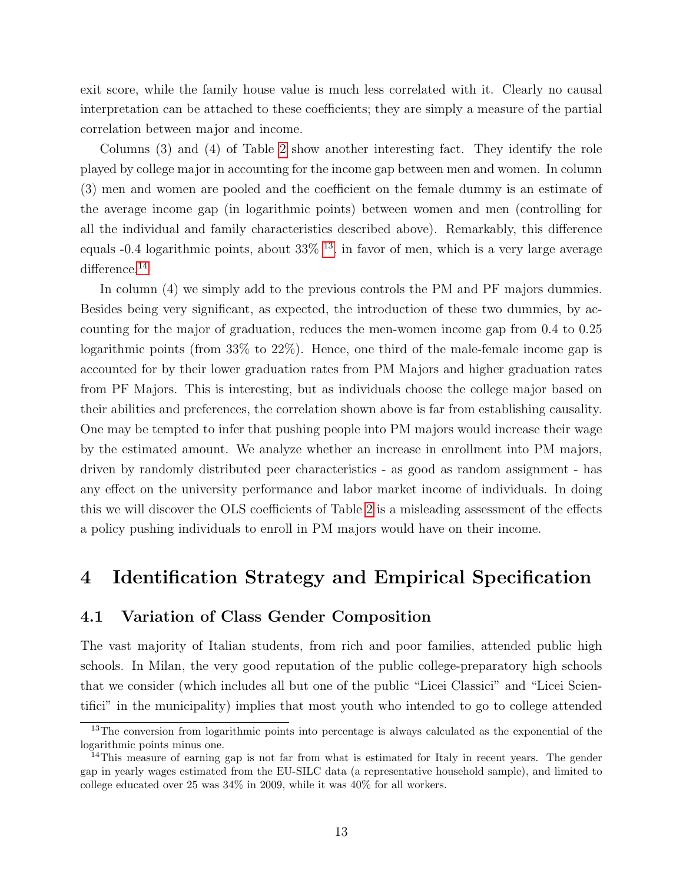exit score, while the family house value is much less correlated with it. Clearly no causal interpretation can be attached to these coefficients; they are simply a measure of the partial correlation between major and income.

Columns (3) and (4) of Table 2 show another interesting fact. They identify the role played by college major in accounting for the income gap between men and women. In column (3) men and women are pooled and the coefficient on the female dummy is an estimate of the average income gap (in logarithmic points) between women and men (controlling for all the individual and family characteristics described above). Remarkably, this difference equals -0.4 logarithmic points, about 33% [13], in favor of men, which is a very large average difference.[14]

In column (4) we simply add to the previous controls the PM and PF majors dummies. Besides being very significant, as expected, the introduction of these two dummies, by accounting for the major of graduation, reduces the men-women income gap from 0.4 to 0.25 logarithmic points (from 33% to 22%). Hence, one third of the male-female income gap is accounted for by their lower graduation rates from PM Majors and higher graduation rates from PF Majors. This is interesting, but as individuals choose the college major based on their abilities and preferences, the correlation shown above is far from establishing causality. One may be tempted to infer that pushing people into PM majors would increase their wage by the estimated amount. We analyze whether an increase in enrollment into PM majors, driven by randomly distributed peer characteristics - as good as random assignment - has any effect on the university performance and labor market income of individuals. In doing this we will discover the OLS coefficients of Table 2 is a misleading assessment of the effects a policy pushing individuals to enroll in PM majors would have on their income.

# 4 Identification Strategy and Empirical Specification

## 4.1 Variation of Class Gender Composition

The vast majority of Italian students, from rich and poor families, attended public high schools. In Milan, the very good reputation of the public college-preparatory high schools that we consider (which includes all but one of the public "Licei Classici" and "Licei Scientifici" in the municipality) implies that most youth who intended to go to college attended

[13] The conversion from logarithmic points into percentage is always calculated as the exponential of the logarithmic points minus one.

[14] This measure of earning gap is not far from what is estimated for Italy in recent years. The gender gap in yearly wages estimated from the EU-SILC data (a representative household sample), and limited to college educated over 25 was 34% in 2009, while it was 40% for all workers.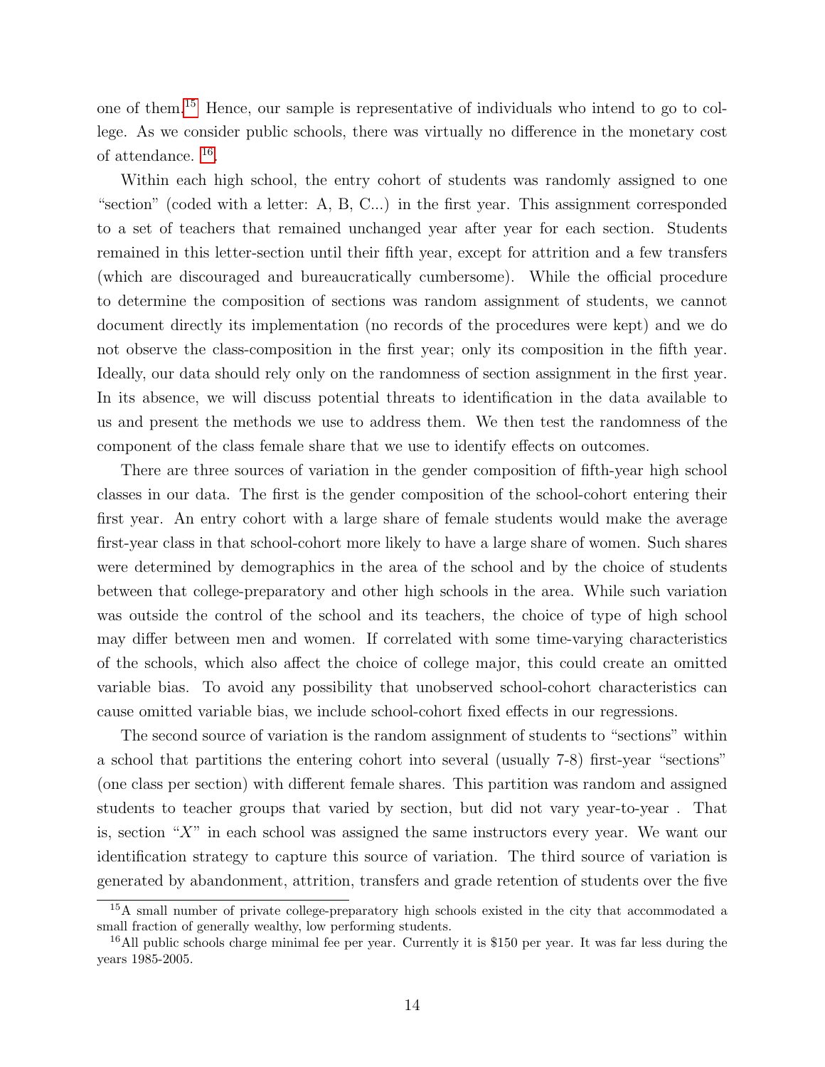one of them.[15] Hence, our sample is representative of individuals who intend to go to college. As we consider public schools, there was virtually no difference in the monetary cost of attendance. [16].

Within each high school, the entry cohort of students was randomly assigned to one "section" (coded with a letter: A, B, C...) in the first year. This assignment corresponded to a set of teachers that remained unchanged year after year for each section. Students remained in this letter-section until their fifth year, except for attrition and a few transfers (which are discouraged and bureaucratically cumbersome). While the official procedure to determine the composition of sections was random assignment of students, we cannot document directly its implementation (no records of the procedures were kept) and we do not observe the class-composition in the first year; only its composition in the fifth year. Ideally, our data should rely only on the randomness of section assignment in the first year. In its absence, we will discuss potential threats to identification in the data available to us and present the methods we use to address them. We then test the randomness of the component of the class female share that we use to identify effects on outcomes.

There are three sources of variation in the gender composition of fifth-year high school classes in our data. The first is the gender composition of the school-cohort entering their first year. An entry cohort with a large share of female students would make the average first-year class in that school-cohort more likely to have a large share of women. Such shares were determined by demographics in the area of the school and by the choice of students between that college-preparatory and other high schools in the area. While such variation was outside the control of the school and its teachers, the choice of type of high school may differ between men and women. If correlated with some time-varying characteristics of the schools, which also affect the choice of college major, this could create an omitted variable bias. To avoid any possibility that unobserved school-cohort characteristics can cause omitted variable bias, we include school-cohort fixed effects in our regressions.

The second source of variation is the random assignment of students to "sections" within a school that partitions the entering cohort into several (usually 7-8) first-year "sections" (one class per section) with different female shares. This partition was random and assigned students to teacher groups that varied by section, but did not vary year-to-year . That is, section "$X$" in each school was assigned the same instructors every year. We want our identification strategy to capture this source of variation. The third source of variation is generated by abandonment, attrition, transfers and grade retention of students over the five

[15] A small number of private college-preparatory high schools existed in the city that accommodated a small fraction of generally wealthy, low performing students.

[16] All public schools charge minimal fee per year. Currently it is \$150 per year. It was far less during the years 1985-2005.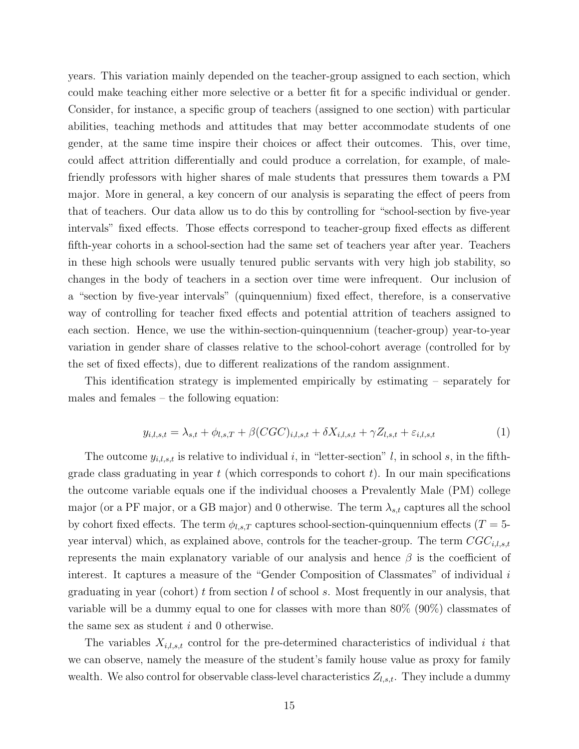years. This variation mainly depended on the teacher-group assigned to each section, which could make teaching either more selective or a better fit for a specific individual or gender. Consider, for instance, a specific group of teachers (assigned to one section) with particular abilities, teaching methods and attitudes that may better accommodate students of one gender, at the same time inspire their choices or affect their outcomes. This, over time, could affect attrition differentially and could produce a correlation, for example, of male-friendly professors with higher shares of male students that pressures them towards a PM major. More in general, a key concern of our analysis is separating the effect of peers from that of teachers. Our data allow us to do this by controlling for "school-section by five-year intervals" fixed effects. Those effects correspond to teacher-group fixed effects as different fifth-year cohorts in a school-section had the same set of teachers year after year. Teachers in these high schools were usually tenured public servants with very high job stability, so changes in the body of teachers in a section over time were infrequent. Our inclusion of a "section by five-year intervals" (quinquennium) fixed effect, therefore, is a conservative way of controlling for teacher fixed effects and potential attrition of teachers assigned to each section. Hence, we use the within-section-quinquennium (teacher-group) year-to-year variation in gender share of classes relative to the school-cohort average (controlled for by the set of fixed effects), due to different realizations of the random assignment.

This identification strategy is implemented empirically by estimating – separately for males and females – the following equation:

$$y_{i,l,s,t} = \lambda_{s,t} + \phi_{l,s,T} + \beta(CGC)_{i,l,s,t} + \delta X_{i,l,s,t} + \gamma Z_{l,s,t} + \varepsilon_{i,l,s,t} \tag{1}$$

The outcome $y_{i,l,s,t}$ is relative to individual $i$, in "letter-section" $l$, in school $s$, in the fifth-grade class graduating in year $t$ (which corresponds to cohort $t$). In our main specifications the outcome variable equals one if the individual chooses a Prevalently Male (PM) college major (or a PF major, or a GB major) and 0 otherwise. The term $\lambda_{s,t}$ captures all the school by cohort fixed effects. The term $\phi_{l,s,T}$ captures school-section-quinquennium effects ($T = 5$-year interval) which, as explained above, controls for the teacher-group. The term $CGC_{i,l,s,t}$ represents the main explanatory variable of our analysis and hence $\beta$ is the coefficient of interest. It captures a measure of the "Gender Composition of Classmates" of individual $i$ graduating in year (cohort) $t$ from section $l$ of school $s$. Most frequently in our analysis, that variable will be a dummy equal to one for classes with more than 80% (90%) classmates of the same sex as student $i$ and 0 otherwise.

The variables $X_{i,l,s,t}$ control for the pre-determined characteristics of individual $i$ that we can observe, namely the measure of the student's family house value as proxy for family wealth. We also control for observable class-level characteristics $Z_{l,s,t}$. They include a dummy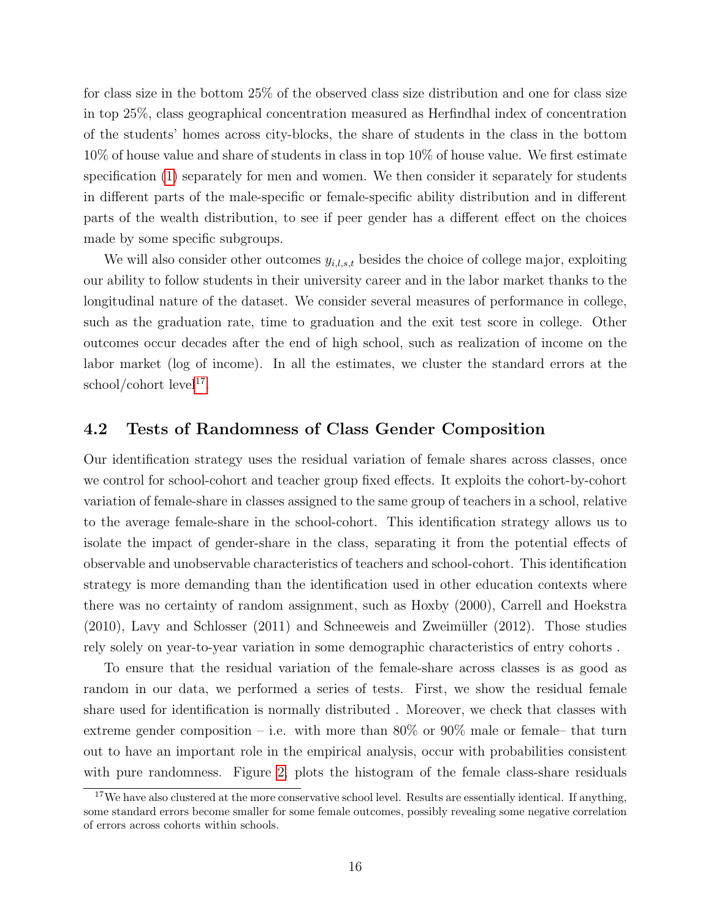for class size in the bottom 25% of the observed class size distribution and one for class size in top 25%, class geographical concentration measured as Herfindhal index of concentration of the students' homes across city-blocks, the share of students in the class in the bottom 10% of house value and share of students in class in top 10% of house value. We first estimate specification (1) separately for men and women. We then consider it separately for students in different parts of the male-specific or female-specific ability distribution and in different parts of the wealth distribution, to see if peer gender has a different effect on the choices made by some specific subgroups.

We will also consider other outcomes $y_{i,l,s,t}$ besides the choice of college major, exploiting our ability to follow students in their university career and in the labor market thanks to the longitudinal nature of the dataset. We consider several measures of performance in college, such as the graduation rate, time to graduation and the exit test score in college. Other outcomes occur decades after the end of high school, such as realization of income on the labor market (log of income). In all the estimates, we cluster the standard errors at the school/cohort level[17].

## 4.2 Tests of Randomness of Class Gender Composition

Our identification strategy uses the residual variation of female shares across classes, once we control for school-cohort and teacher group fixed effects. It exploits the cohort-by-cohort variation of female-share in classes assigned to the same group of teachers in a school, relative to the average female-share in the school-cohort. This identification strategy allows us to isolate the impact of gender-share in the class, separating it from the potential effects of observable and unobservable characteristics of teachers and school-cohort. This identification strategy is more demanding than the identification used in other education contexts where there was no certainty of random assignment, such as Hoxby (2000), Carrell and Hoekstra (2010), Lavy and Schlosser (2011) and Schneeweis and Zweimüller (2012). Those studies rely solely on year-to-year variation in some demographic characteristics of entry cohorts .

To ensure that the residual variation of the female-share across classes is as good as random in our data, we performed a series of tests. First, we show the residual female share used for identification is normally distributed . Moreover, we check that classes with extreme gender composition – i.e. with more than 80% or 90% male or female– that turn out to have an important role in the empirical analysis, occur with probabilities consistent with pure randomness. Figure 2, plots the histogram of the female class-share residuals

[17] We have also clustered at the more conservative school level. Results are essentially identical. If anything, some standard errors become smaller for some female outcomes, possibly revealing some negative correlation of errors across cohorts within schools.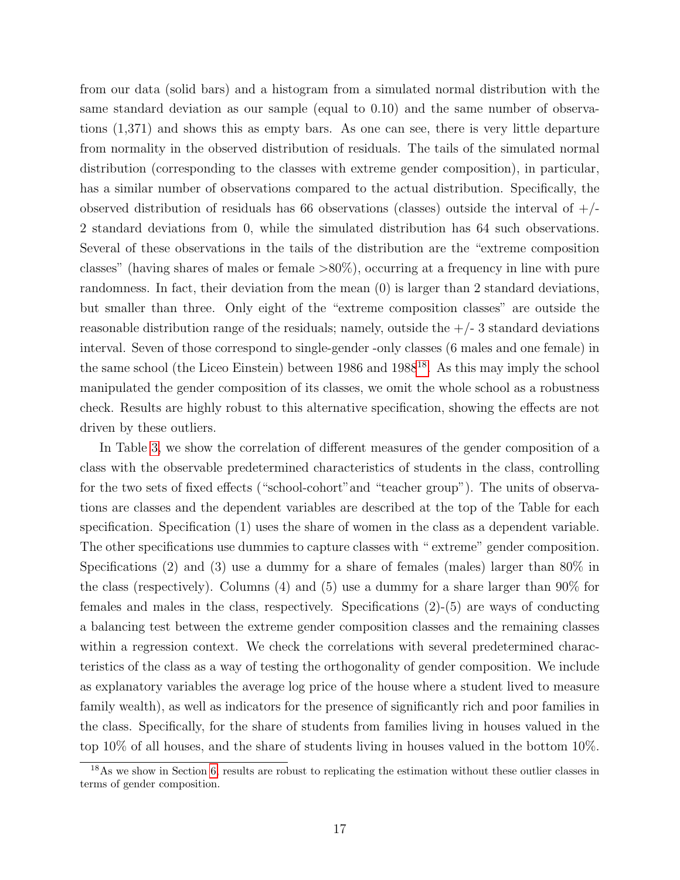from our data (solid bars) and a histogram from a simulated normal distribution with the same standard deviation as our sample (equal to 0.10) and the same number of observations (1,371) and shows this as empty bars. As one can see, there is very little departure from normality in the observed distribution of residuals. The tails of the simulated normal distribution (corresponding to the classes with extreme gender composition), in particular, has a similar number of observations compared to the actual distribution. Specifically, the observed distribution of residuals has 66 observations (classes) outside the interval of +/- 2 standard deviations from 0, while the simulated distribution has 64 such observations. Several of these observations in the tails of the distribution are the "extreme composition classes" (having shares of males or female >80%), occurring at a frequency in line with pure randomness. In fact, their deviation from the mean (0) is larger than 2 standard deviations, but smaller than three. Only eight of the "extreme composition classes" are outside the reasonable distribution range of the residuals; namely, outside the +/- 3 standard deviations interval. Seven of those correspond to single-gender -only classes (6 males and one female) in the same school (the Liceo Einstein) between 1986 and 1988[18]. As this may imply the school manipulated the gender composition of its classes, we omit the whole school as a robustness check. Results are highly robust to this alternative specification, showing the effects are not driven by these outliers.

In Table 3, we show the correlation of different measures of the gender composition of a class with the observable predetermined characteristics of students in the class, controlling for the two sets of fixed effects ("school-cohort"and "teacher group"). The units of observations are classes and the dependent variables are described at the top of the Table for each specification. Specification (1) uses the share of women in the class as a dependent variable. The other specifications use dummies to capture classes with " extreme" gender composition. Specifications (2) and (3) use a dummy for a share of females (males) larger than 80% in the class (respectively). Columns (4) and (5) use a dummy for a share larger than 90% for females and males in the class, respectively. Specifications (2)-(5) are ways of conducting a balancing test between the extreme gender composition classes and the remaining classes within a regression context. We check the correlations with several predetermined characteristics of the class as a way of testing the orthogonality of gender composition. We include as explanatory variables the average log price of the house where a student lived to measure family wealth), as well as indicators for the presence of significantly rich and poor families in the class. Specifically, for the share of students from families living in houses valued in the top 10% of all houses, and the share of students living in houses valued in the bottom 10%.

[18] As we show in Section 6, results are robust to replicating the estimation without these outlier classes in terms of gender composition.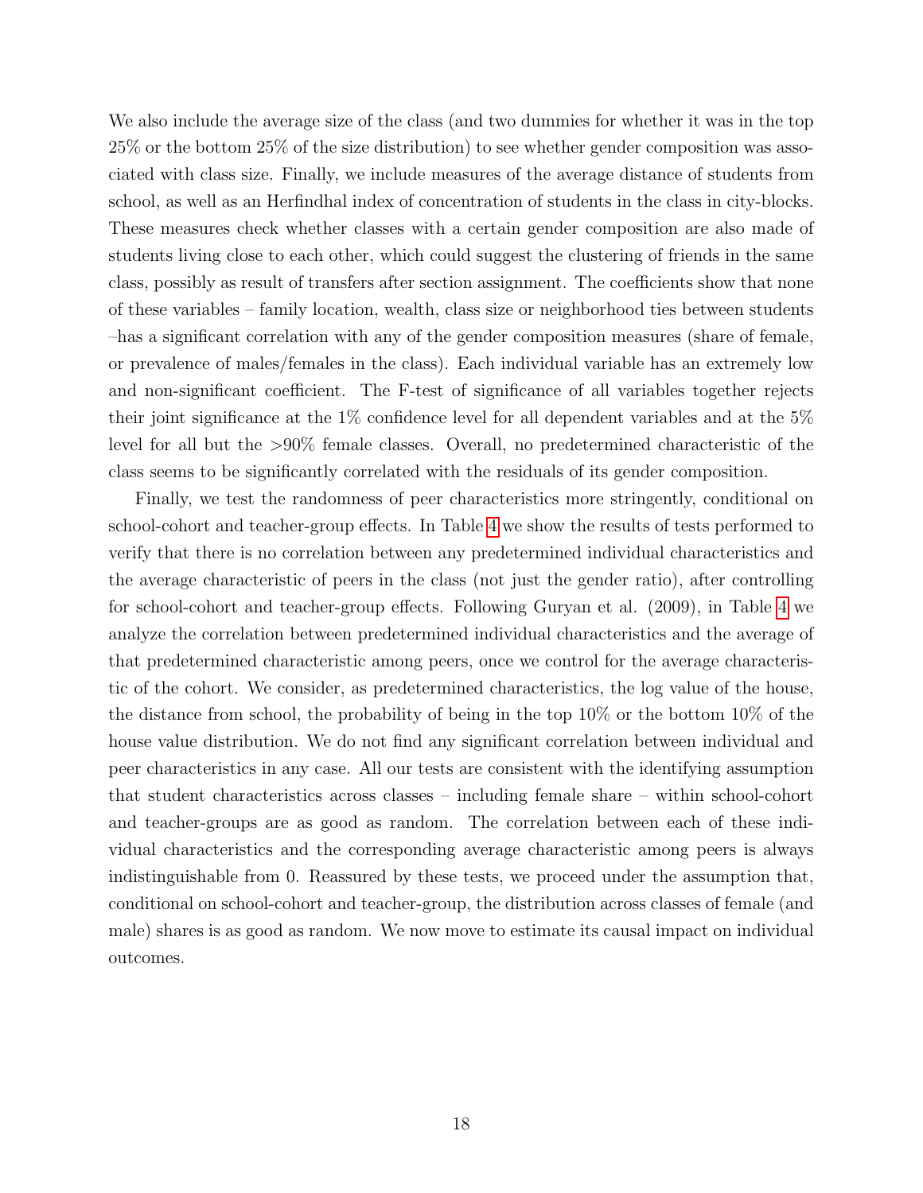We also include the average size of the class (and two dummies for whether it was in the top 25% or the bottom 25% of the size distribution) to see whether gender composition was associated with class size. Finally, we include measures of the average distance of students from school, as well as an Herfindhal index of concentration of students in the class in city-blocks. These measures check whether classes with a certain gender composition are also made of students living close to each other, which could suggest the clustering of friends in the same class, possibly as result of transfers after section assignment. The coefficients show that none of these variables – family location, wealth, class size or neighborhood ties between students –has a significant correlation with any of the gender composition measures (share of female, or prevalence of males/females in the class). Each individual variable has an extremely low and non-significant coefficient. The F-test of significance of all variables together rejects their joint significance at the 1% confidence level for all dependent variables and at the 5% level for all but the >90% female classes. Overall, no predetermined characteristic of the class seems to be significantly correlated with the residuals of its gender composition.

Finally, we test the randomness of peer characteristics more stringently, conditional on school-cohort and teacher-group effects. In Table 4 we show the results of tests performed to verify that there is no correlation between any predetermined individual characteristics and the average characteristic of peers in the class (not just the gender ratio), after controlling for school-cohort and teacher-group effects. Following Guryan et al. (2009), in Table 4 we analyze the correlation between predetermined individual characteristics and the average of that predetermined characteristic among peers, once we control for the average characteristic of the cohort. We consider, as predetermined characteristics, the log value of the house, the distance from school, the probability of being in the top 10% or the bottom 10% of the house value distribution. We do not find any significant correlation between individual and peer characteristics in any case. All our tests are consistent with the identifying assumption that student characteristics across classes – including female share – within school-cohort and teacher-groups are as good as random. The correlation between each of these individual characteristics and the corresponding average characteristic among peers is always indistinguishable from 0. Reassured by these tests, we proceed under the assumption that, conditional on school-cohort and teacher-group, the distribution across classes of female (and male) shares is as good as random. We now move to estimate its causal impact on individual outcomes.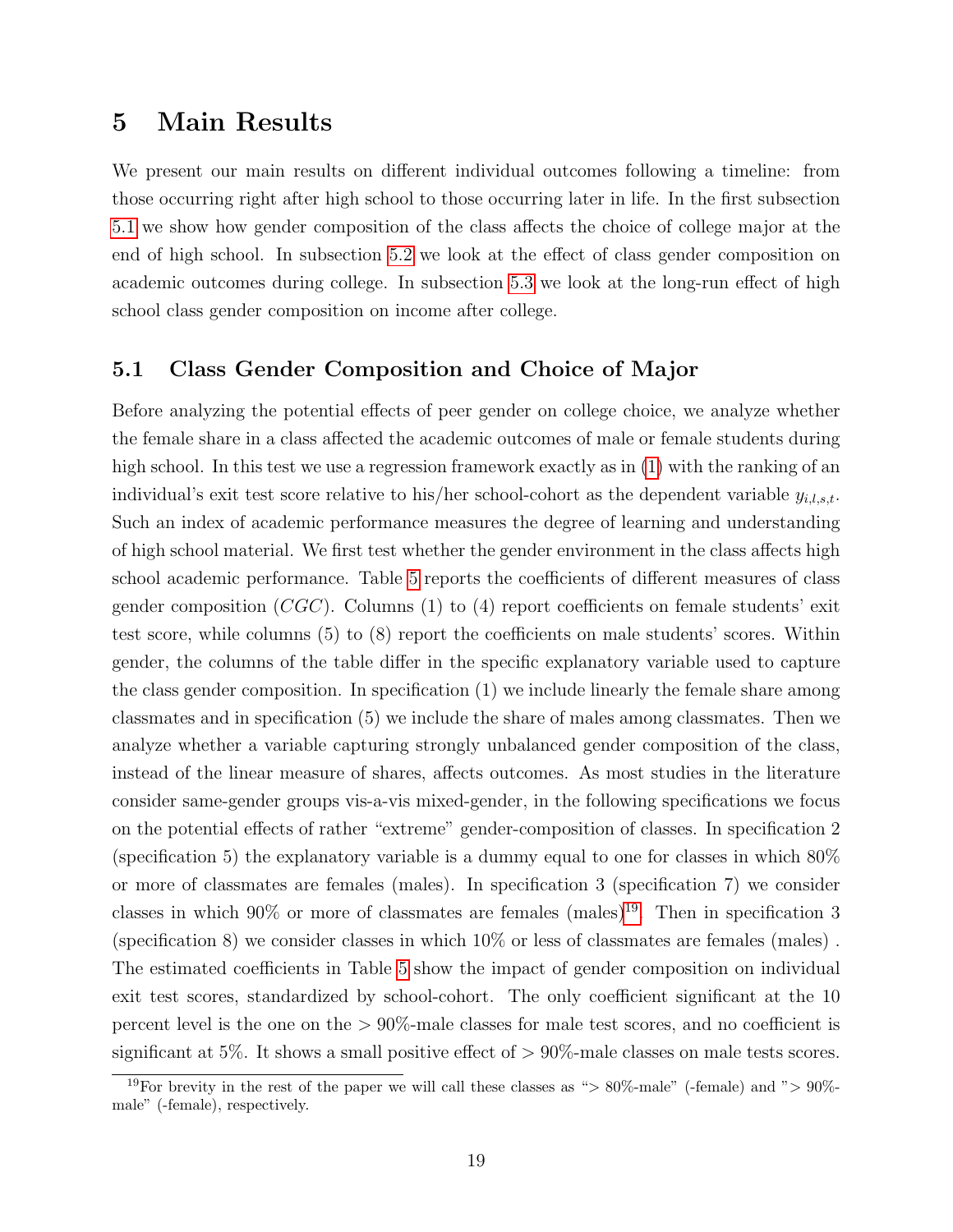# 5 Main Results

We present our main results on different individual outcomes following a timeline: from those occurring right after high school to those occurring later in life. In the first subsection 5.1 we show how gender composition of the class affects the choice of college major at the end of high school. In subsection 5.2 we look at the effect of class gender composition on academic outcomes during college. In subsection 5.3 we look at the long-run effect of high school class gender composition on income after college.

## 5.1 Class Gender Composition and Choice of Major

Before analyzing the potential effects of peer gender on college choice, we analyze whether the female share in a class affected the academic outcomes of male or female students during high school. In this test we use a regression framework exactly as in (1) with the ranking of an individual's exit test score relative to his/her school-cohort as the dependent variable $y_{i,l,s,t}$. Such an index of academic performance measures the degree of learning and understanding of high school material. We first test whether the gender environment in the class affects high school academic performance. Table 5 reports the coefficients of different measures of class gender composition ($CGC$). Columns (1) to (4) report coefficients on female students' exit test score, while columns (5) to (8) report the coefficients on male students' scores. Within gender, the columns of the table differ in the specific explanatory variable used to capture the class gender composition. In specification (1) we include linearly the female share among classmates and in specification (5) we include the share of males among classmates. Then we analyze whether a variable capturing strongly unbalanced gender composition of the class, instead of the linear measure of shares, affects outcomes. As most studies in the literature consider same-gender groups vis-a-vis mixed-gender, in the following specifications we focus on the potential effects of rather "extreme" gender-composition of classes. In specification 2 (specification 5) the explanatory variable is a dummy equal to one for classes in which 80% or more of classmates are females (males). In specification 3 (specification 7) we consider classes in which 90% or more of classmates are females (males)[19]. Then in specification 3 (specification 8) we consider classes in which 10% or less of classmates are females (males) . The estimated coefficients in Table 5 show the impact of gender composition on individual exit test scores, standardized by school-cohort. The only coefficient significant at the 10 percent level is the one on the $> 90\%$-male classes for male test scores, and no coefficient is significant at 5%. It shows a small positive effect of $> 90\%$-male classes on male tests scores.

[19]For brevity in the rest of the paper we will call these classes as "$> 80\%$-male" (-female) and "$> 90\%$-male" (-female), respectively.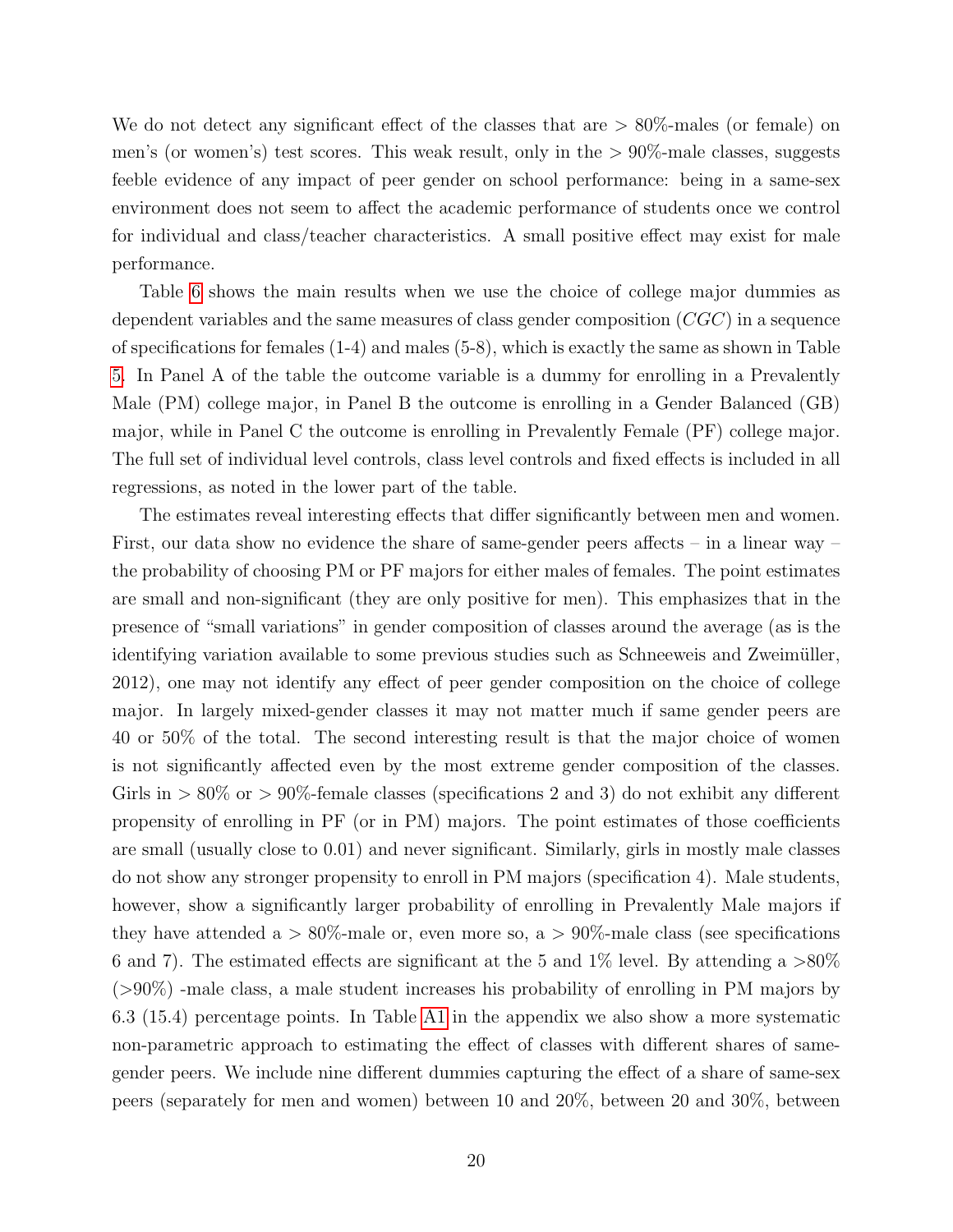We do not detect any significant effect of the classes that are > 80%-males (or female) on men's (or women's) test scores. This weak result, only in the > 90%-male classes, suggests feeble evidence of any impact of peer gender on school performance: being in a same-sex environment does not seem to affect the academic performance of students once we control for individual and class/teacher characteristics. A small positive effect may exist for male performance.

Table 6 shows the main results when we use the choice of college major dummies as dependent variables and the same measures of class gender composition ($CGC$) in a sequence of specifications for females (1-4) and males (5-8), which is exactly the same as shown in Table 5. In Panel A of the table the outcome variable is a dummy for enrolling in a Prevalently Male (PM) college major, in Panel B the outcome is enrolling in a Gender Balanced (GB) major, while in Panel C the outcome is enrolling in Prevalently Female (PF) college major. The full set of individual level controls, class level controls and fixed effects is included in all regressions, as noted in the lower part of the table.

The estimates reveal interesting effects that differ significantly between men and women. First, our data show no evidence the share of same-gender peers affects – in a linear way – the probability of choosing PM or PF majors for either males of females. The point estimates are small and non-significant (they are only positive for men). This emphasizes that in the presence of "small variations" in gender composition of classes around the average (as is the identifying variation available to some previous studies such as Schneeweis and Zweimüller, 2012), one may not identify any effect of peer gender composition on the choice of college major. In largely mixed-gender classes it may not matter much if same gender peers are 40 or 50% of the total. The second interesting result is that the major choice of women is not significantly affected even by the most extreme gender composition of the classes. Girls in > 80% or > 90%-female classes (specifications 2 and 3) do not exhibit any different propensity of enrolling in PF (or in PM) majors. The point estimates of those coefficients are small (usually close to 0.01) and never significant. Similarly, girls in mostly male classes do not show any stronger propensity to enroll in PM majors (specification 4). Male students, however, show a significantly larger probability of enrolling in Prevalently Male majors if they have attended a > 80%-male or, even more so, a > 90%-male class (see specifications 6 and 7). The estimated effects are significant at the 5 and 1% level. By attending a >80% (>90%) -male class, a male student increases his probability of enrolling in PM majors by 6.3 (15.4) percentage points. In Table A1 in the appendix we also show a more systematic non-parametric approach to estimating the effect of classes with different shares of same-gender peers. We include nine different dummies capturing the effect of a share of same-sex peers (separately for men and women) between 10 and 20%, between 20 and 30%, between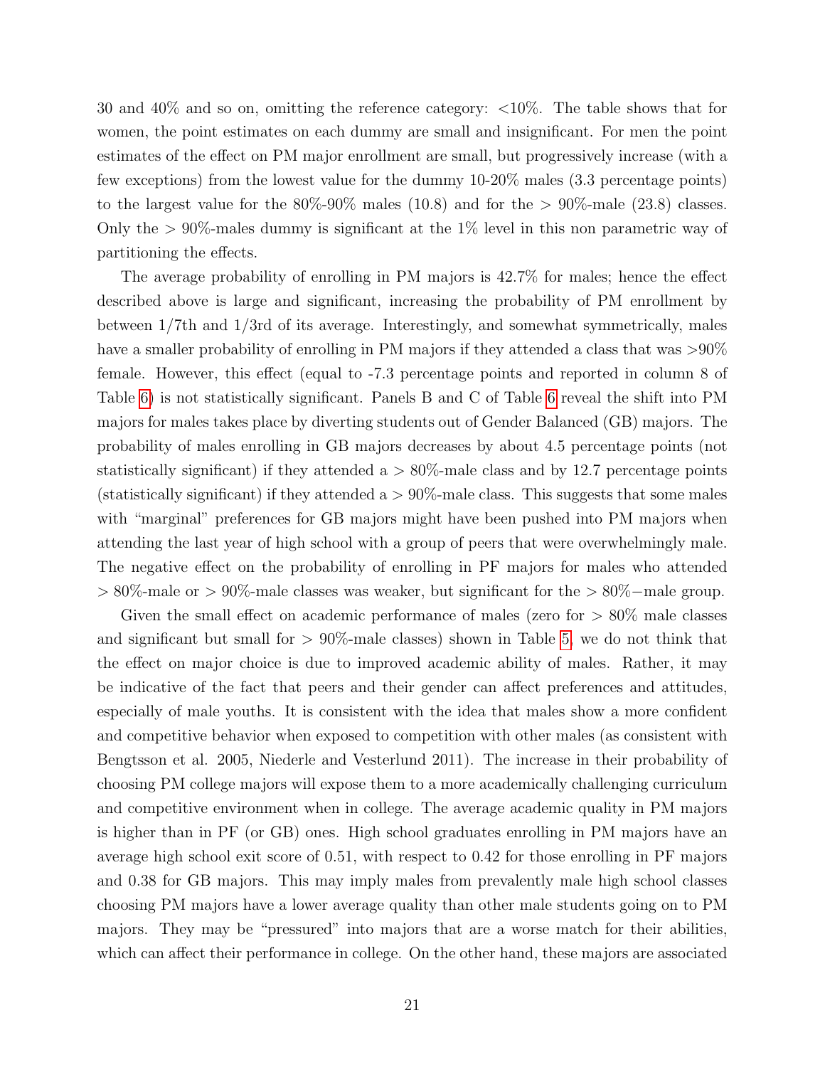30 and 40% and so on, omitting the reference category: <10%. The table shows that for women, the point estimates on each dummy are small and insignificant. For men the point estimates of the effect on PM major enrollment are small, but progressively increase (with a few exceptions) from the lowest value for the dummy 10-20% males (3.3 percentage points) to the largest value for the 80%-90% males (10.8) and for the > 90%-male (23.8) classes. Only the > 90%-males dummy is significant at the 1% level in this non parametric way of partitioning the effects.

The average probability of enrolling in PM majors is 42.7% for males; hence the effect described above is large and significant, increasing the probability of PM enrollment by between 1/7th and 1/3rd of its average. Interestingly, and somewhat symmetrically, males have a smaller probability of enrolling in PM majors if they attended a class that was >90% female. However, this effect (equal to -7.3 percentage points and reported in column 8 of Table 6) is not statistically significant. Panels B and C of Table 6 reveal the shift into PM majors for males takes place by diverting students out of Gender Balanced (GB) majors. The probability of males enrolling in GB majors decreases by about 4.5 percentage points (not statistically significant) if they attended a > 80%-male class and by 12.7 percentage points (statistically significant) if they attended a > 90%-male class. This suggests that some males with "marginal" preferences for GB majors might have been pushed into PM majors when attending the last year of high school with a group of peers that were overwhelmingly male. The negative effect on the probability of enrolling in PF majors for males who attended > 80%-male or > 90%-male classes was weaker, but significant for the > 80%−male group.

Given the small effect on academic performance of males (zero for > 80% male classes and significant but small for > 90%-male classes) shown in Table 5, we do not think that the effect on major choice is due to improved academic ability of males. Rather, it may be indicative of the fact that peers and their gender can affect preferences and attitudes, especially of male youths. It is consistent with the idea that males show a more confident and competitive behavior when exposed to competition with other males (as consistent with Bengtsson et al. 2005, Niederle and Vesterlund 2011). The increase in their probability of choosing PM college majors will expose them to a more academically challenging curriculum and competitive environment when in college. The average academic quality in PM majors is higher than in PF (or GB) ones. High school graduates enrolling in PM majors have an average high school exit score of 0.51, with respect to 0.42 for those enrolling in PF majors and 0.38 for GB majors. This may imply males from prevalently male high school classes choosing PM majors have a lower average quality than other male students going on to PM majors. They may be "pressured" into majors that are a worse match for their abilities, which can affect their performance in college. On the other hand, these majors are associated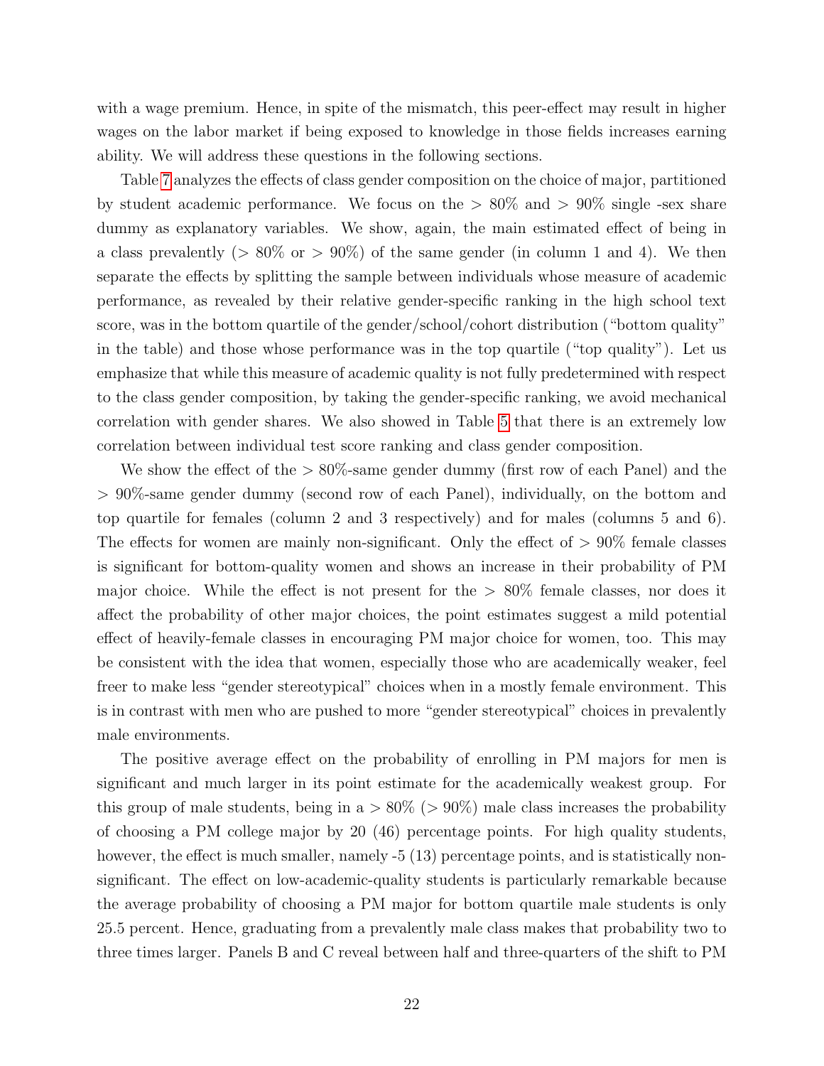with a wage premium. Hence, in spite of the mismatch, this peer-effect may result in higher wages on the labor market if being exposed to knowledge in those fields increases earning ability. We will address these questions in the following sections.

Table 7 analyzes the effects of class gender composition on the choice of major, partitioned by student academic performance. We focus on the > 80% and > 90% single -sex share dummy as explanatory variables. We show, again, the main estimated effect of being in a class prevalently (> 80% or > 90%) of the same gender (in column 1 and 4). We then separate the effects by splitting the sample between individuals whose measure of academic performance, as revealed by their relative gender-specific ranking in the high school text score, was in the bottom quartile of the gender/school/cohort distribution ("bottom quality" in the table) and those whose performance was in the top quartile ("top quality"). Let us emphasize that while this measure of academic quality is not fully predetermined with respect to the class gender composition, by taking the gender-specific ranking, we avoid mechanical correlation with gender shares. We also showed in Table 5 that there is an extremely low correlation between individual test score ranking and class gender composition.

We show the effect of the > 80%-same gender dummy (first row of each Panel) and the > 90%-same gender dummy (second row of each Panel), individually, on the bottom and top quartile for females (column 2 and 3 respectively) and for males (columns 5 and 6). The effects for women are mainly non-significant. Only the effect of > 90% female classes is significant for bottom-quality women and shows an increase in their probability of PM major choice. While the effect is not present for the > 80% female classes, nor does it affect the probability of other major choices, the point estimates suggest a mild potential effect of heavily-female classes in encouraging PM major choice for women, too. This may be consistent with the idea that women, especially those who are academically weaker, feel freer to make less "gender stereotypical" choices when in a mostly female environment. This is in contrast with men who are pushed to more "gender stereotypical" choices in prevalently male environments.

The positive average effect on the probability of enrolling in PM majors for men is significant and much larger in its point estimate for the academically weakest group. For this group of male students, being in a > 80% (> 90%) male class increases the probability of choosing a PM college major by 20 (46) percentage points. For high quality students, however, the effect is much smaller, namely -5 (13) percentage points, and is statistically non-significant. The effect on low-academic-quality students is particularly remarkable because the average probability of choosing a PM major for bottom quartile male students is only 25.5 percent. Hence, graduating from a prevalently male class makes that probability two to three times larger. Panels B and C reveal between half and three-quarters of the shift to PM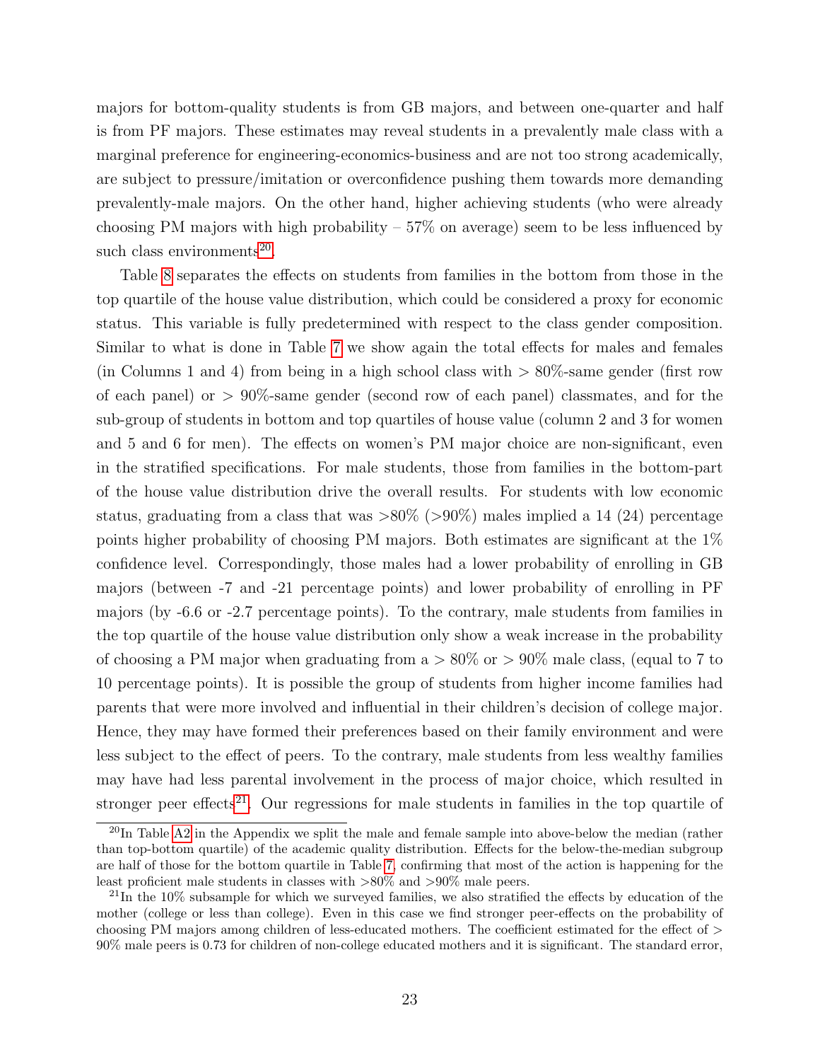majors for bottom-quality students is from GB majors, and between one-quarter and half is from PF majors. These estimates may reveal students in a prevalently male class with a marginal preference for engineering-economics-business and are not too strong academically, are subject to pressure/imitation or overconfidence pushing them towards more demanding prevalently-male majors. On the other hand, higher achieving students (who were already choosing PM majors with high probability – 57% on average) seem to be less influenced by such class environments[20].

Table 8 separates the effects on students from families in the bottom from those in the top quartile of the house value distribution, which could be considered a proxy for economic status. This variable is fully predetermined with respect to the class gender composition. Similar to what is done in Table 7 we show again the total effects for males and females (in Columns 1 and 4) from being in a high school class with $>80\%$-same gender (first row of each panel) or $>90\%$-same gender (second row of each panel) classmates, and for the sub-group of students in bottom and top quartiles of house value (column 2 and 3 for women and 5 and 6 for men). The effects on women's PM major choice are non-significant, even in the stratified specifications. For male students, those from families in the bottom-part of the house value distribution drive the overall results. For students with low economic status, graduating from a class that was $>80\%$ ($>90\%$) males implied a 14 (24) percentage points higher probability of choosing PM majors. Both estimates are significant at the 1% confidence level. Correspondingly, those males had a lower probability of enrolling in GB majors (between -7 and -21 percentage points) and lower probability of enrolling in PF majors (by -6.6 or -2.7 percentage points). To the contrary, male students from families in the top quartile of the house value distribution only show a weak increase in the probability of choosing a PM major when graduating from a $>80\%$ or $>90\%$ male class, (equal to 7 to 10 percentage points). It is possible the group of students from higher income families had parents that were more involved and influential in their children's decision of college major. Hence, they may have formed their preferences based on their family environment and were less subject to the effect of peers. To the contrary, male students from less wealthy families may have had less parental involvement in the process of major choice, which resulted in stronger peer effects[21]. Our regressions for male students in families in the top quartile of

[20] In Table A2 in the Appendix we split the male and female sample into above-below the median (rather than top-bottom quartile) of the academic quality distribution. Effects for the below-the-median subgroup are half of those for the bottom quartile in Table 7, confirming that most of the action is happening for the least proficient male students in classes with $>80\%$ and $>90\%$ male peers.

[21] In the 10% subsample for which we surveyed families, we also stratified the effects by education of the mother (college or less than college). Even in this case we find stronger peer-effects on the probability of choosing PM majors among children of less-educated mothers. The coefficient estimated for the effect of $>90\%$ male peers is 0.73 for children of non-college educated mothers and it is significant. The standard error,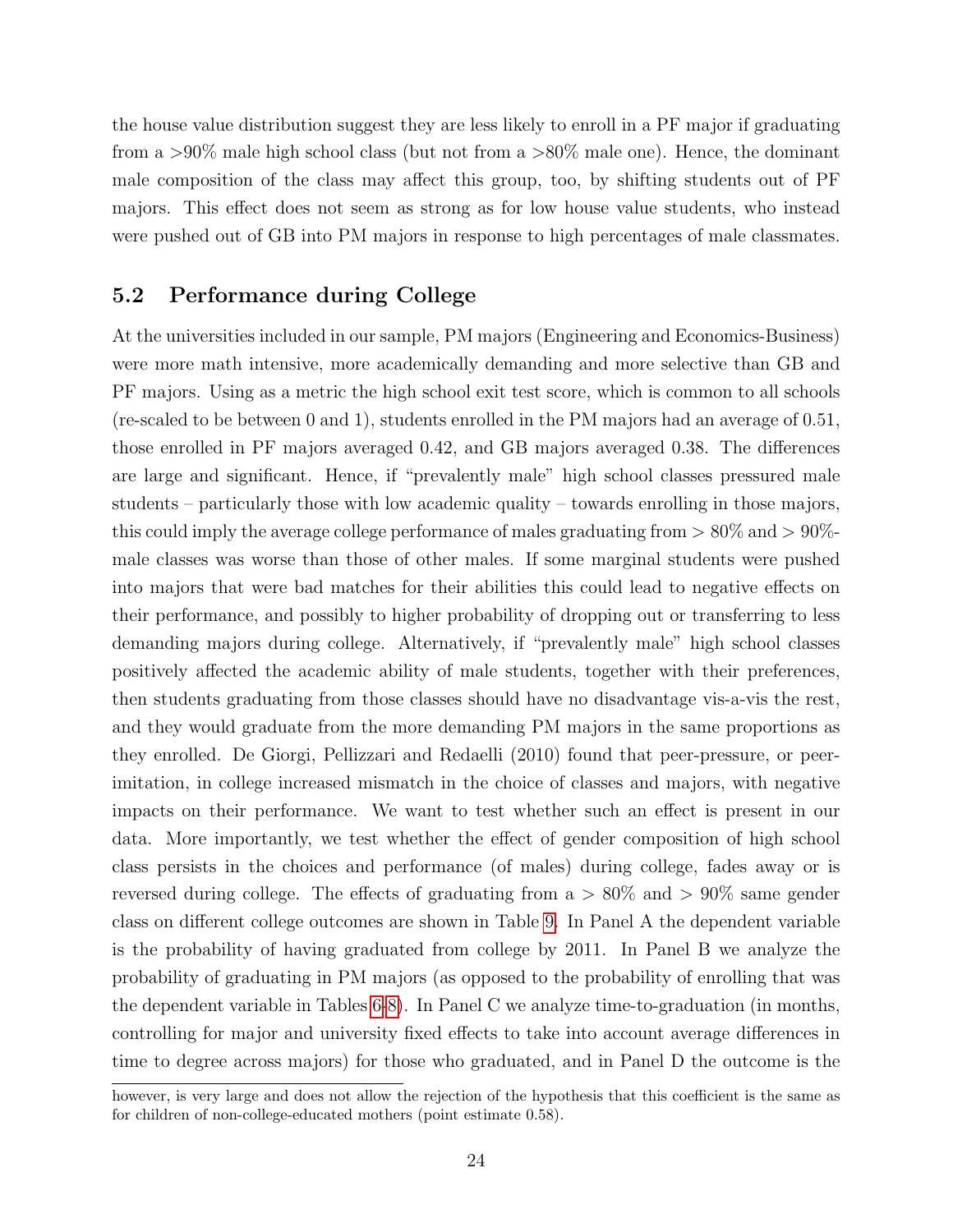the house value distribution suggest they are less likely to enroll in a PF major if graduating from a >90% male high school class (but not from a >80% male one). Hence, the dominant male composition of the class may affect this group, too, by shifting students out of PF majors. This effect does not seem as strong as for low house value students, who instead were pushed out of GB into PM majors in response to high percentages of male classmates.

## 5.2 Performance during College

At the universities included in our sample, PM majors (Engineering and Economics-Business) were more math intensive, more academically demanding and more selective than GB and PF majors. Using as a metric the high school exit test score, which is common to all schools (re-scaled to be between 0 and 1), students enrolled in the PM majors had an average of 0.51, those enrolled in PF majors averaged 0.42, and GB majors averaged 0.38. The differences are large and significant. Hence, if "prevalently male" high school classes pressured male students – particularly those with low academic quality – towards enrolling in those majors, this could imply the average college performance of males graduating from > 80% and > 90%-male classes was worse than those of other males. If some marginal students were pushed into majors that were bad matches for their abilities this could lead to negative effects on their performance, and possibly to higher probability of dropping out or transferring to less demanding majors during college. Alternatively, if "prevalently male" high school classes positively affected the academic ability of male students, together with their preferences, then students graduating from those classes should have no disadvantage vis-a-vis the rest, and they would graduate from the more demanding PM majors in the same proportions as they enrolled. De Giorgi, Pellizzari and Redaelli (2010) found that peer-pressure, or peer-imitation, in college increased mismatch in the choice of classes and majors, with negative impacts on their performance. We want to test whether such an effect is present in our data. More importantly, we test whether the effect of gender composition of high school class persists in the choices and performance (of males) during college, fades away or is reversed during college. The effects of graduating from a > 80% and > 90% same gender class on different college outcomes are shown in Table 9. In Panel A the dependent variable is the probability of having graduated from college by 2011. In Panel B we analyze the probability of graduating in PM majors (as opposed to the probability of enrolling that was the dependent variable in Tables 6-8). In Panel C we analyze time-to-graduation (in months, controlling for major and university fixed effects to take into account average differences in time to degree across majors) for those who graduated, and in Panel D the outcome is the

however, is very large and does not allow the rejection of the hypothesis that this coefficient is the same as for children of non-college-educated mothers (point estimate 0.58).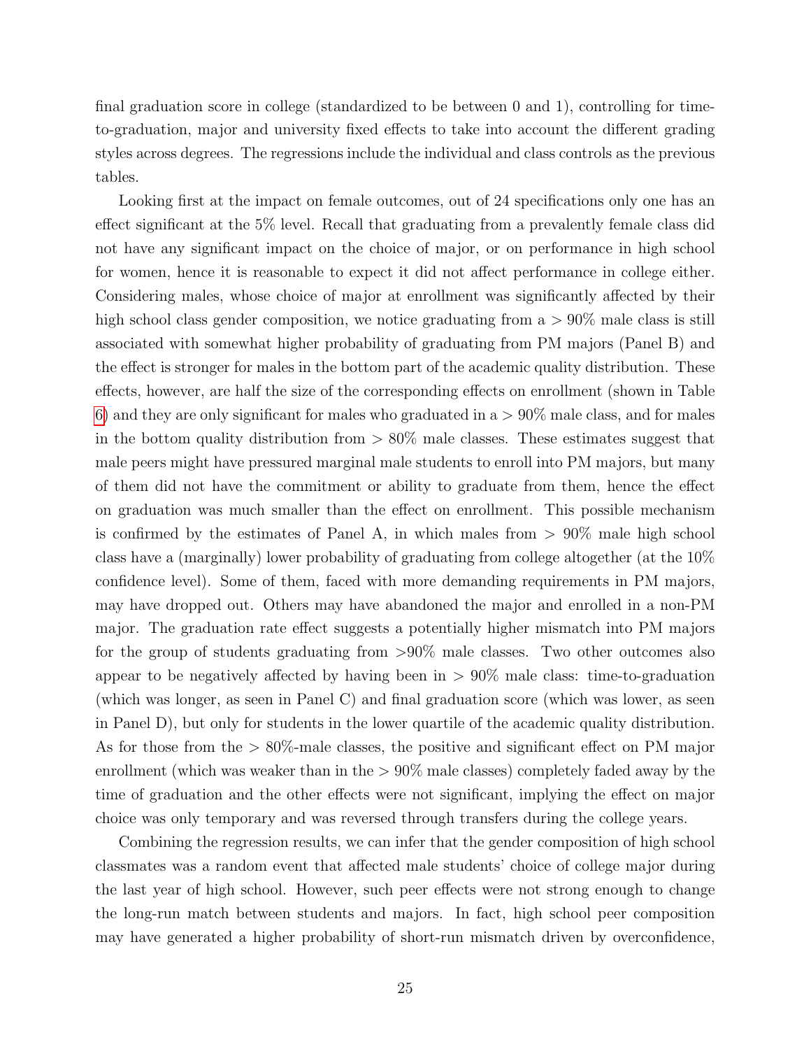final graduation score in college (standardized to be between 0 and 1), controlling for time-to-graduation, major and university fixed effects to take into account the different grading styles across degrees. The regressions include the individual and class controls as the previous tables.

Looking first at the impact on female outcomes, out of 24 specifications only one has an effect significant at the 5% level. Recall that graduating from a prevalently female class did not have any significant impact on the choice of major, or on performance in high school for women, hence it is reasonable to expect it did not affect performance in college either. Considering males, whose choice of major at enrollment was significantly affected by their high school class gender composition, we notice graduating from a $> 90\%$ male class is still associated with somewhat higher probability of graduating from PM majors (Panel B) and the effect is stronger for males in the bottom part of the academic quality distribution. These effects, however, are half the size of the corresponding effects on enrollment (shown in Table 6) and they are only significant for males who graduated in a $> 90\%$ male class, and for males in the bottom quality distribution from $> 80\%$ male classes. These estimates suggest that male peers might have pressured marginal male students to enroll into PM majors, but many of them did not have the commitment or ability to graduate from them, hence the effect on graduation was much smaller than the effect on enrollment. This possible mechanism is confirmed by the estimates of Panel A, in which males from $> 90\%$ male high school class have a (marginally) lower probability of graduating from college altogether (at the 10% confidence level). Some of them, faced with more demanding requirements in PM majors, may have dropped out. Others may have abandoned the major and enrolled in a non-PM major. The graduation rate effect suggests a potentially higher mismatch into PM majors for the group of students graduating from $>90\%$ male classes. Two other outcomes also appear to be negatively affected by having been in $> 90\%$ male class: time-to-graduation (which was longer, as seen in Panel C) and final graduation score (which was lower, as seen in Panel D), but only for students in the lower quartile of the academic quality distribution. As for those from the $> 80\%$-male classes, the positive and significant effect on PM major enrollment (which was weaker than in the $> 90\%$ male classes) completely faded away by the time of graduation and the other effects were not significant, implying the effect on major choice was only temporary and was reversed through transfers during the college years.

Combining the regression results, we can infer that the gender composition of high school classmates was a random event that affected male students' choice of college major during the last year of high school. However, such peer effects were not strong enough to change the long-run match between students and majors. In fact, high school peer composition may have generated a higher probability of short-run mismatch driven by overconfidence,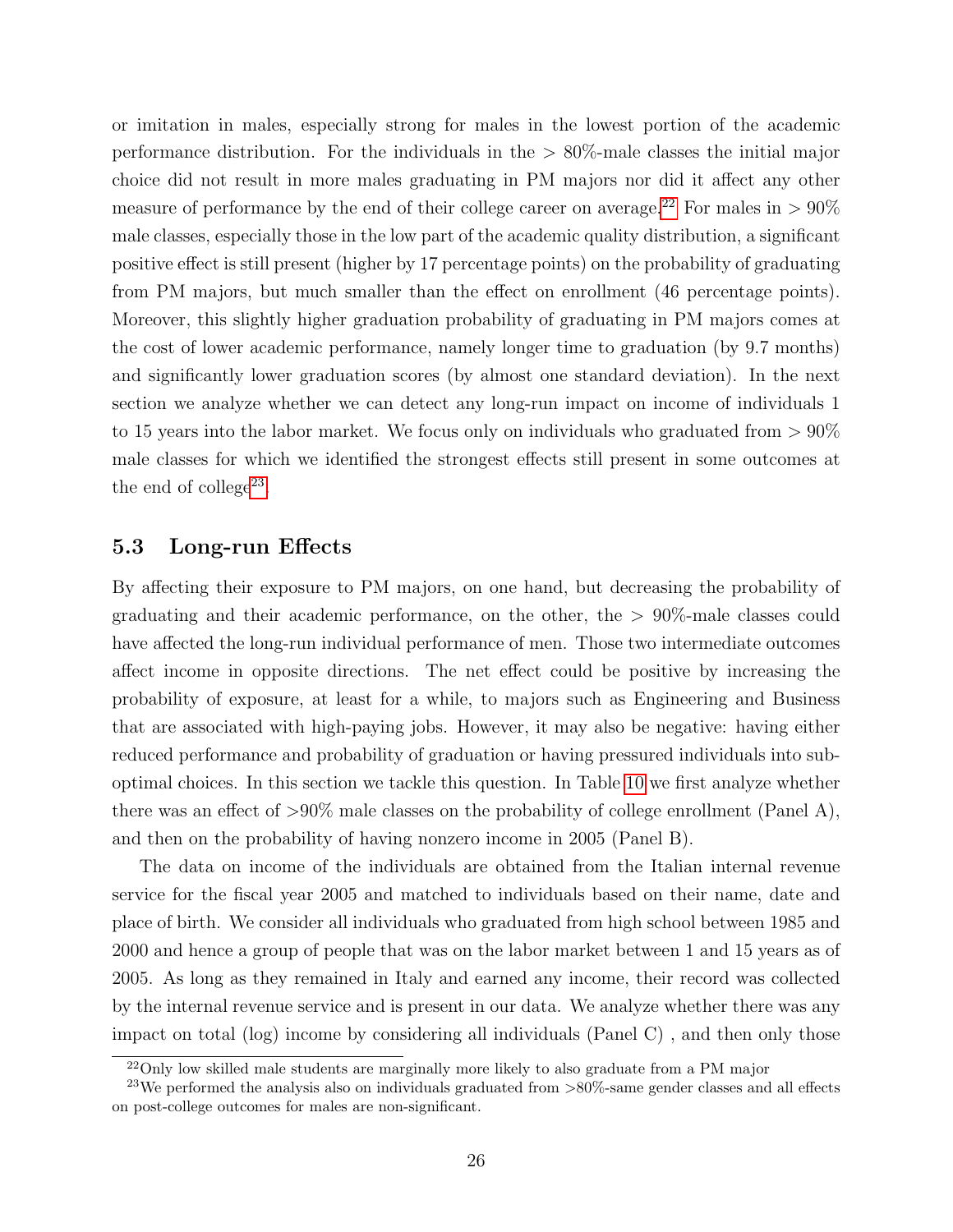or imitation in males, especially strong for males in the lowest portion of the academic performance distribution. For the individuals in the $> 80\%$-male classes the initial major choice did not result in more males graduating in PM majors nor did it affect any other measure of performance by the end of their college career on average.[22] For males in $> 90\%$ male classes, especially those in the low part of the academic quality distribution, a significant positive effect is still present (higher by 17 percentage points) on the probability of graduating from PM majors, but much smaller than the effect on enrollment (46 percentage points). Moreover, this slightly higher graduation probability of graduating in PM majors comes at the cost of lower academic performance, namely longer time to graduation (by 9.7 months) and significantly lower graduation scores (by almost one standard deviation). In the next section we analyze whether we can detect any long-run impact on income of individuals 1 to 15 years into the labor market. We focus only on individuals who graduated from $> 90\%$ male classes for which we identified the strongest effects still present in some outcomes at the end of college[23].

### 5.3 Long-run Effects

By affecting their exposure to PM majors, on one hand, but decreasing the probability of graduating and their academic performance, on the other, the $> 90\%$-male classes could have affected the long-run individual performance of men. Those two intermediate outcomes affect income in opposite directions. The net effect could be positive by increasing the probability of exposure, at least for a while, to majors such as Engineering and Business that are associated with high-paying jobs. However, it may also be negative: having either reduced performance and probability of graduation or having pressured individuals into sub-optimal choices. In this section we tackle this question. In Table 10 we first analyze whether there was an effect of $>90\%$ male classes on the probability of college enrollment (Panel A), and then on the probability of having nonzero income in 2005 (Panel B).

The data on income of the individuals are obtained from the Italian internal revenue service for the fiscal year 2005 and matched to individuals based on their name, date and place of birth. We consider all individuals who graduated from high school between 1985 and 2000 and hence a group of people that was on the labor market between 1 and 15 years as of 2005. As long as they remained in Italy and earned any income, their record was collected by the internal revenue service and is present in our data. We analyze whether there was any impact on total (log) income by considering all individuals (Panel C) , and then only those

[22] Only low skilled male students are marginally more likely to also graduate from a PM major

[23] We performed the analysis also on individuals graduated from $>80\%$-same gender classes and all effects on post-college outcomes for males are non-significant.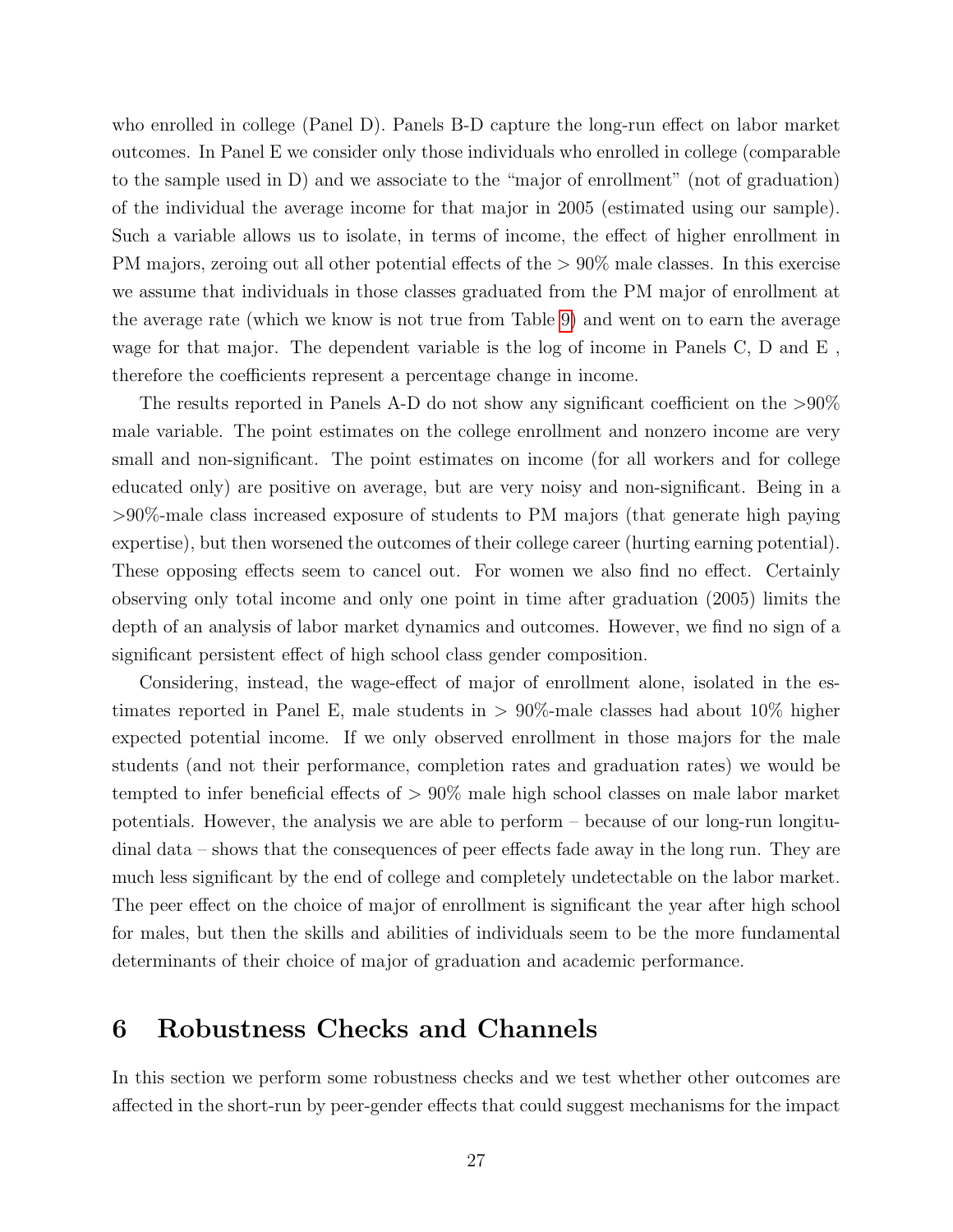who enrolled in college (Panel D). Panels B-D capture the long-run effect on labor market outcomes. In Panel E we consider only those individuals who enrolled in college (comparable to the sample used in D) and we associate to the "major of enrollment" (not of graduation) of the individual the average income for that major in 2005 (estimated using our sample). Such a variable allows us to isolate, in terms of income, the effect of higher enrollment in PM majors, zeroing out all other potential effects of the $> 90\%$ male classes. In this exercise we assume that individuals in those classes graduated from the PM major of enrollment at the average rate (which we know is not true from Table 9) and went on to earn the average wage for that major. The dependent variable is the log of income in Panels C, D and E , therefore the coefficients represent a percentage change in income.

The results reported in Panels A-D do not show any significant coefficient on the $>90\%$ male variable. The point estimates on the college enrollment and nonzero income are very small and non-significant. The point estimates on income (for all workers and for college educated only) are positive on average, but are very noisy and non-significant. Being in a $>90\%$-male class increased exposure of students to PM majors (that generate high paying expertise), but then worsened the outcomes of their college career (hurting earning potential). These opposing effects seem to cancel out. For women we also find no effect. Certainly observing only total income and only one point in time after graduation (2005) limits the depth of an analysis of labor market dynamics and outcomes. However, we find no sign of a significant persistent effect of high school class gender composition.

Considering, instead, the wage-effect of major of enrollment alone, isolated in the estimates reported in Panel E, male students in $> 90\%$-male classes had about 10% higher expected potential income. If we only observed enrollment in those majors for the male students (and not their performance, completion rates and graduation rates) we would be tempted to infer beneficial effects of $> 90\%$ male high school classes on male labor market potentials. However, the analysis we are able to perform – because of our long-run longitudinal data – shows that the consequences of peer effects fade away in the long run. They are much less significant by the end of college and completely undetectable on the labor market. The peer effect on the choice of major of enrollment is significant the year after high school for males, but then the skills and abilities of individuals seem to be the more fundamental determinants of their choice of major of graduation and academic performance.

# 6 Robustness Checks and Channels

In this section we perform some robustness checks and we test whether other outcomes are affected in the short-run by peer-gender effects that could suggest mechanisms for the impact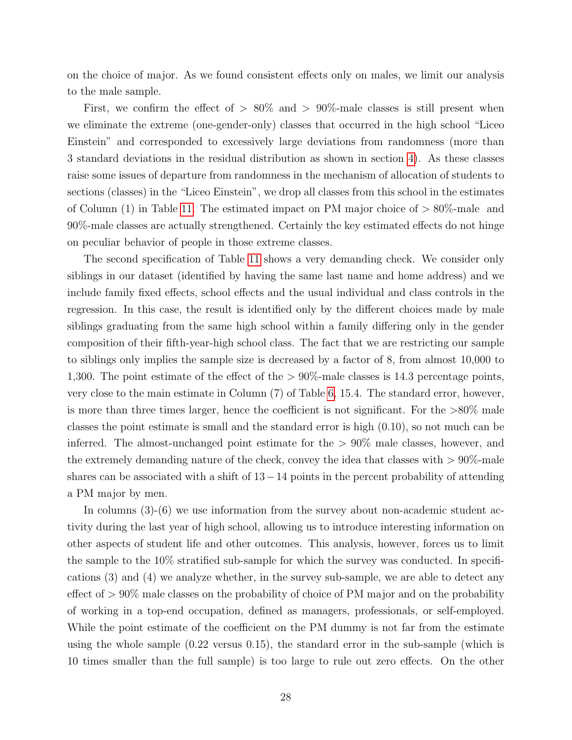on the choice of major. As we found consistent effects only on males, we limit our analysis to the male sample.

First, we confirm the effect of $> 80\%$ and $> 90\%$-male classes is still present when we eliminate the extreme (one-gender-only) classes that occurred in the high school "Liceo Einstein" and corresponded to excessively large deviations from randomness (more than 3 standard deviations in the residual distribution as shown in section 4). As these classes raise some issues of departure from randomness in the mechanism of allocation of students to sections (classes) in the "Liceo Einstein", we drop all classes from this school in the estimates of Column (1) in Table 11. The estimated impact on PM major choice of $> 80\%$-male and 90%-male classes are actually strengthened. Certainly the key estimated effects do not hinge on peculiar behavior of people in those extreme classes.

The second specification of Table 11 shows a very demanding check. We consider only siblings in our dataset (identified by having the same last name and home address) and we include family fixed effects, school effects and the usual individual and class controls in the regression. In this case, the result is identified only by the different choices made by male siblings graduating from the same high school within a family differing only in the gender composition of their fifth-year-high school class. The fact that we are restricting our sample to siblings only implies the sample size is decreased by a factor of 8, from almost 10,000 to 1,300. The point estimate of the effect of the $> 90\%$-male classes is 14.3 percentage points, very close to the main estimate in Column (7) of Table 6, 15.4. The standard error, however, is more than three times larger, hence the coefficient is not significant. For the $>80\%$ male classes the point estimate is small and the standard error is high (0.10), so not much can be inferred. The almost-unchanged point estimate for the $> 90\%$ male classes, however, and the extremely demanding nature of the check, convey the idea that classes with $> 90\%$-male shares can be associated with a shift of $13-14$ points in the percent probability of attending a PM major by men.

In columns (3)-(6) we use information from the survey about non-academic student activity during the last year of high school, allowing us to introduce interesting information on other aspects of student life and other outcomes. This analysis, however, forces us to limit the sample to the 10% stratified sub-sample for which the survey was conducted. In specifications (3) and (4) we analyze whether, in the survey sub-sample, we are able to detect any effect of $> 90\%$ male classes on the probability of choice of PM major and on the probability of working in a top-end occupation, defined as managers, professionals, or self-employed. While the point estimate of the coefficient on the PM dummy is not far from the estimate using the whole sample (0.22 versus 0.15), the standard error in the sub-sample (which is 10 times smaller than the full sample) is too large to rule out zero effects. On the other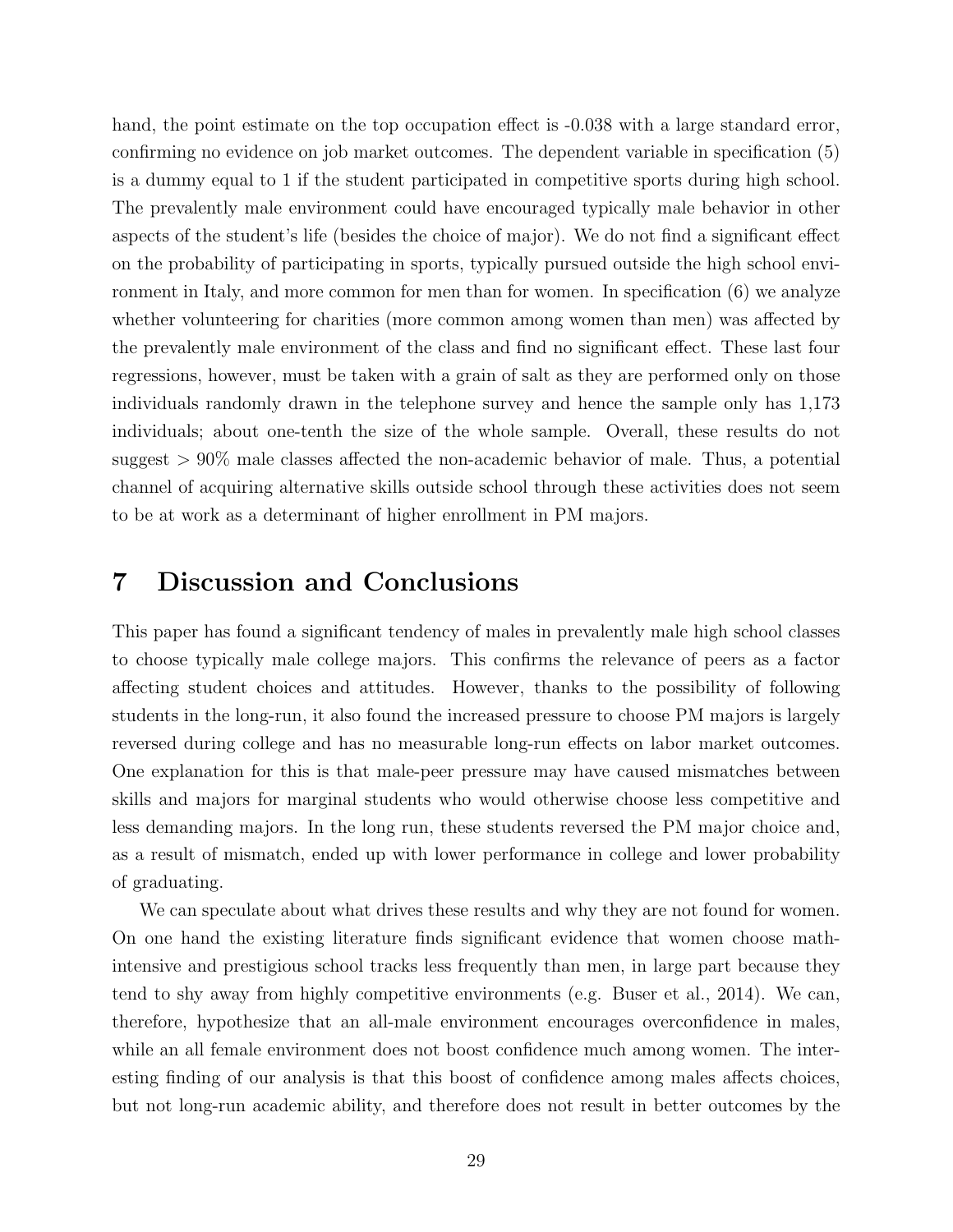hand, the point estimate on the top occupation effect is -0.038 with a large standard error, confirming no evidence on job market outcomes. The dependent variable in specification (5) is a dummy equal to 1 if the student participated in competitive sports during high school. The prevalently male environment could have encouraged typically male behavior in other aspects of the student's life (besides the choice of major). We do not find a significant effect on the probability of participating in sports, typically pursued outside the high school environment in Italy, and more common for men than for women. In specification (6) we analyze whether volunteering for charities (more common among women than men) was affected by the prevalently male environment of the class and find no significant effect. These last four regressions, however, must be taken with a grain of salt as they are performed only on those individuals randomly drawn in the telephone survey and hence the sample only has 1,173 individuals; about one-tenth the size of the whole sample. Overall, these results do not suggest $> 90\%$ male classes affected the non-academic behavior of male. Thus, a potential channel of acquiring alternative skills outside school through these activities does not seem to be at work as a determinant of higher enrollment in PM majors.

# 7 Discussion and Conclusions

This paper has found a significant tendency of males in prevalently male high school classes to choose typically male college majors. This confirms the relevance of peers as a factor affecting student choices and attitudes. However, thanks to the possibility of following students in the long-run, it also found the increased pressure to choose PM majors is largely reversed during college and has no measurable long-run effects on labor market outcomes. One explanation for this is that male-peer pressure may have caused mismatches between skills and majors for marginal students who would otherwise choose less competitive and less demanding majors. In the long run, these students reversed the PM major choice and, as a result of mismatch, ended up with lower performance in college and lower probability of graduating.

We can speculate about what drives these results and why they are not found for women. On one hand the existing literature finds significant evidence that women choose math-intensive and prestigious school tracks less frequently than men, in large part because they tend to shy away from highly competitive environments (e.g. Buser et al., 2014). We can, therefore, hypothesize that an all-male environment encourages overconfidence in males, while an all female environment does not boost confidence much among women. The interesting finding of our analysis is that this boost of confidence among males affects choices, but not long-run academic ability, and therefore does not result in better outcomes by the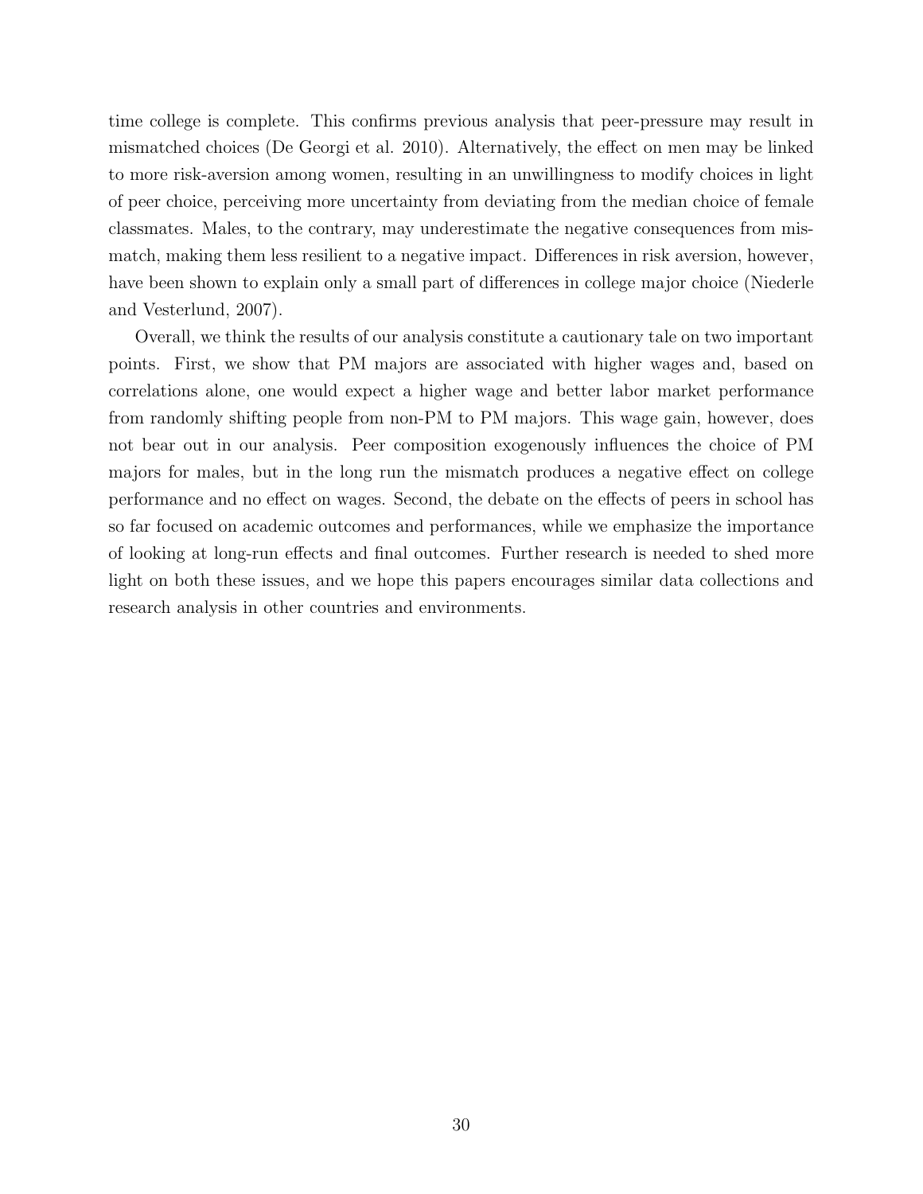time college is complete. This confirms previous analysis that peer-pressure may result in mismatched choices (De Georgi et al. 2010). Alternatively, the effect on men may be linked to more risk-aversion among women, resulting in an unwillingness to modify choices in light of peer choice, perceiving more uncertainty from deviating from the median choice of female classmates. Males, to the contrary, may underestimate the negative consequences from mismatch, making them less resilient to a negative impact. Differences in risk aversion, however, have been shown to explain only a small part of differences in college major choice (Niederle and Vesterlund, 2007).

Overall, we think the results of our analysis constitute a cautionary tale on two important points. First, we show that PM majors are associated with higher wages and, based on correlations alone, one would expect a higher wage and better labor market performance from randomly shifting people from non-PM to PM majors. This wage gain, however, does not bear out in our analysis. Peer composition exogenously influences the choice of PM majors for males, but in the long run the mismatch produces a negative effect on college performance and no effect on wages. Second, the debate on the effects of peers in school has so far focused on academic outcomes and performances, while we emphasize the importance of looking at long-run effects and final outcomes. Further research is needed to shed more light on both these issues, and we hope this papers encourages similar data collections and research analysis in other countries and environments.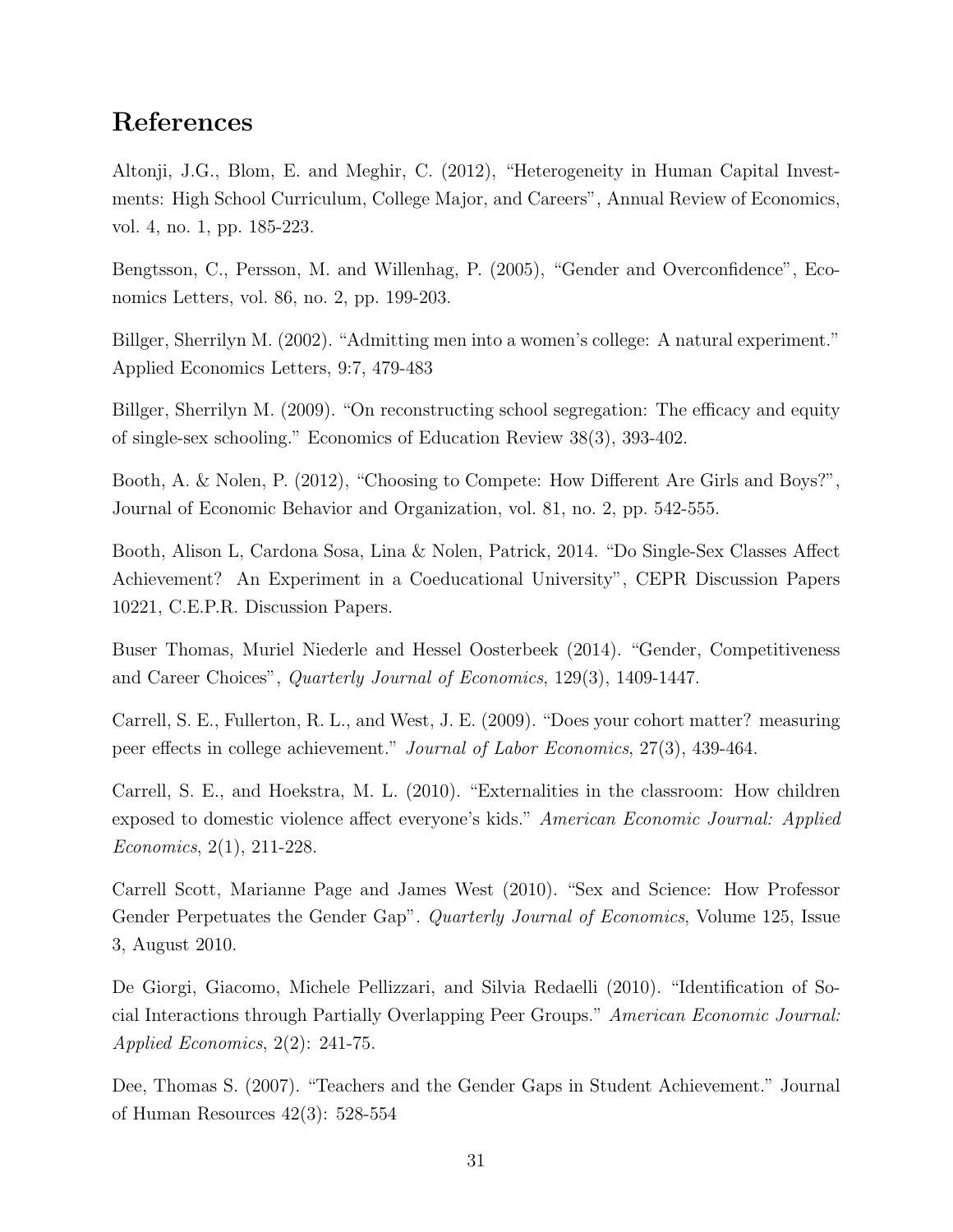## References

Altonji, J.G., Blom, E. and Meghir, C. (2012), "Heterogeneity in Human Capital Investments: High School Curriculum, College Major, and Careers", Annual Review of Economics, vol. 4, no. 1, pp. 185-223.

Bengtsson, C., Persson, M. and Willenhag, P. (2005), "Gender and Overconfidence", Economics Letters, vol. 86, no. 2, pp. 199-203.

Billger, Sherrilyn M. (2002). "Admitting men into a women's college: A natural experiment." Applied Economics Letters, 9:7, 479-483

Billger, Sherrilyn M. (2009). "On reconstructing school segregation: The efficacy and equity of single-sex schooling." Economics of Education Review 38(3), 393-402.

Booth, A. & Nolen, P. (2012), "Choosing to Compete: How Different Are Girls and Boys?", Journal of Economic Behavior and Organization, vol. 81, no. 2, pp. 542-555.

Booth, Alison L, Cardona Sosa, Lina & Nolen, Patrick, 2014. "Do Single-Sex Classes Affect Achievement? An Experiment in a Coeducational University", CEPR Discussion Papers 10221, C.E.P.R. Discussion Papers.

Buser Thomas, Muriel Niederle and Hessel Oosterbeek (2014). "Gender, Competitiveness and Career Choices", *Quarterly Journal of Economics*, 129(3), 1409-1447.

Carrell, S. E., Fullerton, R. L., and West, J. E. (2009). "Does your cohort matter? measuring peer effects in college achievement." *Journal of Labor Economics*, 27(3), 439-464.

Carrell, S. E., and Hoekstra, M. L. (2010). "Externalities in the classroom: How children exposed to domestic violence affect everyone's kids." *American Economic Journal: Applied Economics*, 2(1), 211-228.

Carrell Scott, Marianne Page and James West (2010). "Sex and Science: How Professor Gender Perpetuates the Gender Gap". *Quarterly Journal of Economics*, Volume 125, Issue 3, August 2010.

De Giorgi, Giacomo, Michele Pellizzari, and Silvia Redaelli (2010). "Identification of Social Interactions through Partially Overlapping Peer Groups." *American Economic Journal: Applied Economics*, 2(2): 241-75.

Dee, Thomas S. (2007). "Teachers and the Gender Gaps in Student Achievement." Journal of Human Resources 42(3): 528-554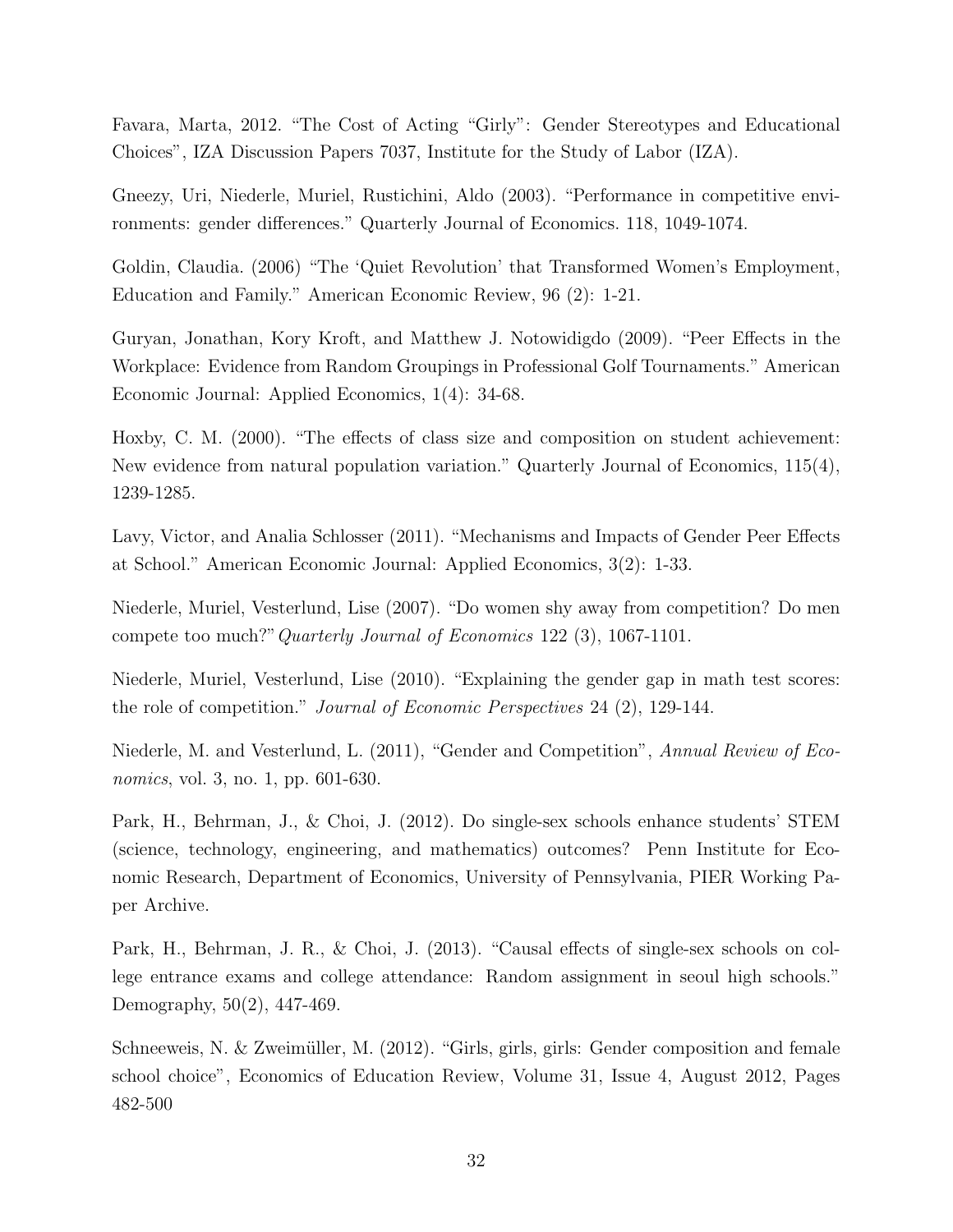Favara, Marta, 2012. "The Cost of Acting "Girly": Gender Stereotypes and Educational Choices", IZA Discussion Papers 7037, Institute for the Study of Labor (IZA).

Gneezy, Uri, Niederle, Muriel, Rustichini, Aldo (2003). "Performance in competitive environments: gender differences." Quarterly Journal of Economics. 118, 1049-1074.

Goldin, Claudia. (2006) "The 'Quiet Revolution' that Transformed Women's Employment, Education and Family." American Economic Review, 96 (2): 1-21.

Guryan, Jonathan, Kory Kroft, and Matthew J. Notowidigdo (2009). "Peer Effects in the Workplace: Evidence from Random Groupings in Professional Golf Tournaments." American Economic Journal: Applied Economics, 1(4): 34-68.

Hoxby, C. M. (2000). "The effects of class size and composition on student achievement: New evidence from natural population variation." Quarterly Journal of Economics, 115(4), 1239-1285.

Lavy, Victor, and Analia Schlosser (2011). "Mechanisms and Impacts of Gender Peer Effects at School." American Economic Journal: Applied Economics, 3(2): 1-33.

Niederle, Muriel, Vesterlund, Lise (2007). "Do women shy away from competition? Do men compete too much?" *Quarterly Journal of Economics* 122 (3), 1067-1101.

Niederle, Muriel, Vesterlund, Lise (2010). "Explaining the gender gap in math test scores: the role of competition." *Journal of Economic Perspectives* 24 (2), 129-144.

Niederle, M. and Vesterlund, L. (2011), "Gender and Competition", *Annual Review of Economics*, vol. 3, no. 1, pp. 601-630.

Park, H., Behrman, J., & Choi, J. (2012). Do single-sex schools enhance students' STEM (science, technology, engineering, and mathematics) outcomes? Penn Institute for Economic Research, Department of Economics, University of Pennsylvania, PIER Working Paper Archive.

Park, H., Behrman, J. R., & Choi, J. (2013). "Causal effects of single-sex schools on college entrance exams and college attendance: Random assignment in seoul high schools." Demography, 50(2), 447-469.

Schneeweis, N. & Zweimüller, M. (2012). "Girls, girls, girls: Gender composition and female school choice", Economics of Education Review, Volume 31, Issue 4, August 2012, Pages 482-500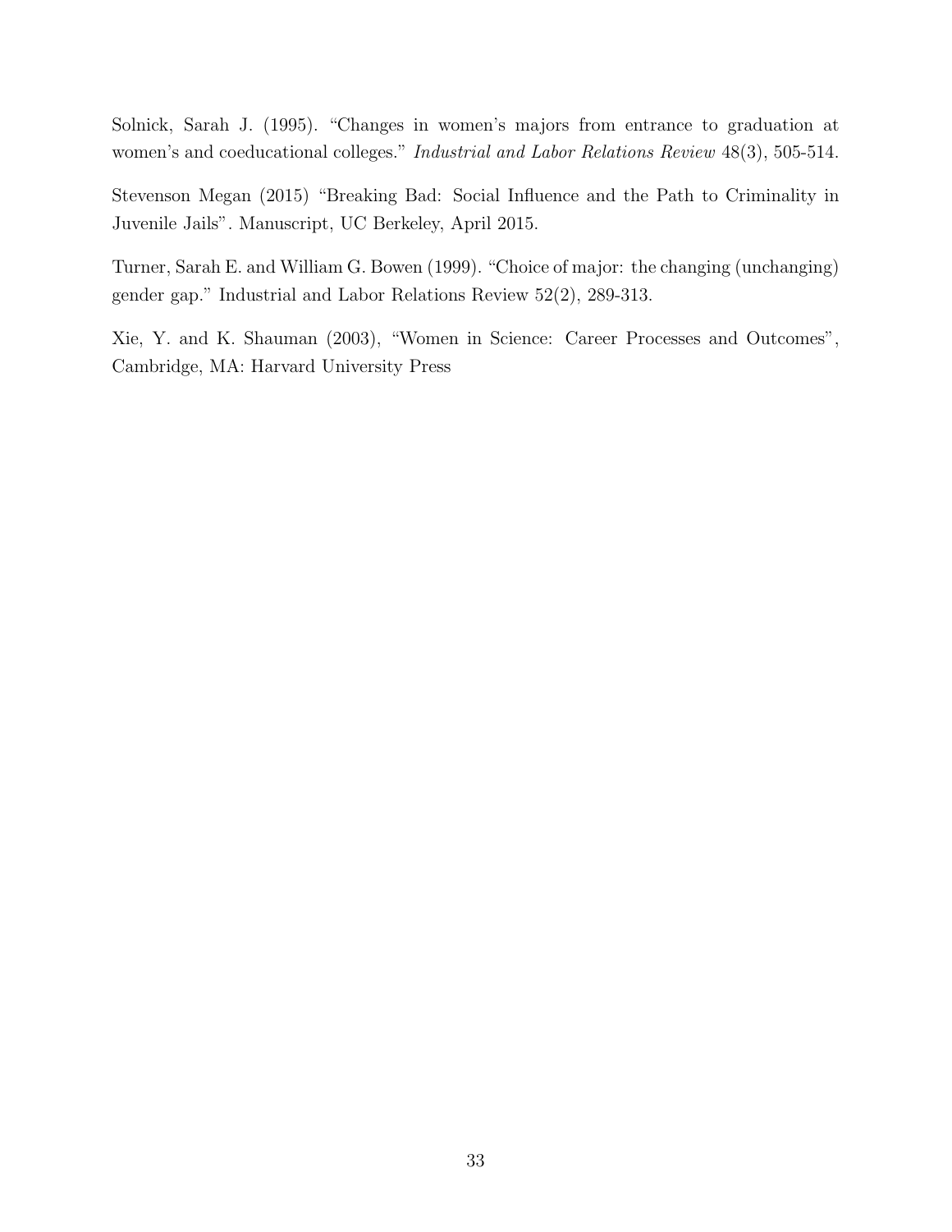Solnick, Sarah J. (1995). "Changes in women's majors from entrance to graduation at women's and coeducational colleges." *Industrial and Labor Relations Review* 48(3), 505-514.

Stevenson Megan (2015) "Breaking Bad: Social Influence and the Path to Criminality in Juvenile Jails". Manuscript, UC Berkeley, April 2015.

Turner, Sarah E. and William G. Bowen (1999). "Choice of major: the changing (unchanging) gender gap." Industrial and Labor Relations Review 52(2), 289-313.

Xie, Y. and K. Shauman (2003), "Women in Science: Career Processes and Outcomes", Cambridge, MA: Harvard University Press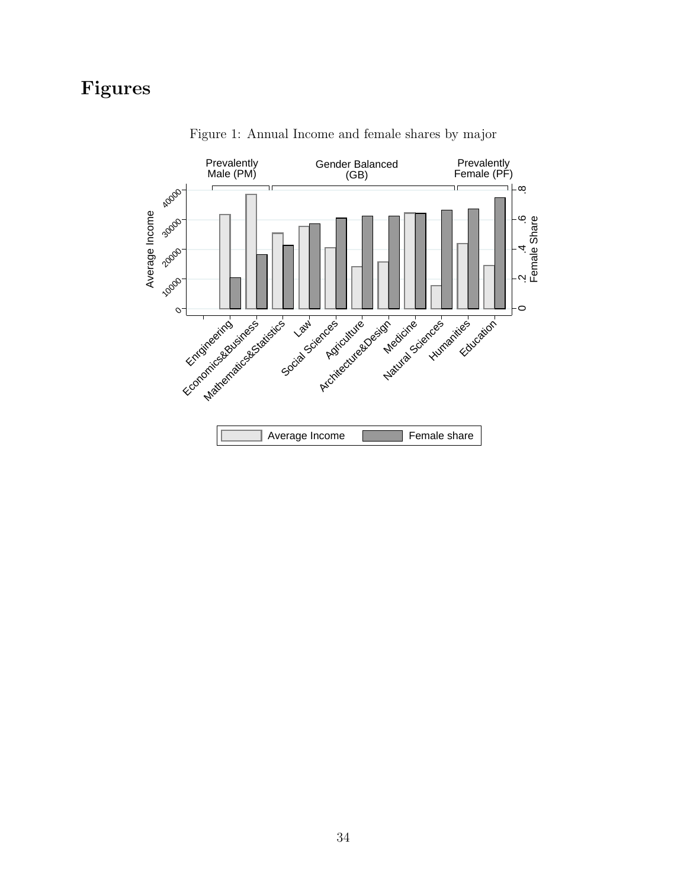# Figures

Figure 1: Annual Income and female shares by major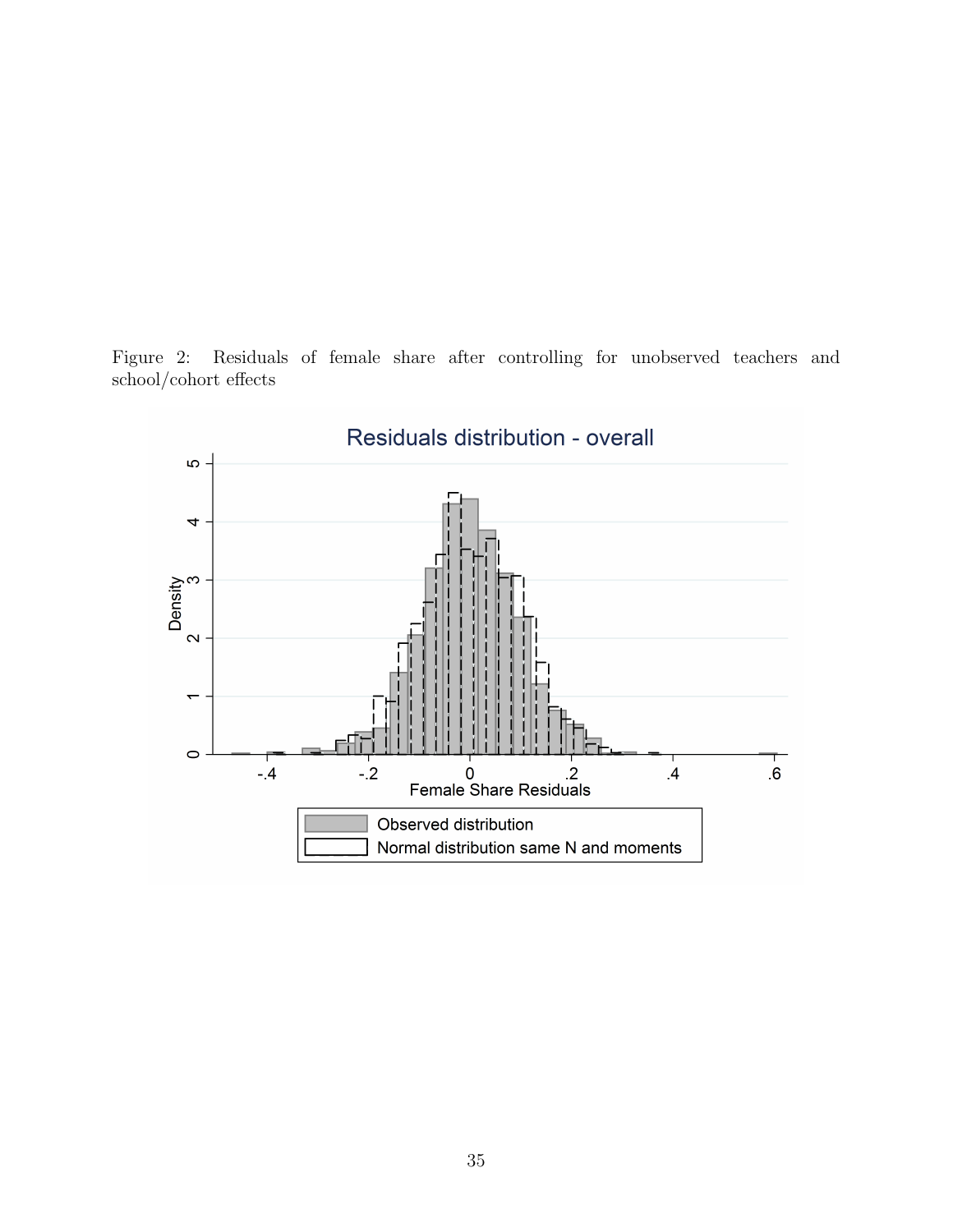Figure 2: Residuals of female share after controlling for unobserved teachers and school/cohort effects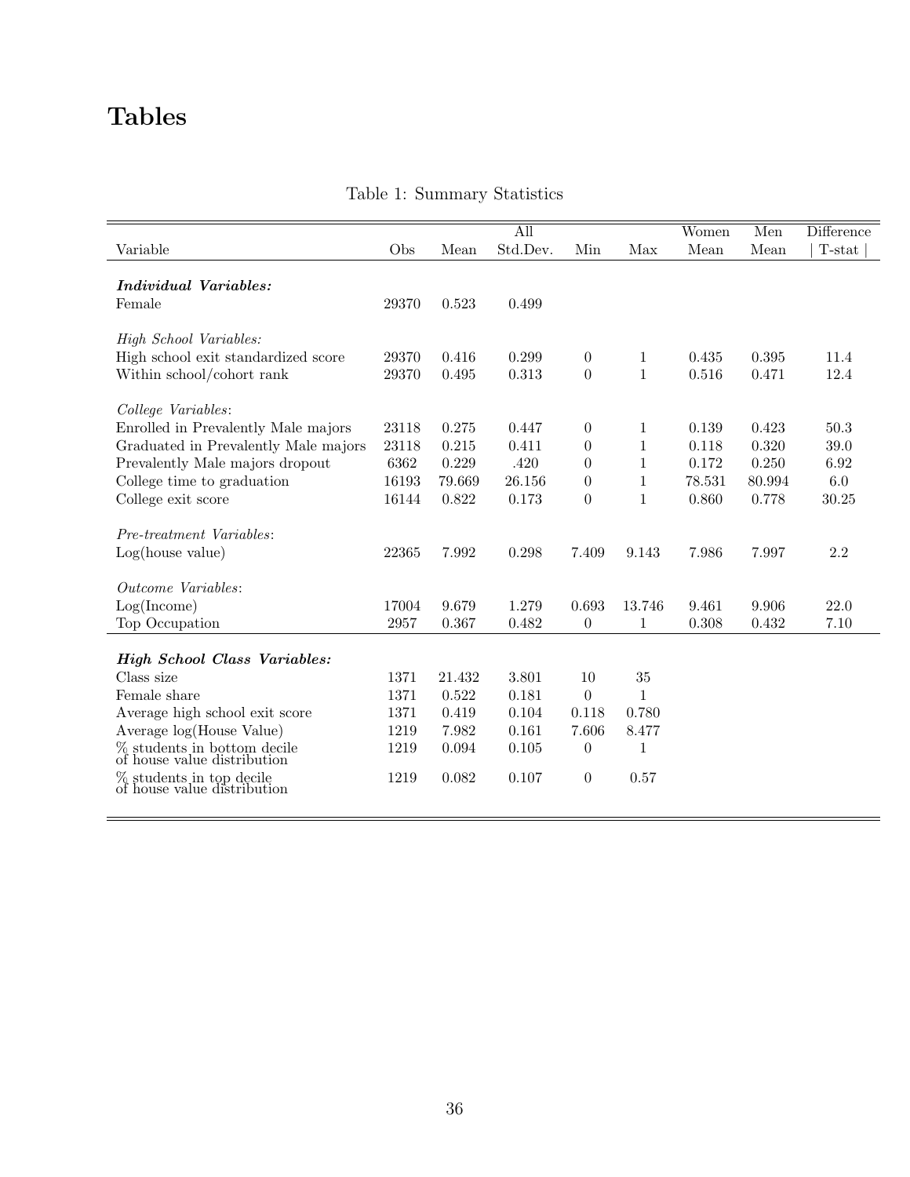# Tables

Table 1: Summary Statistics

| Variable | Obs | Mean | All Std.Dev. | Min | Max | Women Mean | Men Mean | Difference \| T-stat \| |
|---|---|---|---|---|---|---|---|---|
| ***Individual Variables:*** | | | | | | | | |
| Female | 29370 | 0.523 | 0.499 | | | | | |
| *High School Variables:* | | | | | | | | |
| High school exit standardized score | 29370 | 0.416 | 0.299 | 0 | 1 | 0.435 | 0.395 | 11.4 |
| Within school/cohort rank | 29370 | 0.495 | 0.313 | 0 | 1 | 0.516 | 0.471 | 12.4 |
| *College Variables*: | | | | | | | | |
| Enrolled in Prevalently Male majors | 23118 | 0.275 | 0.447 | 0 | 1 | 0.139 | 0.423 | 50.3 |
| Graduated in Prevalently Male majors | 23118 | 0.215 | 0.411 | 0 | 1 | 0.118 | 0.320 | 39.0 |
| Prevalently Male majors dropout | 6362 | 0.229 | .420 | 0 | 1 | 0.172 | 0.250 | 6.92 |
| College time to graduation | 16193 | 79.669 | 26.156 | 0 | 1 | 78.531 | 80.994 | 6.0 |
| College exit score | 16144 | 0.822 | 0.173 | 0 | 1 | 0.860 | 0.778 | 30.25 |
| *Pre-treatment Variables*: | | | | | | | | |
| Log(house value) | 22365 | 7.992 | 0.298 | 7.409 | 9.143 | 7.986 | 7.997 | 2.2 |
| *Outcome Variables*: | | | | | | | | |
| Log(Income) | 17004 | 9.679 | 1.279 | 0.693 | 13.746 | 9.461 | 9.906 | 22.0 |
| Top Occupation | 2957 | 0.367 | 0.482 | 0 | 1 | 0.308 | 0.432 | 7.10 |
| ***High School Class Variables:*** | | | | | | | | |
| Class size | 1371 | 21.432 | 3.801 | 10 | 35 | | | |
| Female share | 1371 | 0.522 | 0.181 | 0 | 1 | | | |
| Average high school exit score | 1371 | 0.419 | 0.104 | 0.118 | 0.780 | | | |
| Average log(House Value) | 1219 | 7.982 | 0.161 | 7.606 | 8.477 | | | |
| % students in bottom decile of house value distribution | 1219 | 0.094 | 0.105 | 0 | 1 | | | |
| % students in top decile of house value distribution | 1219 | 0.082 | 0.107 | 0 | 0.57 | | | |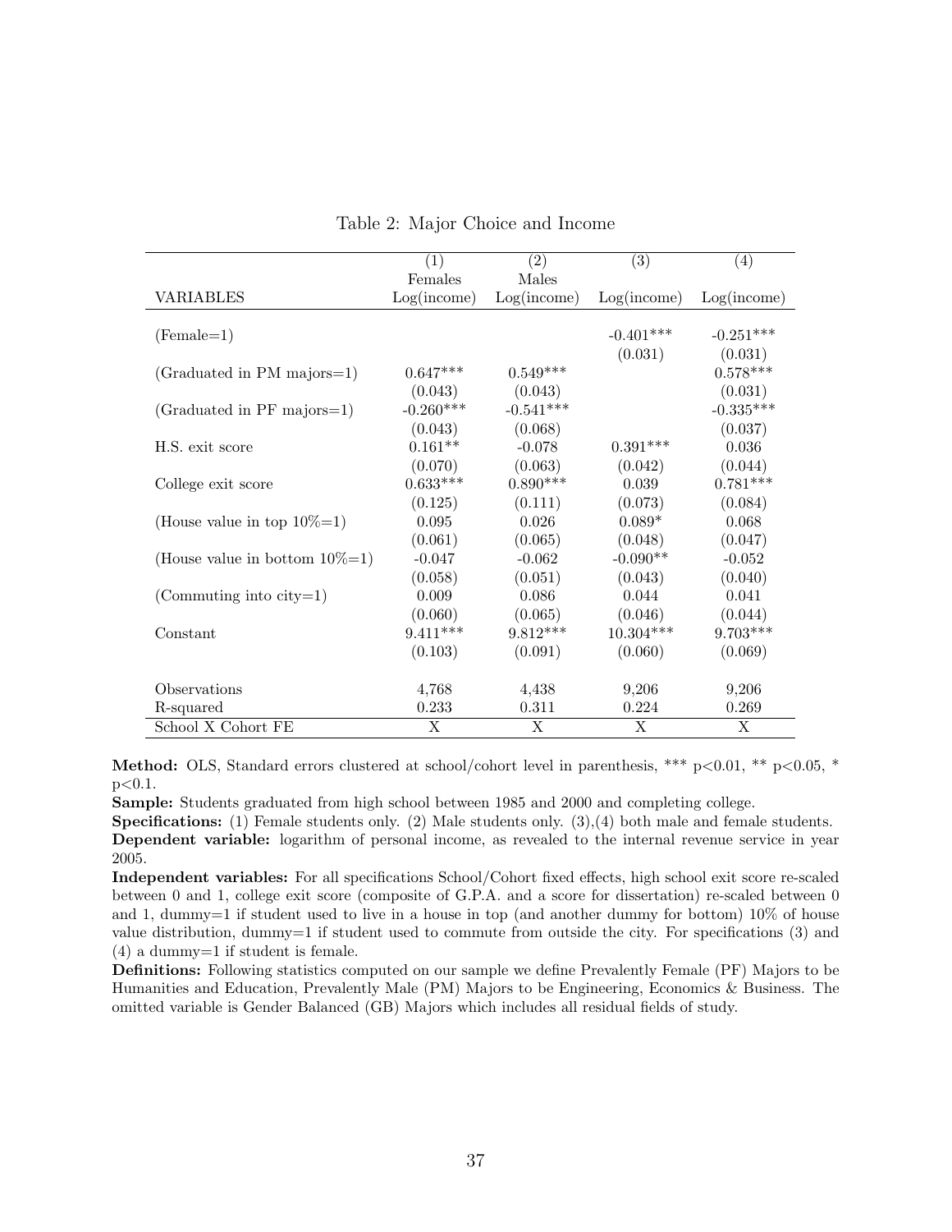Table 2: Major Choice and Income

| | (1) | (2) | (3) | (4) |
|---|---|---|---|---|
| | Females | Males | | |
| VARIABLES | Log(income) | Log(income) | Log(income) | Log(income) |
| (Female=1) | | | -0.401*** | -0.251*** |
| | | | (0.031) | (0.031) |
| (Graduated in PM majors=1) | 0.647*** | 0.549*** | | 0.578*** |
| | (0.043) | (0.043) | | (0.031) |
| (Graduated in PF majors=1) | -0.260*** | -0.541*** | | -0.335*** |
| | (0.043) | (0.068) | | (0.037) |
| H.S. exit score | 0.161** | -0.078 | 0.391*** | 0.036 |
| | (0.070) | (0.063) | (0.042) | (0.044) |
| College exit score | 0.633*** | 0.890*** | 0.039 | 0.781*** |
| | (0.125) | (0.111) | (0.073) | (0.084) |
| (House value in top 10%=1) | 0.095 | 0.026 | 0.089* | 0.068 |
| | (0.061) | (0.065) | (0.048) | (0.047) |
| (House value in bottom 10%=1) | -0.047 | -0.062 | -0.090** | -0.052 |
| | (0.058) | (0.051) | (0.043) | (0.040) |
| (Commuting into city=1) | 0.009 | 0.086 | 0.044 | 0.041 |
| | (0.060) | (0.065) | (0.046) | (0.044) |
| Constant | 9.411*** | 9.812*** | 10.304*** | 9.703*** |
| | (0.103) | (0.091) | (0.060) | (0.069) |
| Observations | 4,768 | 4,438 | 9,206 | 9,206 |
| R-squared | 0.233 | 0.311 | 0.224 | 0.269 |
| School X Cohort FE | X | X | X | X |

**Method:** OLS, Standard errors clustered at school/cohort level in parenthesis, *** p<0.01, ** p<0.05, * p<0.1.

**Sample:** Students graduated from high school between 1985 and 2000 and completing college.

**Specifications:** (1) Female students only. (2) Male students only. (3),(4) both male and female students.

**Dependent variable:** logarithm of personal income, as revealed to the internal revenue service in year 2005.

**Independent variables:** For all specifications School/Cohort fixed effects, high school exit score re-scaled between 0 and 1, college exit score (composite of G.P.A. and a score for dissertation) re-scaled between 0 and 1, dummy=1 if student used to live in a house in top (and another dummy for bottom) 10% of house value distribution, dummy=1 if student used to commute from outside the city. For specifications (3) and (4) a dummy=1 if student is female.

**Definitions:** Following statistics computed on our sample we define Prevalently Female (PF) Majors to be Humanities and Education, Prevalently Male (PM) Majors to be Engineering, Economics & Business. The omitted variable is Gender Balanced (GB) Majors which includes all residual fields of study.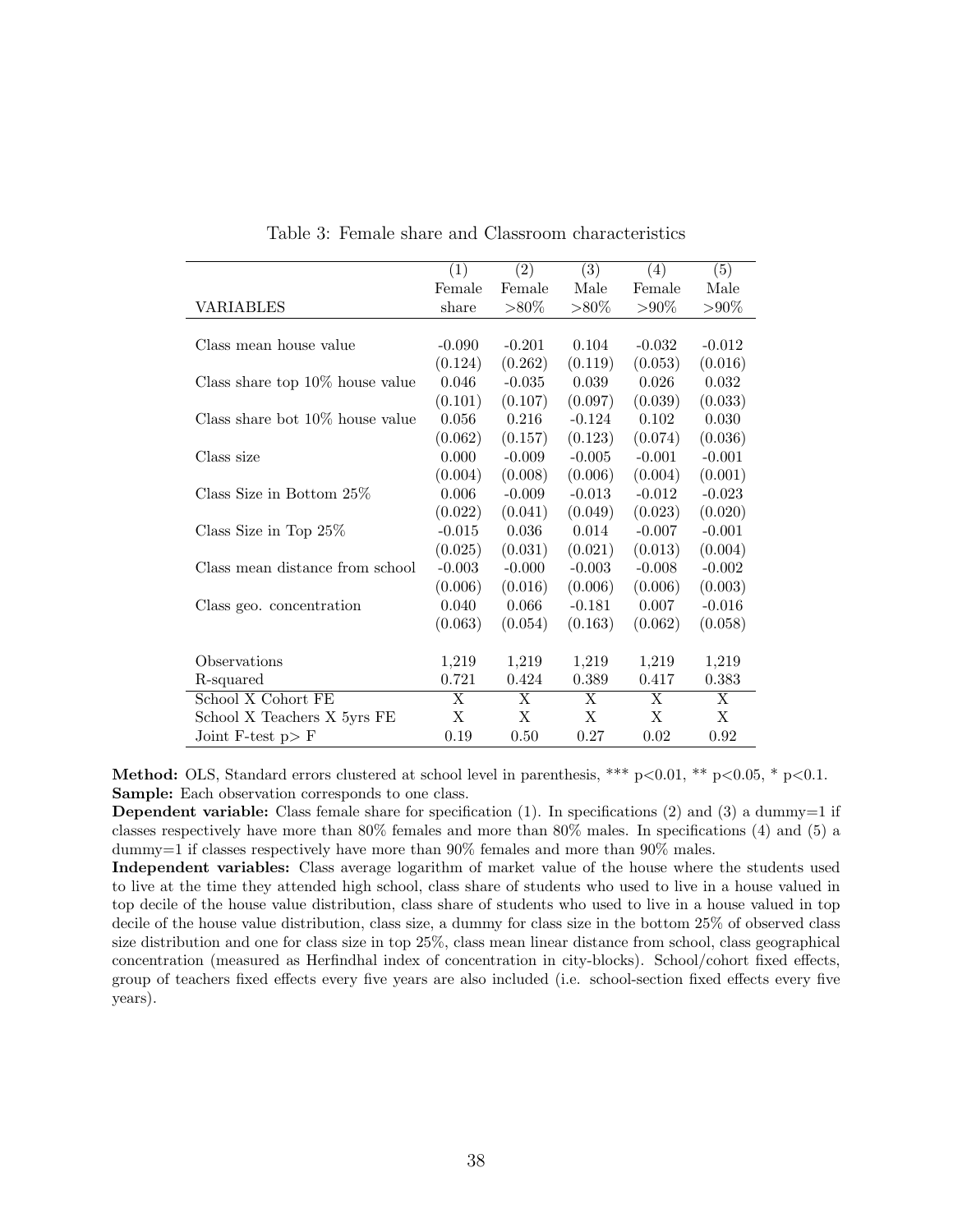Table 3: Female share and Classroom characteristics

| VARIABLES | (1) Female share | (2) Female >80% | (3) Male >80% | (4) Female >90% | (5) Male >90% |
|---|---|---|---|---|---|
| Class mean house value | -0.090 | -0.201 | 0.104 | -0.032 | -0.012 |
| | (0.124) | (0.262) | (0.119) | (0.053) | (0.016) |
| Class share top 10% house value | 0.046 | -0.035 | 0.039 | 0.026 | 0.032 |
| | (0.101) | (0.107) | (0.097) | (0.039) | (0.033) |
| Class share bot 10% house value | 0.056 | 0.216 | -0.124 | 0.102 | 0.030 |
| | (0.062) | (0.157) | (0.123) | (0.074) | (0.036) |
| Class size | 0.000 | -0.009 | -0.005 | -0.001 | -0.001 |
| | (0.004) | (0.008) | (0.006) | (0.004) | (0.001) |
| Class Size in Bottom 25% | 0.006 | -0.009 | -0.013 | -0.012 | -0.023 |
| | (0.022) | (0.041) | (0.049) | (0.023) | (0.020) |
| Class Size in Top 25% | -0.015 | 0.036 | 0.014 | -0.007 | -0.001 |
| | (0.025) | (0.031) | (0.021) | (0.013) | (0.004) |
| Class mean distance from school | -0.003 | -0.000 | -0.003 | -0.008 | -0.002 |
| | (0.006) | (0.016) | (0.006) | (0.006) | (0.003) |
| Class geo. concentration | 0.040 | 0.066 | -0.181 | 0.007 | -0.016 |
| | (0.063) | (0.054) | (0.163) | (0.062) | (0.058) |
| Observations | 1,219 | 1,219 | 1,219 | 1,219 | 1,219 |
| R-squared | 0.721 | 0.424 | 0.389 | 0.417 | 0.383 |
| School X Cohort FE | X | X | X | X | X |
| School X Teachers X 5yrs FE | X | X | X | X | X |
| Joint F-test p> F | 0.19 | 0.50 | 0.27 | 0.02 | 0.92 |

**Method:** OLS, Standard errors clustered at school level in parenthesis, *** p<0.01, ** p<0.05, * p<0.1.
**Sample:** Each observation corresponds to one class.
**Dependent variable:** Class female share for specification (1). In specifications (2) and (3) a dummy=1 if classes respectively have more than 80% females and more than 80% males. In specifications (4) and (5) a dummy=1 if classes respectively have more than 90% females and more than 90% males.
**Independent variables:** Class average logarithm of market value of the house where the students used to live at the time they attended high school, class share of students who used to live in a house valued in top decile of the house value distribution, class share of students who used to live in a house valued in top decile of the house value distribution, class size, a dummy for class size in the bottom 25% of observed class size distribution and one for class size in top 25%, class mean linear distance from school, class geographical concentration (measured as Herfindhal index of concentration in city-blocks). School/cohort fixed effects, group of teachers fixed effects every five years are also included (i.e. school-section fixed effects every five years).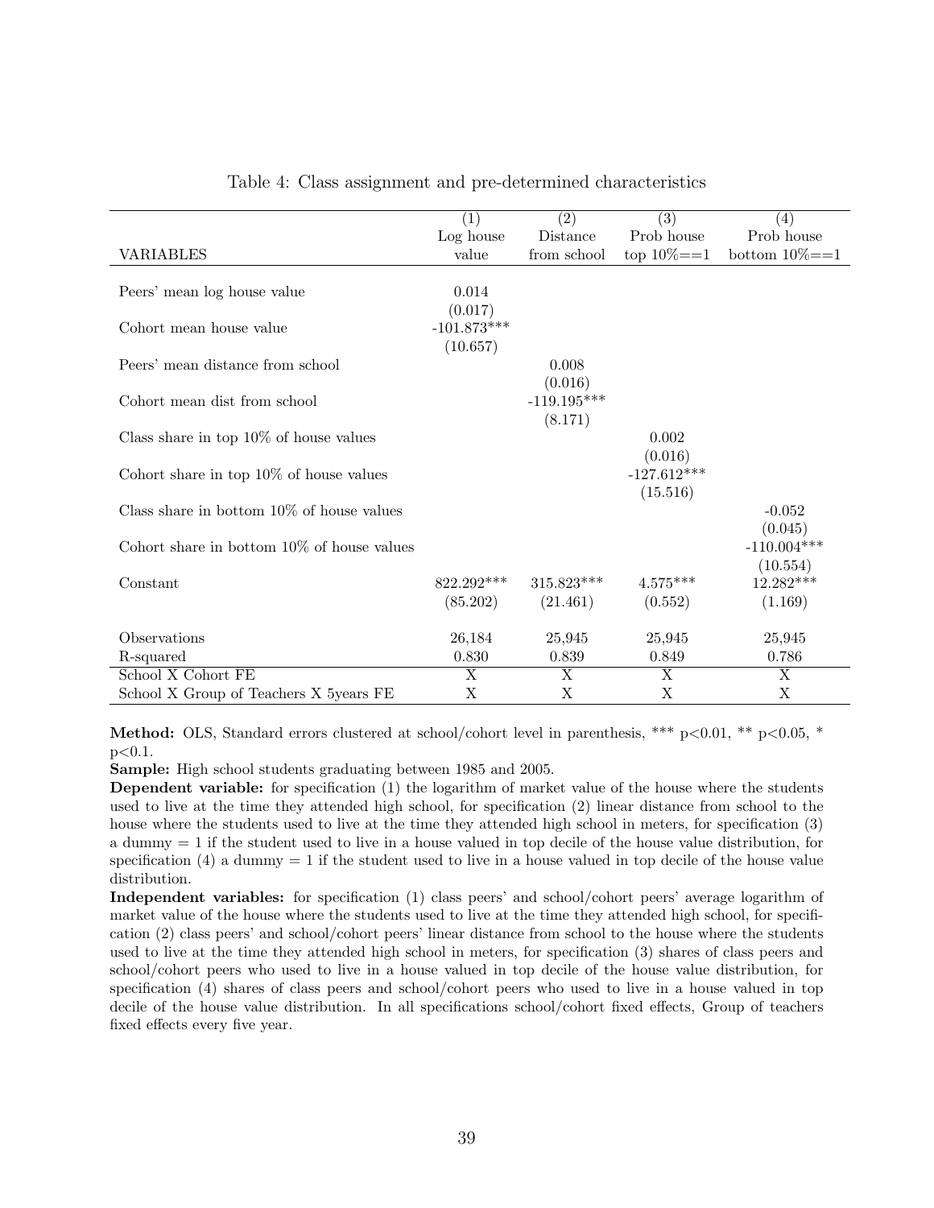Table 4: Class assignment and pre-determined characteristics

| VARIABLES | (1) Log house value | (2) Distance from school | (3) Prob house top 10%==1 | (4) Prob house bottom 10%==1 |
|---|---|---|---|---|
| Peers' mean log house value | 0.014 | | | |
| | (0.017) | | | |
| Cohort mean house value | -101.873*** | | | |
| | (10.657) | | | |
| Peers' mean distance from school | | 0.008 | | |
| | | (0.016) | | |
| Cohort mean dist from school | | -119.195*** | | |
| | | (8.171) | | |
| Class share in top 10% of house values | | | 0.002 | |
| | | | (0.016) | |
| Cohort share in top 10% of house values | | | -127.612*** | |
| | | | (15.516) | |
| Class share in bottom 10% of house values | | | | -0.052 |
| | | | | (0.045) |
| Cohort share in bottom 10% of house values | | | | -110.004*** |
| | | | | (10.554) |
| Constant | 822.292*** | 315.823*** | 4.575*** | 12.282*** |
| | (85.202) | (21.461) | (0.552) | (1.169) |
| Observations | 26,184 | 25,945 | 25,945 | 25,945 |
| R-squared | 0.830 | 0.839 | 0.849 | 0.786 |
| School X Cohort FE | X | X | X | X |
| School X Group of Teachers X 5years FE | X | X | X | X |

**Method:** OLS, Standard errors clustered at school/cohort level in parenthesis, *** p<0.01, ** p<0.05, * p<0.1.

**Sample:** High school students graduating between 1985 and 2005.

**Dependent variable:** for specification (1) the logarithm of market value of the house where the students used to live at the time they attended high school, for specification (2) linear distance from school to the house where the students used to live at the time they attended high school in meters, for specification (3) a dummy = 1 if the student used to live in a house valued in top decile of the house value distribution, for specification (4) a dummy = 1 if the student used to live in a house valued in top decile of the house value distribution.

**Independent variables:** for specification (1) class peers' and school/cohort peers' average logarithm of market value of the house where the students used to live at the time they attended high school, for specification (2) class peers' and school/cohort peers' linear distance from school to the house where the students used to live at the time they attended high school in meters, for specification (3) shares of class peers and school/cohort peers who used to live in a house valued in top decile of the house value distribution, for specification (4) shares of class peers and school/cohort peers who used to live in a house valued in top decile of the house value distribution. In all specifications school/cohort fixed effects, Group of teachers fixed effects every five year.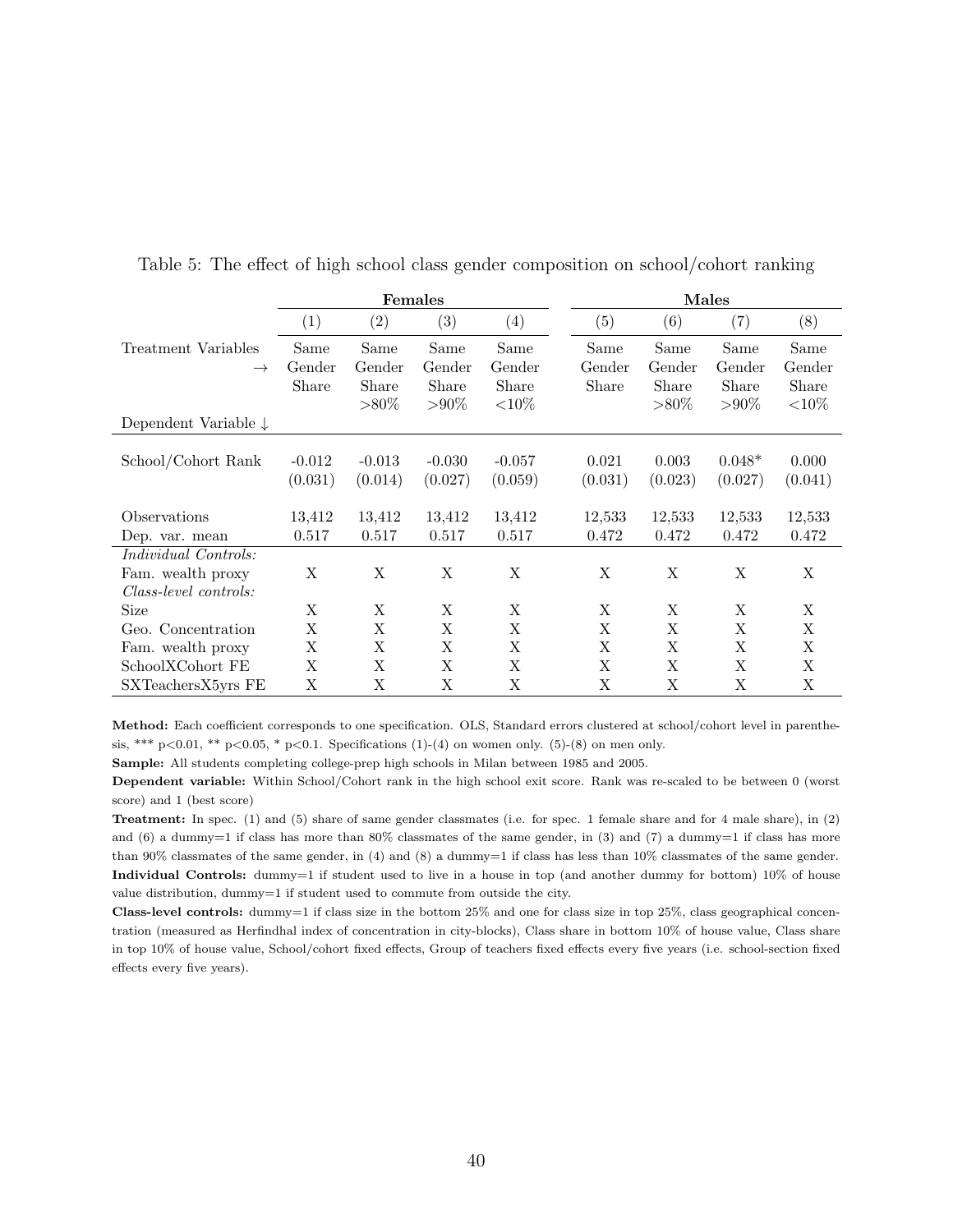Table 5: The effect of high school class gender composition on school/cohort ranking

| | **Females** | | | | **Males** | | | |
|---|---|---|---|---|---|---|---|---|
| | (1) | (2) | (3) | (4) | (5) | (6) | (7) | (8) |
| Treatment Variables → | Same Gender Share | Same Gender Share >80% | Same Gender Share >90% | Same Gender Share <10% | Same Gender Share | Same Gender Share >80% | Same Gender Share >90% | Same Gender Share <10% |
| Dependent Variable ↓ | | | | | | | | |
| School/Cohort Rank | -0.012 | -0.013 | -0.030 | -0.057 | 0.021 | 0.003 | 0.048* | 0.000 |
| | (0.031) | (0.014) | (0.027) | (0.059) | (0.031) | (0.023) | (0.027) | (0.041) |
| Observations | 13,412 | 13,412 | 13,412 | 13,412 | 12,533 | 12,533 | 12,533 | 12,533 |
| Dep. var. mean | 0.517 | 0.517 | 0.517 | 0.517 | 0.472 | 0.472 | 0.472 | 0.472 |
| *Individual Controls:* | | | | | | | | |
| Fam. wealth proxy | X | X | X | X | X | X | X | X |
| *Class-level controls:* | | | | | | | | |
| Size | X | X | X | X | X | X | X | X |
| Geo. Concentration | X | X | X | X | X | X | X | X |
| Fam. wealth proxy | X | X | X | X | X | X | X | X |
| SchoolXCohort FE | X | X | X | X | X | X | X | X |
| SXTeachersX5yrs FE | X | X | X | X | X | X | X | X |

**Method:** Each coefficient corresponds to one specification. OLS, Standard errors clustered at school/cohort level in parenthesis, *** p<0.01, ** p<0.05, * p<0.1. Specifications (1)-(4) on women only. (5)-(8) on men only.

**Sample:** All students completing college-prep high schools in Milan between 1985 and 2005.

**Dependent variable:** Within School/Cohort rank in the high school exit score. Rank was re-scaled to be between 0 (worst score) and 1 (best score)

**Treatment:** In spec. (1) and (5) share of same gender classmates (i.e. for spec. 1 female share and for 4 male share), in (2) and (6) a dummy=1 if class has more than 80% classmates of the same gender, in (3) and (7) a dummy=1 if class has more than 90% classmates of the same gender, in (4) and (8) a dummy=1 if class has less than 10% classmates of the same gender.

**Individual Controls:** dummy=1 if student used to live in a house in top (and another dummy for bottom) 10% of house value distribution, dummy=1 if student used to commute from outside the city.

**Class-level controls:** dummy=1 if class size in the bottom 25% and one for class size in top 25%, class geographical concentration (measured as Herfindhal index of concentration in city-blocks), Class share in bottom 10% of house value, Class share in top 10% of house value, School/cohort fixed effects, Group of teachers fixed effects every five years (i.e. school-section fixed effects every five years).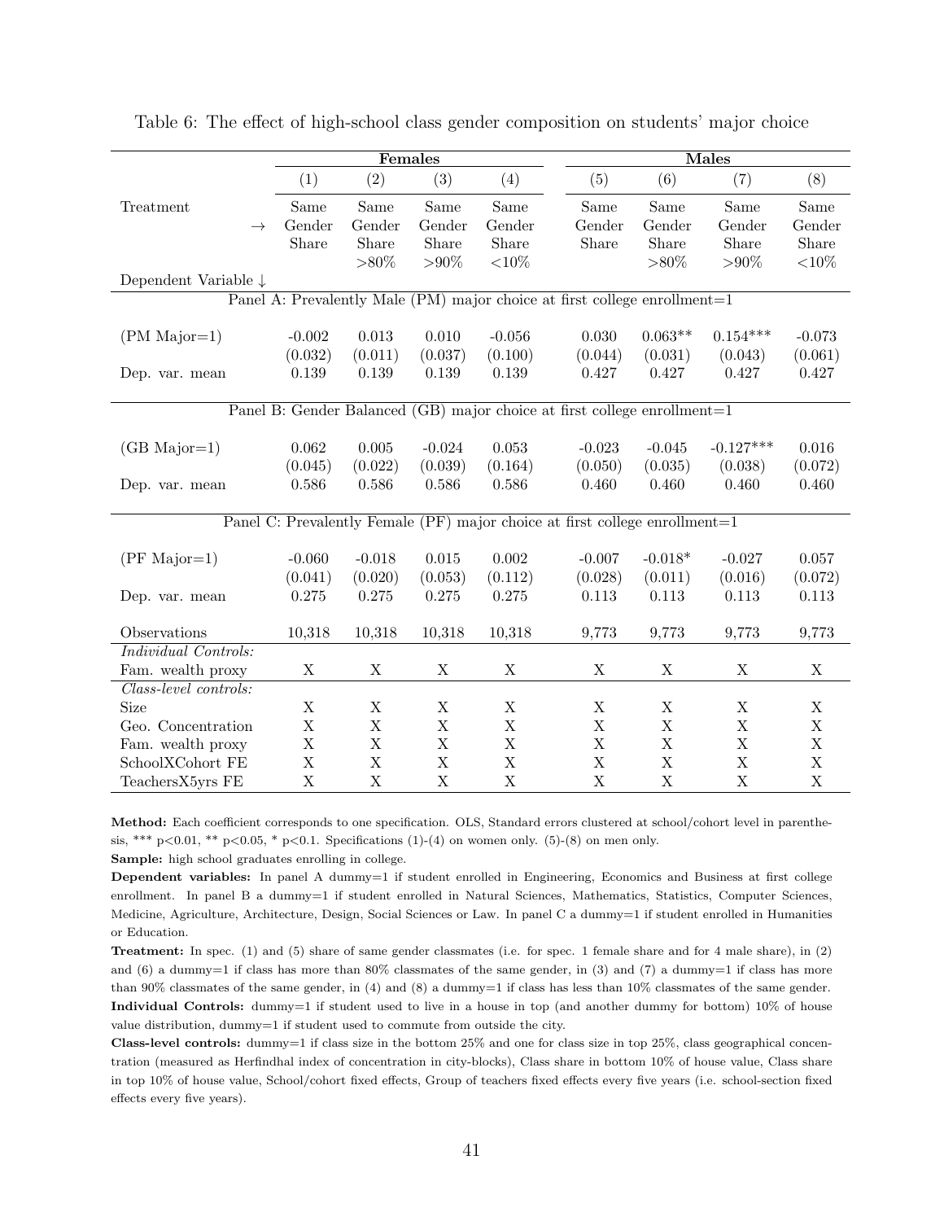Table 6: The effect of high-school class gender composition on students' major choice

| | Females | | | | Males | | | |
|---|---|---|---|---|---|---|---|---|
| | (1) | (2) | (3) | (4) | (5) | (6) | (7) | (8) |
| Treatment → | Same Gender Share | Same Gender Share >80% | Same Gender Share >90% | Same Gender Share <10% | Same Gender Share | Same Gender Share >80% | Same Gender Share >90% | Same Gender Share <10% |
| Dependent Variable ↓ | | | | | | | | |
| **Panel A: Prevalently Male (PM) major choice at first college enrollment=1** | | | | | | | | |
| (PM Major=1) | -0.002 | 0.013 | 0.010 | -0.056 | 0.030 | 0.063** | 0.154*** | -0.073 |
| | (0.032) | (0.011) | (0.037) | (0.100) | (0.044) | (0.031) | (0.043) | (0.061) |
| Dep. var. mean | 0.139 | 0.139 | 0.139 | 0.139 | 0.427 | 0.427 | 0.427 | 0.427 |
| **Panel B: Gender Balanced (GB) major choice at first college enrollment=1** | | | | | | | | |
| (GB Major=1) | 0.062 | 0.005 | -0.024 | 0.053 | -0.023 | -0.045 | -0.127*** | 0.016 |
| | (0.045) | (0.022) | (0.039) | (0.164) | (0.050) | (0.035) | (0.038) | (0.072) |
| Dep. var. mean | 0.586 | 0.586 | 0.586 | 0.586 | 0.460 | 0.460 | 0.460 | 0.460 |
| **Panel C: Prevalently Female (PF) major choice at first college enrollment=1** | | | | | | | | |
| (PF Major=1) | -0.060 | -0.018 | 0.015 | 0.002 | -0.007 | -0.018* | -0.027 | 0.057 |
| | (0.041) | (0.020) | (0.053) | (0.112) | (0.028) | (0.011) | (0.016) | (0.072) |
| Dep. var. mean | 0.275 | 0.275 | 0.275 | 0.275 | 0.113 | 0.113 | 0.113 | 0.113 |
| Observations | 10,318 | 10,318 | 10,318 | 10,318 | 9,773 | 9,773 | 9,773 | 9,773 |
| *Individual Controls:* | | | | | | | | |
| Fam. wealth proxy | X | X | X | X | X | X | X | X |
| *Class-level controls:* | | | | | | | | |
| Size | X | X | X | X | X | X | X | X |
| Geo. Concentration | X | X | X | X | X | X | X | X |
| Fam. wealth proxy | X | X | X | X | X | X | X | X |
| SchoolXCohort FE | X | X | X | X | X | X | X | X |
| TeachersX5yrs FE | X | X | X | X | X | X | X | X |

**Method:** Each coefficient corresponds to one specification. OLS, Standard errors clustered at school/cohort level in parenthesis, *** p<0.01, ** p<0.05, * p<0.1. Specifications (1)-(4) on women only. (5)-(8) on men only.

**Sample:** high school graduates enrolling in college.

**Dependent variables:** In panel A dummy=1 if student enrolled in Engineering, Economics and Business at first college enrollment. In panel B a dummy=1 if student enrolled in Natural Sciences, Mathematics, Statistics, Computer Sciences, Medicine, Agriculture, Architecture, Design, Social Sciences or Law. In panel C a dummy=1 if student enrolled in Humanities or Education.

**Treatment:** In spec. (1) and (5) share of same gender classmates (i.e. for spec. 1 female share and for 4 male share), in (2) and (6) a dummy=1 if class has more than 80% classmates of the same gender, in (3) and (7) a dummy=1 if class has more than 90% classmates of the same gender, in (4) and (8) a dummy=1 if class has less than 10% classmates of the same gender.

**Individual Controls:** dummy=1 if student used to live in a house in top (and another dummy for bottom) 10% of house value distribution, dummy=1 if student used to commute from outside the city.

**Class-level controls:** dummy=1 if class size in the bottom 25% and one for class size in top 25%, class geographical concentration (measured as Herfindhal index of concentration in city-blocks), Class share in bottom 10% of house value, Class share in top 10% of house value, School/cohort fixed effects, Group of teachers fixed effects every five years (i.e. school-section fixed effects every five years).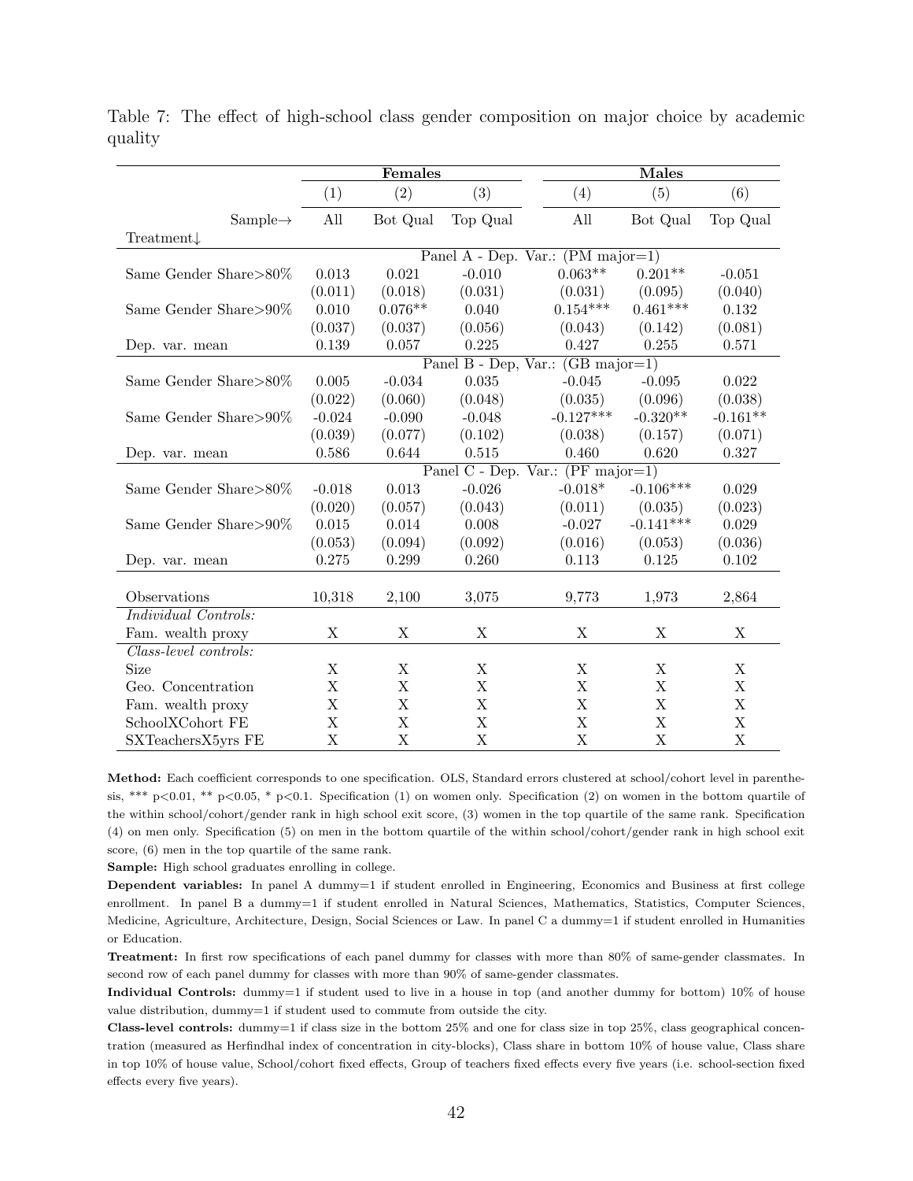Table 7: The effect of high-school class gender composition on major choice by academic quality

| | Females | | | Males | | |
|---|---|---|---|---|---|---|
| | (1) | (2) | (3) | (4) | (5) | (6) |
| Sample→ | All | Bot Qual | Top Qual | All | Bot Qual | Top Qual |
| Treatment↓ | | | | | | |
| | | | Panel A - Dep. Var.: (PM major=1) | | | |
| Same Gender Share>80% | 0.013 | 0.021 | -0.010 | 0.063** | 0.201** | -0.051 |
| | (0.011) | (0.018) | (0.031) | (0.031) | (0.095) | (0.040) |
| Same Gender Share>90% | 0.010 | 0.076** | 0.040 | 0.154*** | 0.461*** | 0.132 |
| | (0.037) | (0.037) | (0.056) | (0.043) | (0.142) | (0.081) |
| Dep. var. mean | 0.139 | 0.057 | 0.225 | 0.427 | 0.255 | 0.571 |
| | | | Panel B - Dep, Var.: (GB major=1) | | | |
| Same Gender Share>80% | 0.005 | -0.034 | 0.035 | -0.045 | -0.095 | 0.022 |
| | (0.022) | (0.060) | (0.048) | (0.035) | (0.096) | (0.038) |
| Same Gender Share>90% | -0.024 | -0.090 | -0.048 | -0.127*** | -0.320** | -0.161** |
| | (0.039) | (0.077) | (0.102) | (0.038) | (0.157) | (0.071) |
| Dep. var. mean | 0.586 | 0.644 | 0.515 | 0.460 | 0.620 | 0.327 |
| | | | Panel C - Dep. Var.: (PF major=1) | | | |
| Same Gender Share>80% | -0.018 | 0.013 | -0.026 | -0.018* | -0.106*** | 0.029 |
| | (0.020) | (0.057) | (0.043) | (0.011) | (0.035) | (0.023) |
| Same Gender Share>90% | 0.015 | 0.014 | 0.008 | -0.027 | -0.141*** | 0.029 |
| | (0.053) | (0.094) | (0.092) | (0.016) | (0.053) | (0.036) |
| Dep. var. mean | 0.275 | 0.299 | 0.260 | 0.113 | 0.125 | 0.102 |
| Observations | 10,318 | 2,100 | 3,075 | 9,773 | 1,973 | 2,864 |
| *Individual Controls:* | | | | | | |
| Fam. wealth proxy | X | X | X | X | X | X |
| *Class-level controls:* | | | | | | |
| Size | X | X | X | X | X | X |
| Geo. Concentration | X | X | X | X | X | X |
| Fam. wealth proxy | X | X | X | X | X | X |
| SchoolXCohort FE | X | X | X | X | X | X |
| SXTeachersX5yrs FE | X | X | X | X | X | X |

**Method:** Each coefficient corresponds to one specification. OLS, Standard errors clustered at school/cohort level in parenthesis, *** p<0.01, ** p<0.05, * p<0.1. Specification (1) on women only. Specification (2) on women in the bottom quartile of the within school/cohort/gender rank in high school exit score, (3) women in the top quartile of the same rank. Specification (4) on men only. Specification (5) on men in the bottom quartile of the within school/cohort/gender rank in high school exit score, (6) men in the top quartile of the same rank.

**Sample:** High school graduates enrolling in college.

**Dependent variables:** In panel A dummy=1 if student enrolled in Engineering, Economics and Business at first college enrollment. In panel B a dummy=1 if student enrolled in Natural Sciences, Mathematics, Statistics, Computer Sciences, Medicine, Agriculture, Architecture, Design, Social Sciences or Law. In panel C a dummy=1 if student enrolled in Humanities or Education.

**Treatment:** In first row specifications of each panel dummy for classes with more than 80% of same-gender classmates. In second row of each panel dummy for classes with more than 90% of same-gender classmates.

**Individual Controls:** dummy=1 if student used to live in a house in top (and another dummy for bottom) 10% of house value distribution, dummy=1 if student used to commute from outside the city.

**Class-level controls:** dummy=1 if class size in the bottom 25% and one for class size in top 25%, class geographical concentration (measured as Herfindhal index of concentration in city-blocks), Class share in bottom 10% of house value, Class share in top 10% of house value, School/cohort fixed effects, Group of teachers fixed effects every five years (i.e. school-section fixed effects every five years).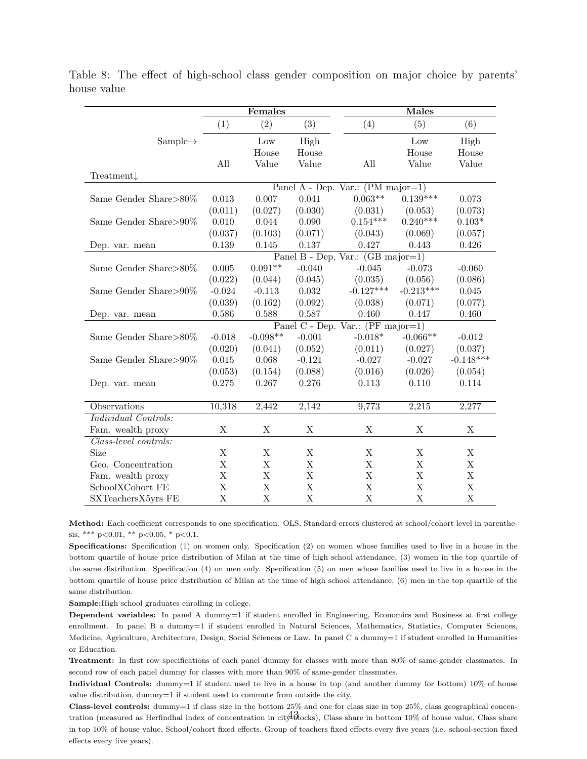Table 8: The effect of high-school class gender composition on major choice by parents' house value

| | Females | | | Males | | |
|---|---|---|---|---|---|---|
| | (1) | (2) | (3) | (4) | (5) | (6) |
| Sample→ | All | Low House Value | High House Value | All | Low House Value | High House Value |
| Treatment↓ | | | | | | |
| | Panel A - Dep. Var.: (PM major=1) | | | | | |
| Same Gender Share>80% | 0.013 | 0.007 | 0.041 | 0.063** | 0.139*** | 0.073 |
| | (0.011) | (0.027) | (0.030) | (0.031) | (0.053) | (0.073) |
| Same Gender Share>90% | 0.010 | 0.044 | 0.090 | 0.154*** | 0.240*** | 0.103* |
| | (0.037) | (0.103) | (0.071) | (0.043) | (0.069) | (0.057) |
| Dep. var. mean | 0.139 | 0.145 | 0.137 | 0.427 | 0.443 | 0.426 |
| | Panel B - Dep, Var.: (GB major=1) | | | | | |
| Same Gender Share>80% | 0.005 | 0.091** | -0.040 | -0.045 | -0.073 | -0.060 |
| | (0.022) | (0.044) | (0.045) | (0.035) | (0.056) | (0.086) |
| Same Gender Share>90% | -0.024 | -0.113 | 0.032 | -0.127*** | -0.213*** | 0.045 |
| | (0.039) | (0.162) | (0.092) | (0.038) | (0.071) | (0.077) |
| Dep. var. mean | 0.586 | 0.588 | 0.587 | 0.460 | 0.447 | 0.460 |
| | Panel C - Dep. Var.: (PF major=1) | | | | | |
| Same Gender Share>80% | -0.018 | -0.098** | -0.001 | -0.018* | -0.066** | -0.012 |
| | (0.020) | (0.041) | (0.052) | (0.011) | (0.027) | (0.037) |
| Same Gender Share>90% | 0.015 | 0.068 | -0.121 | -0.027 | -0.027 | -0.148*** |
| | (0.053) | (0.154) | (0.088) | (0.016) | (0.026) | (0.054) |
| Dep. var. mean | 0.275 | 0.267 | 0.276 | 0.113 | 0.110 | 0.114 |
| Observations | 10,318 | 2,442 | 2,142 | 9,773 | 2,215 | 2,277 |
| *Individual Controls:* | | | | | | |
| Fam. wealth proxy | X | X | X | X | X | X |
| *Class-level controls:* | | | | | | |
| Size | X | X | X | X | X | X |
| Geo. Concentration | X | X | X | X | X | X |
| Fam. wealth proxy | X | X | X | X | X | X |
| SchoolXCohort FE | X | X | X | X | X | X |
| SXTeachersX5yrs FE | X | X | X | X | X | X |

**Method:** Each coefficient corresponds to one specification. OLS, Standard errors clustered at school/cohort level in parenthesis, *** p<0.01, ** p<0.05, * p<0.1.

**Specifications:** Specification (1) on women only. Specification (2) on women whose families used to live in a house in the bottom quartile of house price distribution of Milan at the time of high school attendance, (3) women in the top quartile of the same distribution. Specification (4) on men only. Specification (5) on men whose families used to live in a house in the bottom quartile of house price distribution of Milan at the time of high school attendance, (6) men in the top quartile of the same distribution.

**Sample:** High school graduates enrolling in college.

**Dependent variables:** In panel A dummy=1 if student enrolled in Engineering, Economics and Business at first college enrollment. In panel B a dummy=1 if student enrolled in Natural Sciences, Mathematics, Statistics, Computer Sciences, Medicine, Agriculture, Architecture, Design, Social Sciences or Law. In panel C a dummy=1 if student enrolled in Humanities or Education.

**Treatment:** In first row specifications of each panel dummy for classes with more than 80% of same-gender classmates. In second row of each panel dummy for classes with more than 90% of same-gender classmates.

**Individual Controls:** dummy=1 if student used to live in a house in top (and another dummy for bottom) 10% of house value distribution, dummy=1 if student used to commute from outside the city.

**Class-level controls:** dummy=1 if class size in the bottom 25% and one for class size in top 25%, class geographical concentration (measured as Herfindhal index of concentration in city blocks), Class share in bottom 10% of house value, Class share in top 10% of house value, School/cohort fixed effects, Group of teachers fixed effects every five years (i.e. school-section fixed effects every five years).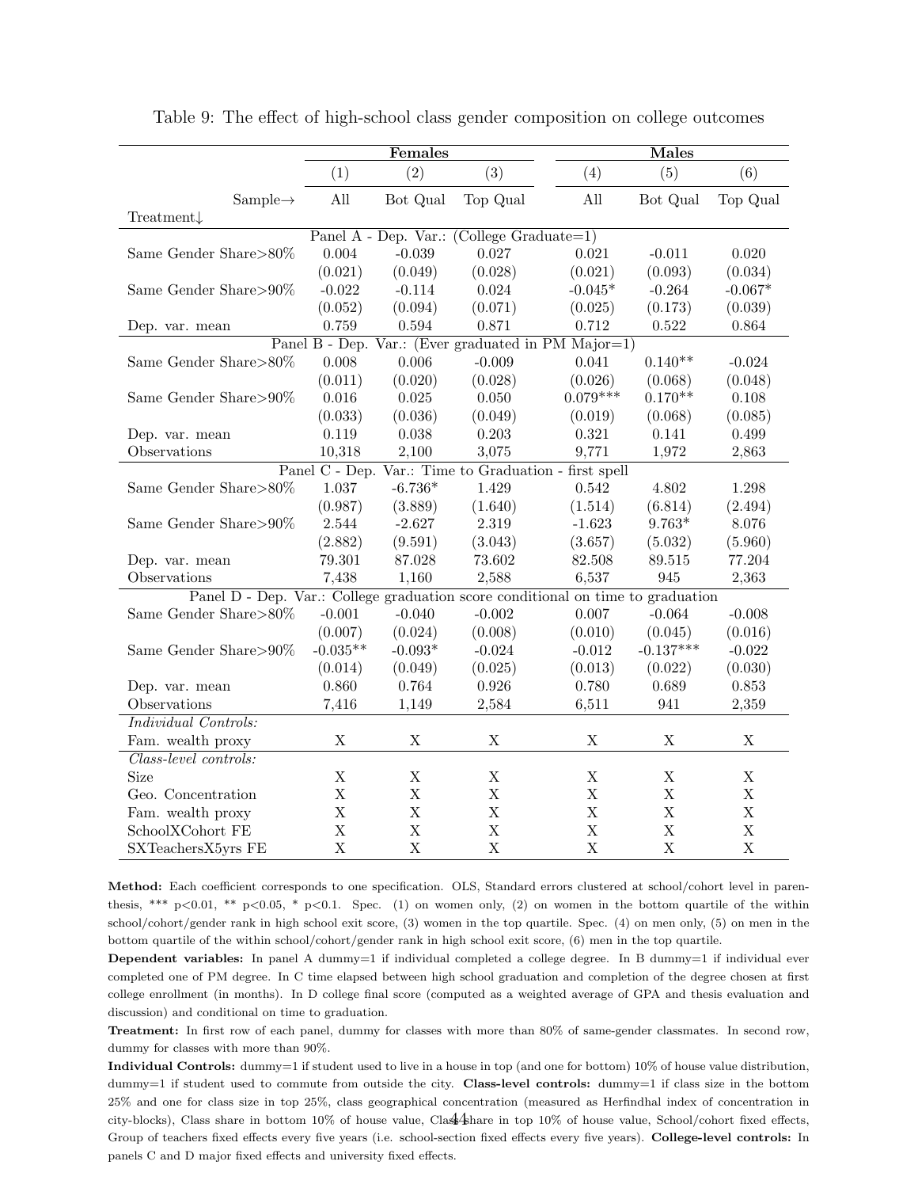Table 9: The effect of high-school class gender composition on college outcomes

| | Females | | | Males | | |
|---|---|---|---|---|---|---|
| | (1) | (2) | (3) | (4) | (5) | (6) |
| Sample→ | All | Bot Qual | Top Qual | All | Bot Qual | Top Qual |
| Treatment↓ | | | | | | |
| Panel A - Dep. Var.: (College Graduate=1) | | | | | | |
| Same Gender Share>80% | 0.004 | -0.039 | 0.027 | 0.021 | -0.011 | 0.020 |
| | (0.021) | (0.049) | (0.028) | (0.021) | (0.093) | (0.034) |
| Same Gender Share>90% | -0.022 | -0.114 | 0.024 | -0.045* | -0.264 | -0.067* |
| | (0.052) | (0.094) | (0.071) | (0.025) | (0.173) | (0.039) |
| Dep. var. mean | 0.759 | 0.594 | 0.871 | 0.712 | 0.522 | 0.864 |
| Panel B - Dep. Var.: (Ever graduated in PM Major=1) | | | | | | |
| Same Gender Share>80% | 0.008 | 0.006 | -0.009 | 0.041 | 0.140** | -0.024 |
| | (0.011) | (0.020) | (0.028) | (0.026) | (0.068) | (0.048) |
| Same Gender Share>90% | 0.016 | 0.025 | 0.050 | 0.079*** | 0.170** | 0.108 |
| | (0.033) | (0.036) | (0.049) | (0.019) | (0.068) | (0.085) |
| Dep. var. mean | 0.119 | 0.038 | 0.203 | 0.321 | 0.141 | 0.499 |
| Observations | 10,318 | 2,100 | 3,075 | 9,771 | 1,972 | 2,863 |
| Panel C - Dep. Var.: Time to Graduation - first spell | | | | | | |
| Same Gender Share>80% | 1.037 | -6.736* | 1.429 | 0.542 | 4.802 | 1.298 |
| | (0.987) | (3.889) | (1.640) | (1.514) | (6.814) | (2.494) |
| Same Gender Share>90% | 2.544 | -2.627 | 2.319 | -1.623 | 9.763* | 8.076 |
| | (2.882) | (9.591) | (3.043) | (3.657) | (5.032) | (5.960) |
| Dep. var. mean | 79.301 | 87.028 | 73.602 | 82.508 | 89.515 | 77.204 |
| Observations | 7,438 | 1,160 | 2,588 | 6,537 | 945 | 2,363 |
| Panel D - Dep. Var.: College graduation score conditional on time to graduation | | | | | | |
| Same Gender Share>80% | -0.001 | -0.040 | -0.002 | 0.007 | -0.064 | -0.008 |
| | (0.007) | (0.024) | (0.008) | (0.010) | (0.045) | (0.016) |
| Same Gender Share>90% | -0.035** | -0.093* | -0.024 | -0.012 | -0.137*** | -0.022 |
| | (0.014) | (0.049) | (0.025) | (0.013) | (0.022) | (0.030) |
| Dep. var. mean | 0.860 | 0.764 | 0.926 | 0.780 | 0.689 | 0.853 |
| Observations | 7,416 | 1,149 | 2,584 | 6,511 | 941 | 2,359 |
| *Individual Controls:* | | | | | | |
| Fam. wealth proxy | X | X | X | X | X | X |
| *Class-level controls:* | | | | | | |
| Size | X | X | X | X | X | X |
| Geo. Concentration | X | X | X | X | X | X |
| Fam. wealth proxy | X | X | X | X | X | X |
| SchoolXCohort FE | X | X | X | X | X | X |
| SXTeachersX5yrs FE | X | X | X | X | X | X |

**Method:** Each coefficient corresponds to one specification. OLS, Standard errors clustered at school/cohort level in parenthesis, *** p<0.01, ** p<0.05, * p<0.1. Spec. (1) on women only, (2) on women in the bottom quartile of the within school/cohort/gender rank in high school exit score, (3) women in the top quartile. Spec. (4) on men only, (5) on men in the bottom quartile of the within school/cohort/gender rank in high school exit score, (6) men in the top quartile.

**Dependent variables:** In panel A dummy=1 if individual completed a college degree. In B dummy=1 if individual ever completed one of PM degree. In C time elapsed between high school graduation and completion of the degree chosen at first college enrollment (in months). In D college final score (computed as a weighted average of GPA and thesis evaluation and discussion) and conditional on time to graduation.

**Treatment:** In first row of each panel, dummy for classes with more than 80% of same-gender classmates. In second row, dummy for classes with more than 90%.

**Individual Controls:** dummy=1 if student used to live in a house in top (and one for bottom) 10% of house value distribution, dummy=1 if student used to commute from outside the city. **Class-level controls:** dummy=1 if class size in the bottom 25% and one for class size in top 25%, class geographical concentration (measured as Herfindhal index of concentration in city-blocks), Class share in bottom 10% of house value, Class share in top 10% of house value, School/cohort fixed effects, Group of teachers fixed effects every five years (i.e. school-section fixed effects every five years). **College-level controls:** In panels C and D major fixed effects and university fixed effects.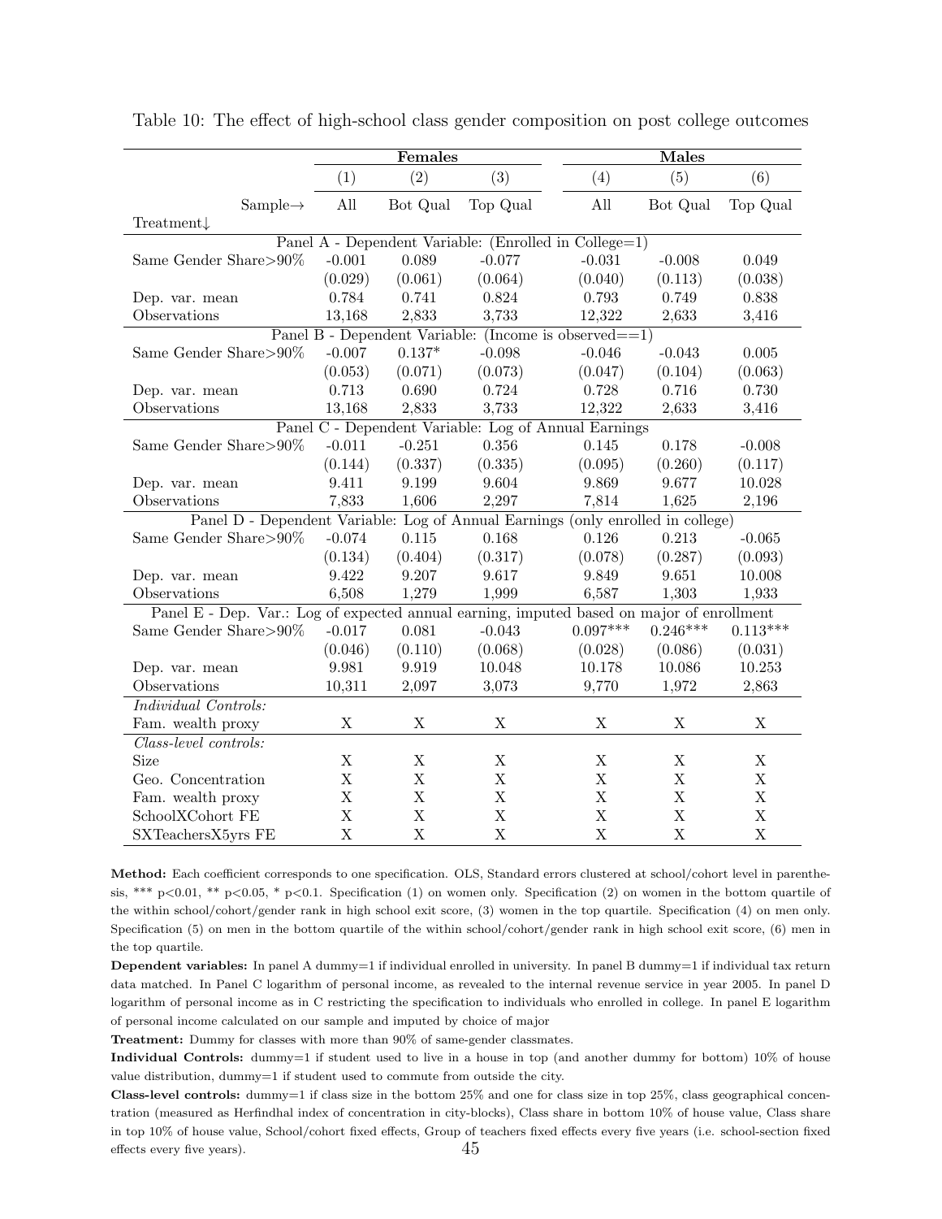Table 10: The effect of high-school class gender composition on post college outcomes

| | Females | | | Males | | |
|---|---|---|---|---|---|---|
| | (1) | (2) | (3) | (4) | (5) | (6) |
| Sample→ | All | Bot Qual | Top Qual | All | Bot Qual | Top Qual |
| Treatment↓ | | | | | | |
| **Panel A - Dependent Variable: (Enrolled in College=1)** | | | | | | |
| Same Gender Share>90% | -0.001 | 0.089 | -0.077 | -0.031 | -0.008 | 0.049 |
| | (0.029) | (0.061) | (0.064) | (0.040) | (0.113) | (0.038) |
| Dep. var. mean | 0.784 | 0.741 | 0.824 | 0.793 | 0.749 | 0.838 |
| Observations | 13,168 | 2,833 | 3,733 | 12,322 | 2,633 | 3,416 |
| **Panel B - Dependent Variable: (Income is observed==1)** | | | | | | |
| Same Gender Share>90% | -0.007 | 0.137* | -0.098 | -0.046 | -0.043 | 0.005 |
| | (0.053) | (0.071) | (0.073) | (0.047) | (0.104) | (0.063) |
| Dep. var. mean | 0.713 | 0.690 | 0.724 | 0.728 | 0.716 | 0.730 |
| Observations | 13,168 | 2,833 | 3,733 | 12,322 | 2,633 | 3,416 |
| **Panel C - Dependent Variable: Log of Annual Earnings** | | | | | | |
| Same Gender Share>90% | -0.011 | -0.251 | 0.356 | 0.145 | 0.178 | -0.008 |
| | (0.144) | (0.337) | (0.335) | (0.095) | (0.260) | (0.117) |
| Dep. var. mean | 9.411 | 9.199 | 9.604 | 9.869 | 9.677 | 10.028 |
| Observations | 7,833 | 1,606 | 2,297 | 7,814 | 1,625 | 2,196 |
| **Panel D - Dependent Variable: Log of Annual Earnings (only enrolled in college)** | | | | | | |
| Same Gender Share>90% | -0.074 | 0.115 | 0.168 | 0.126 | 0.213 | -0.065 |
| | (0.134) | (0.404) | (0.317) | (0.078) | (0.287) | (0.093) |
| Dep. var. mean | 9.422 | 9.207 | 9.617 | 9.849 | 9.651 | 10.008 |
| Observations | 6,508 | 1,279 | 1,999 | 6,587 | 1,303 | 1,933 |
| **Panel E - Dep. Var.: Log of expected annual earning, imputed based on major of enrollment** | | | | | | |
| Same Gender Share>90% | -0.017 | 0.081 | -0.043 | 0.097*** | 0.246*** | 0.113*** |
| | (0.046) | (0.110) | (0.068) | (0.028) | (0.086) | (0.031) |
| Dep. var. mean | 9.981 | 9.919 | 10.048 | 10.178 | 10.086 | 10.253 |
| Observations | 10,311 | 2,097 | 3,073 | 9,770 | 1,972 | 2,863 |
| *Individual Controls:* | | | | | | |
| Fam. wealth proxy | X | X | X | X | X | X |
| *Class-level controls:* | | | | | | |
| Size | X | X | X | X | X | X |
| Geo. Concentration | X | X | X | X | X | X |
| Fam. wealth proxy | X | X | X | X | X | X |
| SchoolXCohort FE | X | X | X | X | X | X |
| SXTeachersX5yrs FE | X | X | X | X | X | X |

**Method:** Each coefficient corresponds to one specification. OLS, Standard errors clustered at school/cohort level in parenthesis, *** p<0.01, ** p<0.05, * p<0.1. Specification (1) on women only. Specification (2) on women in the bottom quartile of the within school/cohort/gender rank in high school exit score, (3) women in the top quartile. Specification (4) on men only. Specification (5) on men in the bottom quartile of the within school/cohort/gender rank in high school exit score, (6) men in the top quartile.

**Dependent variables:** In panel A dummy=1 if individual enrolled in university. In panel B dummy=1 if individual tax return data matched. In Panel C logarithm of personal income, as revealed to the internal revenue service in year 2005. In panel D logarithm of personal income as in C restricting the specification to individuals who enrolled in college. In panel E logarithm of personal income calculated on our sample and imputed by choice of major

**Treatment:** Dummy for classes with more than 90% of same-gender classmates.

**Individual Controls:** dummy=1 if student used to live in a house in top (and another dummy for bottom) 10% of house value distribution, dummy=1 if student used to commute from outside the city.

**Class-level controls:** dummy=1 if class size in the bottom 25% and one for class size in top 25%, class geographical concentration (measured as Herfindhal index of concentration in city-blocks), Class share in bottom 10% of house value, Class share in top 10% of house value, School/cohort fixed effects, Group of teachers fixed effects every five years (i.e. school-section fixed effects every five years).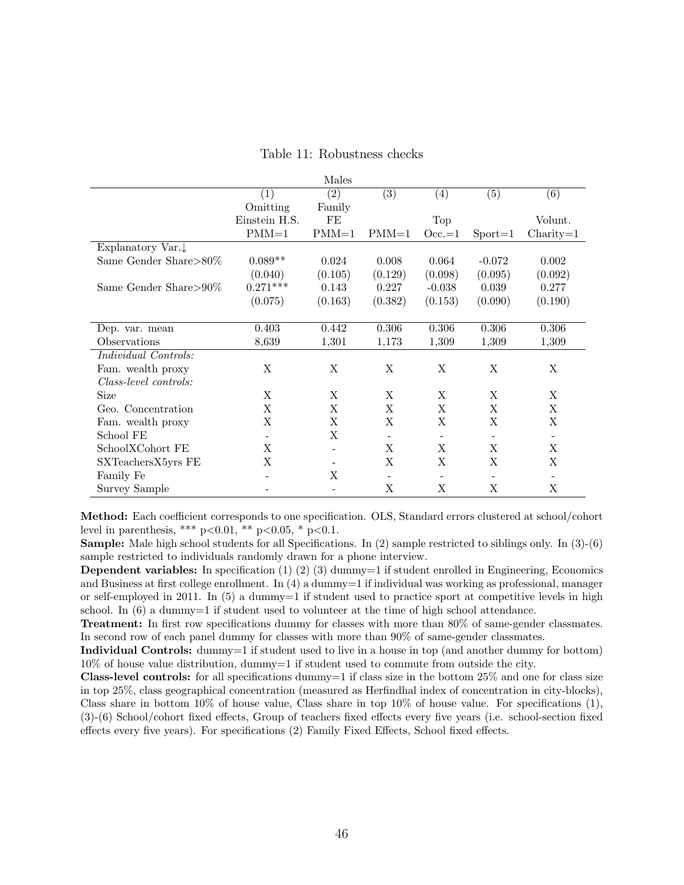Table 11: Robustness checks

| | Males | | | | | |
|---|---|---|---|---|---|---|
| | (1) | (2) | (3) | (4) | (5) | (6) |
| | Omitting Einstein H.S. | Family FE | | Top | | Volunt. |
| | PMM=1 | PMM=1 | PMM=1 | Occ.=1 | Sport=1 | Charity=1 |
| Explanatory Var.↓ | | | | | | |
| Same Gender Share>80% | 0.089** | 0.024 | 0.008 | 0.064 | -0.072 | 0.002 |
| | (0.040) | (0.105) | (0.129) | (0.098) | (0.095) | (0.092) |
| Same Gender Share>90% | 0.271*** | 0.143 | 0.227 | -0.038 | 0.039 | 0.277 |
| | (0.075) | (0.163) | (0.382) | (0.153) | (0.090) | (0.190) |
| Dep. var. mean | 0.403 | 0.442 | 0.306 | 0.306 | 0.306 | 0.306 |
| Observations | 8,639 | 1,301 | 1,173 | 1,309 | 1,309 | 1,309 |
| *Individual Controls:* | | | | | | |
| Fam. wealth proxy | X | X | X | X | X | X |
| *Class-level controls:* | | | | | | |
| Size | X | X | X | X | X | X |
| Geo. Concentration | X | X | X | X | X | X |
| Fam. wealth proxy | X | X | X | X | X | X |
| School FE | - | X | - | - | - | - |
| SchoolXCohort FE | X | - | X | X | X | X |
| SXTeachersX5yrs FE | X | - | X | X | X | X |
| Family Fe | - | X | - | - | - | - |
| Survey Sample | - | - | X | X | X | X |

**Method:** Each coefficient corresponds to one specification. OLS, Standard errors clustered at school/cohort level in parenthesis, *** p<0.01, ** p<0.05, * p<0.1.

**Sample:** Male high school students for all Specifications. In (2) sample restricted to siblings only. In (3)-(6) sample restricted to individuals randomly drawn for a phone interview.

**Dependent variables:** In specification (1) (2) (3) dummy=1 if student enrolled in Engineering, Economics and Business at first college enrollment. In (4) a dummy=1 if individual was working as professional, manager or self-employed in 2011. In (5) a dummy=1 if student used to practice sport at competitive levels in high school. In (6) a dummy=1 if student used to volunteer at the time of high school attendance.

**Treatment:** In first row specifications dummy for classes with more than 80% of same-gender classmates. In second row of each panel dummy for classes with more than 90% of same-gender classmates.

**Individual Controls:** dummy=1 if student used to live in a house in top (and another dummy for bottom) 10% of house value distribution, dummy=1 if student used to commute from outside the city.

**Class-level controls:** for all specifications dummy=1 if class size in the bottom 25% and one for class size in top 25%, class geographical concentration (measured as Herfindhal index of concentration in city-blocks), Class share in bottom 10% of house value, Class share in top 10% of house value. For specifications (1), (3)-(6) School/cohort fixed effects, Group of teachers fixed effects every five years (i.e. school-section fixed effects every five years). For specifications (2) Family Fixed Effects, School fixed effects.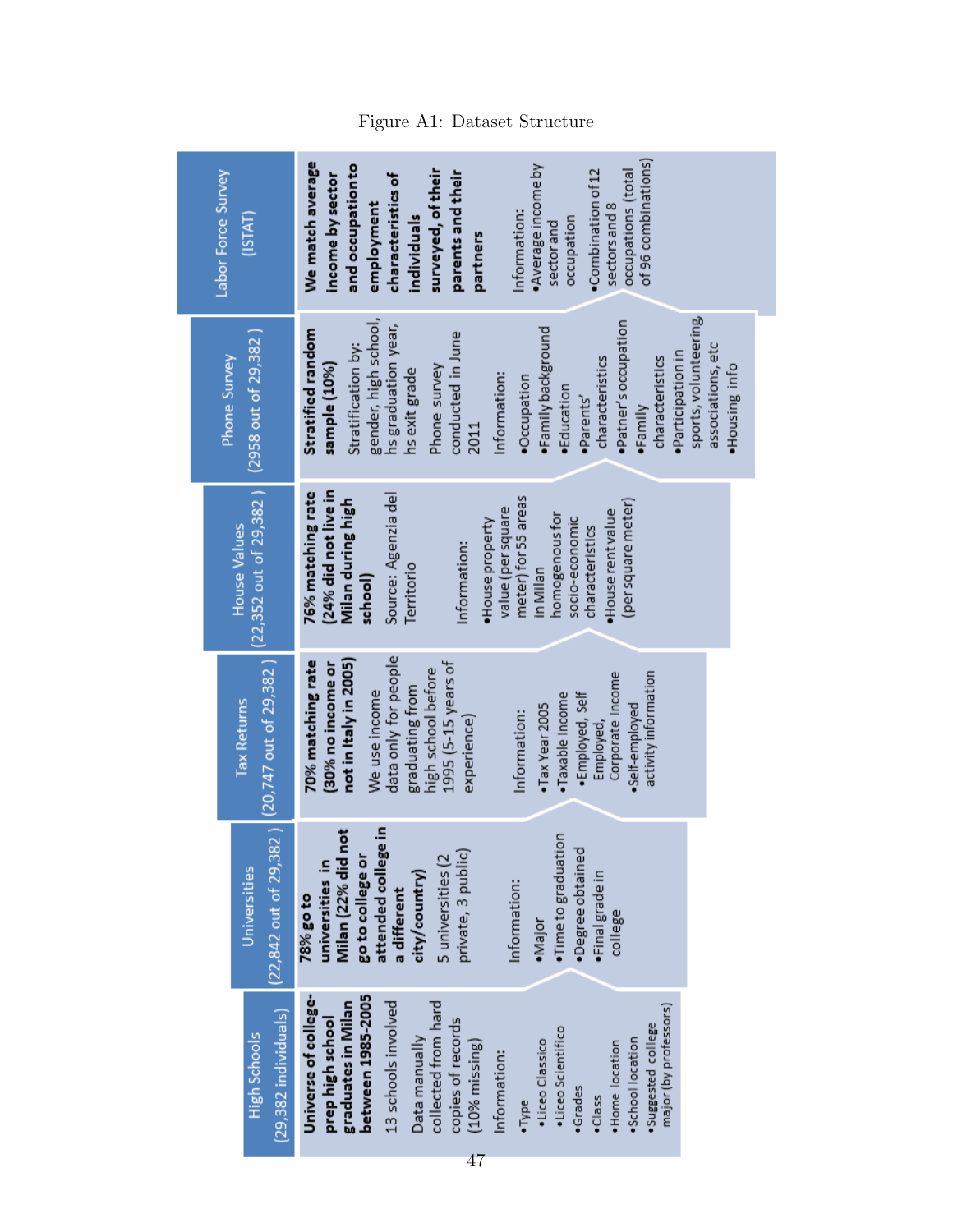Figure A1: Dataset Structure

## High Schools (29,382 individuals)

**Universe of college-prep high school graduates in Milan between 1985-2005**

13 schools involved

Data manually collected from hard copies of records (10% missing)

Information:

- Type
  - Liceo Classico
  - Liceo Scientifico
- Grades
- Class
- Home location
- School location
- Suggested college major (by professors)

## Universities (22,842 out of 29,382)

**78% go to universities in Milan (22% did not go to college or attended college in a different city/country)**

5 universities (2 private, 3 public)

Information:

- Major
- Time to graduation
- Degree obtained
- Final grade in college

## Tax Returns (20,747 out of 29,382)

**70% matching rate (30% no income or not in Italy in 2005)**

We use income data only for people graduating from high school before 1995 (5-15 years of experience)

Information:

- Tax Year 2005
- Taxable Income
  - Employed, Self Employed, Corporate Income
- Self-employed activity information

## House Values (22,352 out of 29,382)

**76% matching rate (24% did not live in Milan during high school)**

Source: Agenzia del Territorio

Information:

- House property value (per square meter) for 55 areas in Milan homogenous for socio-economic characteristics
- House rent value (per square meter)

## Phone Survey (2958 out of 29,382)

**Stratified random sample (10%)**

Stratification by: gender, high school, hs graduation year, hs exit grade

Phone survey conducted in June 2011

Information:

- Occupation
- Family background
- Education
- Parents' characteristics
- Patner's occupation
- Family characteristics
- Participation in sports, volunteering, associations, etc
- Housing info

## Labor Force Survey (ISTAT)

**We match average income by sector and occupation to employment characteristics of individuals surveyed, of their parents and their partners**

Information:

- Average income by sector and occupation
- Combination of 12 sectors and 8 occupations (total of 96 combinations)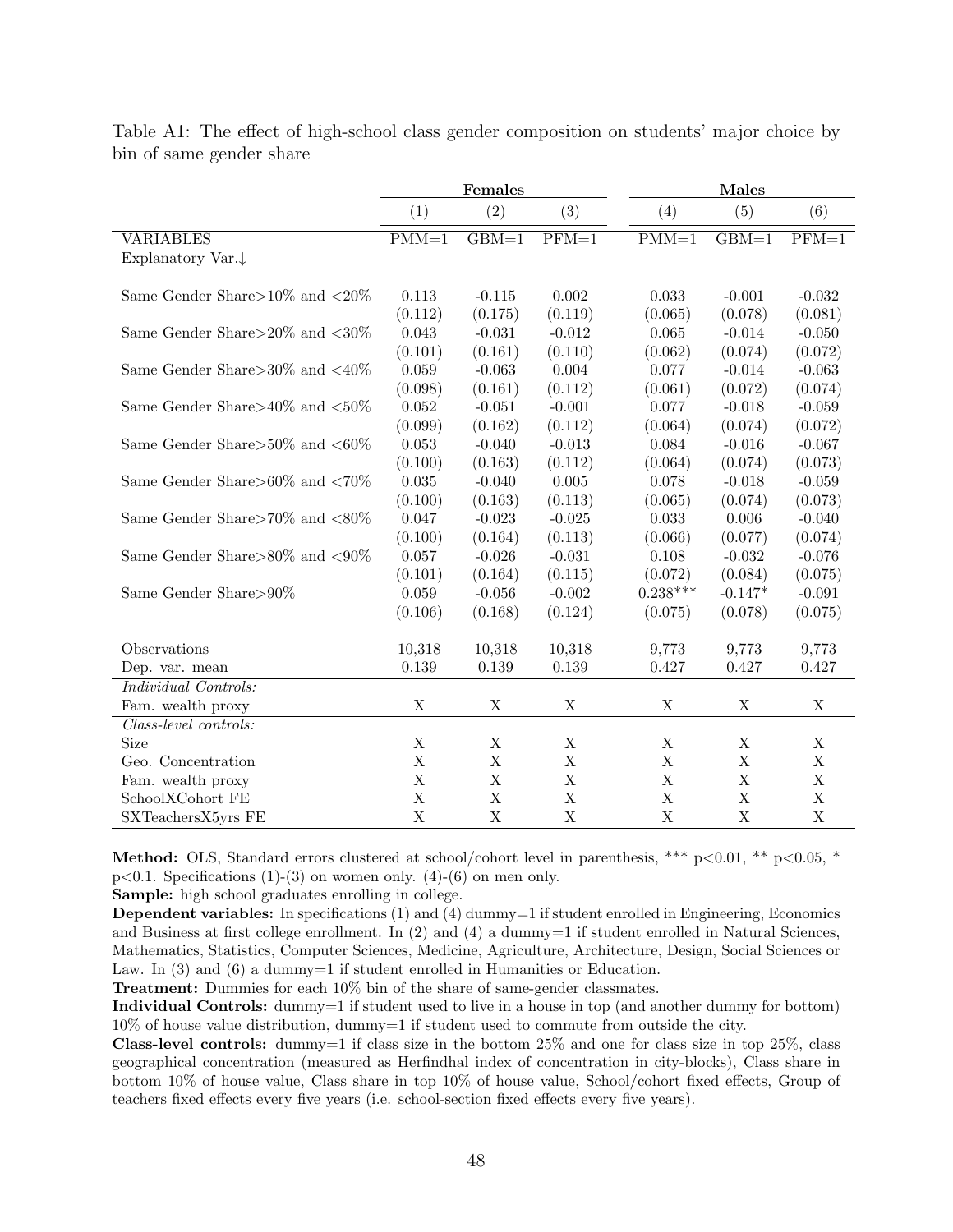Table A1: The effect of high-school class gender composition on students' major choice by bin of same gender share

| | Females | | | Males | | |
|---|---|---|---|---|---|---|
| | (1) | (2) | (3) | (4) | (5) | (6) |
| VARIABLES | PMM=1 | GBM=1 | PFM=1 | PMM=1 | GBM=1 | PFM=1 |
| Explanatory Var.↓ | | | | | | |
| Same Gender Share>10% and <20% | 0.113 | -0.115 | 0.002 | 0.033 | -0.001 | -0.032 |
| | (0.112) | (0.175) | (0.119) | (0.065) | (0.078) | (0.081) |
| Same Gender Share>20% and <30% | 0.043 | -0.031 | -0.012 | 0.065 | -0.014 | -0.050 |
| | (0.101) | (0.161) | (0.110) | (0.062) | (0.074) | (0.072) |
| Same Gender Share>30% and <40% | 0.059 | -0.063 | 0.004 | 0.077 | -0.014 | -0.063 |
| | (0.098) | (0.161) | (0.112) | (0.061) | (0.072) | (0.074) |
| Same Gender Share>40% and <50% | 0.052 | -0.051 | -0.001 | 0.077 | -0.018 | -0.059 |
| | (0.099) | (0.162) | (0.112) | (0.064) | (0.074) | (0.072) |
| Same Gender Share>50% and <60% | 0.053 | -0.040 | -0.013 | 0.084 | -0.016 | -0.067 |
| | (0.100) | (0.163) | (0.112) | (0.064) | (0.074) | (0.073) |
| Same Gender Share>60% and <70% | 0.035 | -0.040 | 0.005 | 0.078 | -0.018 | -0.059 |
| | (0.100) | (0.163) | (0.113) | (0.065) | (0.074) | (0.073) |
| Same Gender Share>70% and <80% | 0.047 | -0.023 | -0.025 | 0.033 | 0.006 | -0.040 |
| | (0.100) | (0.164) | (0.113) | (0.066) | (0.077) | (0.074) |
| Same Gender Share>80% and <90% | 0.057 | -0.026 | -0.031 | 0.108 | -0.032 | -0.076 |
| | (0.101) | (0.164) | (0.115) | (0.072) | (0.084) | (0.075) |
| Same Gender Share>90% | 0.059 | -0.056 | -0.002 | 0.238*** | -0.147* | -0.091 |
| | (0.106) | (0.168) | (0.124) | (0.075) | (0.078) | (0.075) |
| Observations | 10,318 | 10,318 | 10,318 | 9,773 | 9,773 | 9,773 |
| Dep. var. mean | 0.139 | 0.139 | 0.139 | 0.427 | 0.427 | 0.427 |
| *Individual Controls:* | | | | | | |
| Fam. wealth proxy | X | X | X | X | X | X |
| *Class-level controls:* | | | | | | |
| Size | X | X | X | X | X | X |
| Geo. Concentration | X | X | X | X | X | X |
| Fam. wealth proxy | X | X | X | X | X | X |
| SchoolXCohort FE | X | X | X | X | X | X |
| SXTeachersX5yrs FE | X | X | X | X | X | X |

**Method:** OLS, Standard errors clustered at school/cohort level in parenthesis, *** p<0.01, ** p<0.05, * p<0.1. Specifications (1)-(3) on women only. (4)-(6) on men only.

**Sample:** high school graduates enrolling in college.

**Dependent variables:** In specifications (1) and (4) dummy=1 if student enrolled in Engineering, Economics and Business at first college enrollment. In (2) and (4) a dummy=1 if student enrolled in Natural Sciences, Mathematics, Statistics, Computer Sciences, Medicine, Agriculture, Architecture, Design, Social Sciences or Law. In (3) and (6) a dummy=1 if student enrolled in Humanities or Education.

**Treatment:** Dummies for each 10% bin of the share of same-gender classmates.

**Individual Controls:** dummy=1 if student used to live in a house in top (and another dummy for bottom) 10% of house value distribution, dummy=1 if student used to commute from outside the city.

**Class-level controls:** dummy=1 if class size in the bottom 25% and one for class size in top 25%, class geographical concentration (measured as Herfindhal index of concentration in city-blocks), Class share in bottom 10% of house value, Class share in top 10% of house value, School/cohort fixed effects, Group of teachers fixed effects every five years (i.e. school-section fixed effects every five years).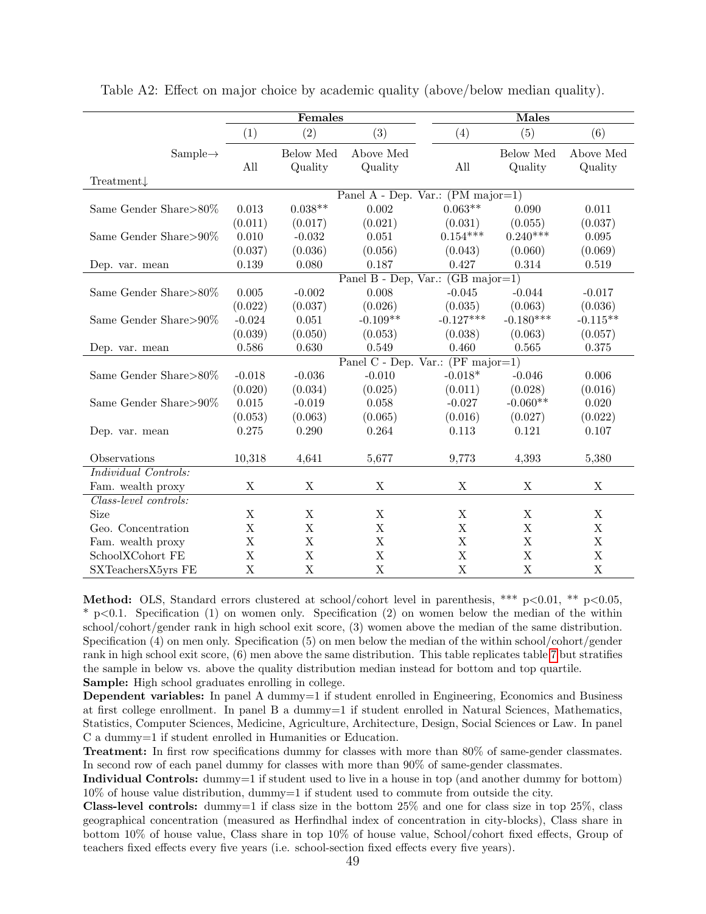Table A2: Effect on major choice by academic quality (above/below median quality).

| | Females | | | Males | | |
|---|---|---|---|---|---|---|
| | (1) | (2) | (3) | (4) | (5) | (6) |
| Sample→ | All | Below Med Quality | Above Med Quality | All | Below Med Quality | Above Med Quality |
| Treatment↓ | | | | | | |
| | Panel A - Dep. Var.: (PM major=1) | | | | | |
| Same Gender Share>80% | 0.013 | 0.038** | 0.002 | 0.063** | 0.090 | 0.011 |
| | (0.011) | (0.017) | (0.021) | (0.031) | (0.055) | (0.037) |
| Same Gender Share>90% | 0.010 | -0.032 | 0.051 | 0.154*** | 0.240*** | 0.095 |
| | (0.037) | (0.036) | (0.056) | (0.043) | (0.060) | (0.069) |
| Dep. var. mean | 0.139 | 0.080 | 0.187 | 0.427 | 0.314 | 0.519 |
| | Panel B - Dep, Var.: (GB major=1) | | | | | |
| Same Gender Share>80% | 0.005 | -0.002 | 0.008 | -0.045 | -0.044 | -0.017 |
| | (0.022) | (0.037) | (0.026) | (0.035) | (0.063) | (0.036) |
| Same Gender Share>90% | -0.024 | 0.051 | -0.109** | -0.127*** | -0.180*** | -0.115** |
| | (0.039) | (0.050) | (0.053) | (0.038) | (0.063) | (0.057) |
| Dep. var. mean | 0.586 | 0.630 | 0.549 | 0.460 | 0.565 | 0.375 |
| | Panel C - Dep. Var.: (PF major=1) | | | | | |
| Same Gender Share>80% | -0.018 | -0.036 | -0.010 | -0.018* | -0.046 | 0.006 |
| | (0.020) | (0.034) | (0.025) | (0.011) | (0.028) | (0.016) |
| Same Gender Share>90% | 0.015 | -0.019 | 0.058 | -0.027 | -0.060** | 0.020 |
| | (0.053) | (0.063) | (0.065) | (0.016) | (0.027) | (0.022) |
| Dep. var. mean | 0.275 | 0.290 | 0.264 | 0.113 | 0.121 | 0.107 |
| Observations | 10,318 | 4,641 | 5,677 | 9,773 | 4,393 | 5,380 |
| *Individual Controls:* | | | | | | |
| Fam. wealth proxy | X | X | X | X | X | X |
| *Class-level controls:* | | | | | | |
| Size | X | X | X | X | X | X |
| Geo. Concentration | X | X | X | X | X | X |
| Fam. wealth proxy | X | X | X | X | X | X |
| SchoolXCohort FE | X | X | X | X | X | X |
| SXTeachersX5yrs FE | X | X | X | X | X | X |

**Method:** OLS, Standard errors clustered at school/cohort level in parenthesis, *** p<0.01, ** p<0.05, * p<0.1. Specification (1) on women only. Specification (2) on women below the median of the within school/cohort/gender rank in high school exit score, (3) women above the median of the same distribution. Specification (4) on men only. Specification (5) on men below the median of the within school/cohort/gender rank in high school exit score, (6) men above the same distribution. This table replicates table 7 but stratifies the sample in below vs. above the quality distribution median instead for bottom and top quartile.
**Sample:** High school graduates enrolling in college.
**Dependent variables:** In panel A dummy=1 if student enrolled in Engineering, Economics and Business at first college enrollment. In panel B a dummy=1 if student enrolled in Natural Sciences, Mathematics, Statistics, Computer Sciences, Medicine, Agriculture, Architecture, Design, Social Sciences or Law. In panel C a dummy=1 if student enrolled in Humanities or Education.
**Treatment:** In first row specifications dummy for classes with more than 80% of same-gender classmates. In second row of each panel dummy for classes with more than 90% of same-gender classmates.
**Individual Controls:** dummy=1 if student used to live in a house in top (and another dummy for bottom) 10% of house value distribution, dummy=1 if student used to commute from outside the city.
**Class-level controls:** dummy=1 if class size in the bottom 25% and one for class size in top 25%, class geographical concentration (measured as Herfindhal index of concentration in city-blocks), Class share in bottom 10% of house value, Class share in top 10% of house value, School/cohort fixed effects, Group of teachers fixed effects every five years (i.e. school-section fixed effects every five years).